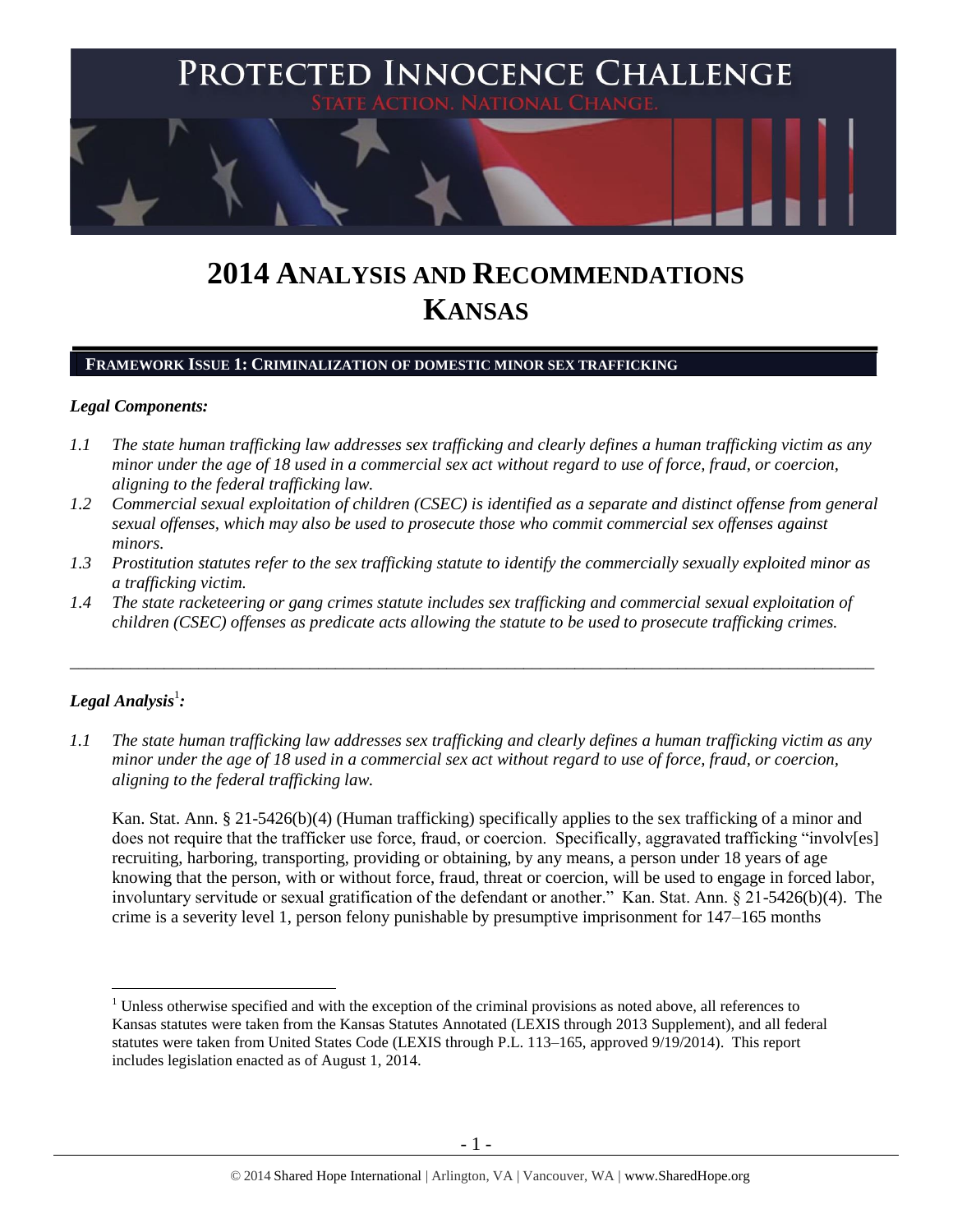# PROTECTED INNOCENCE CHALLENGE

STATE ACTION. NATIONAL CHANGE.

# 2014 ANALYSIS AND RECOMMENDATIONS KANSAS

## FRAMEWORK ISSUE 1: CRIMINALIZATION OF DOMESTIC MINOR SEX TRAFFICKING

### *Legal Components:*

*1.1 The state human trafficking law addresses sex trafficking and clearly defines a human trafficking victim as any minor under the age of 18 used in a commercial sex act without regard to use of force, fraud, or coercion, aligning to the federal trafficking law.*

*1.2 Commercial sexual exploitation of children (CSEC) is identified as a separate and distinct offense from general sexual offenses, which may also be used to prosecute those who commit commercial sex offenses against minors.*

*1.3 Prostitution statutes refer to the sex trafficking statute to identify the commercially sexually exploited minor as a trafficking victim.*

*1.4 The state racketeering or gang crimes statute includes sex trafficking and commercial sexual exploitation of children (CSEC) offenses as predicate acts allowing the statute to be used to prosecute trafficking crimes.*

---

### *Legal Analysis*[1]*:*

*1.1 The state human trafficking law addresses sex trafficking and clearly defines a human trafficking victim as any minor under the age of 18 used in a commercial sex act without regard to use of force, fraud, or coercion, aligning to the federal trafficking law.*

Kan. Stat. Ann. § 21-5426(b)(4) (Human trafficking) specifically applies to the sex trafficking of a minor and does not require that the trafficker use force, fraud, or coercion. Specifically, aggravated trafficking "involv[es] recruiting, harboring, transporting, providing or obtaining, by any means, a person under 18 years of age knowing that the person, with or without force, fraud, threat or coercion, will be used to engage in forced labor, involuntary servitude or sexual gratification of the defendant or another." Kan. Stat. Ann. § 21-5426(b)(4). The crime is a severity level 1, person felony punishable by presumptive imprisonment for 147–165 months

---

[1] Unless otherwise specified and with the exception of the criminal provisions as noted above, all references to Kansas statutes were taken from the Kansas Statutes Annotated (LEXIS through 2013 Supplement), and all federal statutes were taken from United States Code (LEXIS through P.L. 113–165, approved 9/19/2014). This report includes legislation enacted as of August 1, 2014.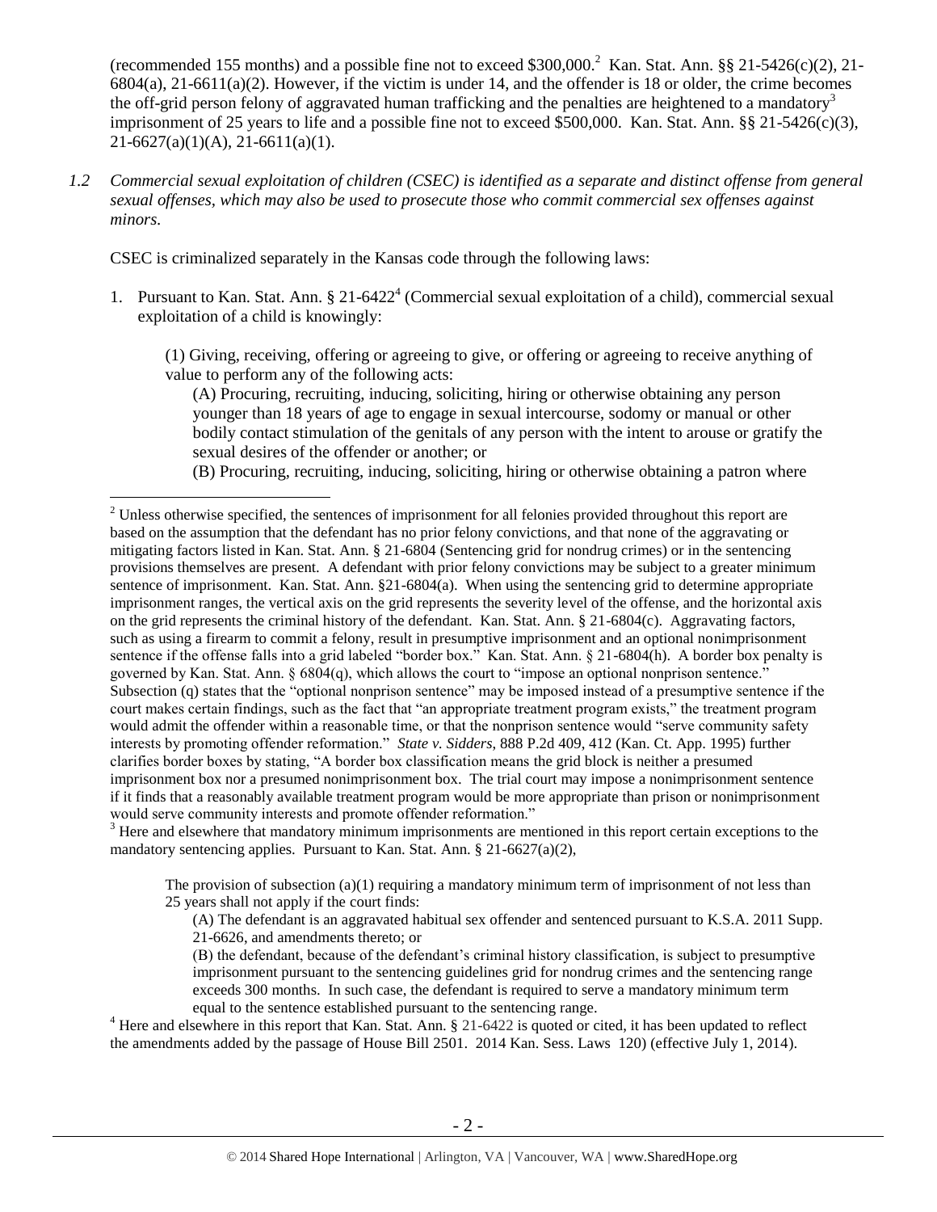(recommended 155 months) and a possible fine not to exceed $300,000.[2] Kan. Stat. Ann. §§ 21-5426(c)(2), 21-6804(a), 21-6611(a)(2). However, if the victim is under 14, and the offender is 18 or older, the crime becomes the off-grid person felony of aggravated human trafficking and the penalties are heightened to a mandatory[3] imprisonment of 25 years to life and a possible fine not to exceed $500,000. Kan. Stat. Ann. §§ 21-5426(c)(3), 21-6627(a)(1)(A), 21-6611(a)(1).

*1.2 Commercial sexual exploitation of children (CSEC) is identified as a separate and distinct offense from general sexual offenses, which may also be used to prosecute those who commit commercial sex offenses against minors.*

CSEC is criminalized separately in the Kansas code through the following laws:

1. Pursuant to Kan. Stat. Ann. § 21-6422[4] (Commercial sexual exploitation of a child), commercial sexual exploitation of a child is knowingly:

   (1) Giving, receiving, offering or agreeing to give, or offering or agreeing to receive anything of value to perform any of the following acts:

   (A) Procuring, recruiting, inducing, soliciting, hiring or otherwise obtaining any person younger than 18 years of age to engage in sexual intercourse, sodomy or manual or other bodily contact stimulation of the genitals of any person with the intent to arouse or gratify the sexual desires of the offender or another; or

   (B) Procuring, recruiting, inducing, soliciting, hiring or otherwise obtaining a patron where

---

[2] Unless otherwise specified, the sentences of imprisonment for all felonies provided throughout this report are based on the assumption that the defendant has no prior felony convictions, and that none of the aggravating or mitigating factors listed in Kan. Stat. Ann. § 21-6804 (Sentencing grid for nondrug crimes) or in the sentencing provisions themselves are present. A defendant with prior felony convictions may be subject to a greater minimum sentence of imprisonment. Kan. Stat. Ann. §21-6804(a). When using the sentencing grid to determine appropriate imprisonment ranges, the vertical axis on the grid represents the severity level of the offense, and the horizontal axis on the grid represents the criminal history of the defendant. Kan. Stat. Ann. § 21-6804(c). Aggravating factors, such as using a firearm to commit a felony, result in presumptive imprisonment and an optional nonimprisonment sentence if the offense falls into a grid labeled "border box." Kan. Stat. Ann. § 21-6804(h). A border box penalty is governed by Kan. Stat. Ann. § 6804(q), which allows the court to "impose an optional nonprison sentence." Subsection (q) states that the "optional nonprison sentence" may be imposed instead of a presumptive sentence if the court makes certain findings, such as the fact that "an appropriate treatment program exists," the treatment program would admit the offender within a reasonable time, or that the nonprison sentence would "serve community safety interests by promoting offender reformation." *State v. Sidders*, 888 P.2d 409, 412 (Kan. Ct. App. 1995) further clarifies border boxes by stating, "A border box classification means the grid block is neither a presumed imprisonment box nor a presumed nonimprisonment box. The trial court may impose a nonimprisonment sentence if it finds that a reasonably available treatment program would be more appropriate than prison or nonimprisonment would serve community interests and promote offender reformation."

[3] Here and elsewhere that mandatory minimum imprisonments are mentioned in this report certain exceptions to the mandatory sentencing applies. Pursuant to Kan. Stat. Ann. § 21-6627(a)(2),

> The provision of subsection (a)(1) requiring a mandatory minimum term of imprisonment of not less than 25 years shall not apply if the court finds:
>
> (A) The defendant is an aggravated habitual sex offender and sentenced pursuant to K.S.A. 2011 Supp. 21-6626, and amendments thereto; or
>
> (B) the defendant, because of the defendant's criminal history classification, is subject to presumptive imprisonment pursuant to the sentencing guidelines grid for nondrug crimes and the sentencing range exceeds 300 months. In such case, the defendant is required to serve a mandatory minimum term equal to the sentence established pursuant to the sentencing range.

[4] Here and elsewhere in this report that Kan. Stat. Ann. § 21-6422 is quoted or cited, it has been updated to reflect the amendments added by the passage of House Bill 2501. 2014 Kan. Sess. Laws 120) (effective July 1, 2014).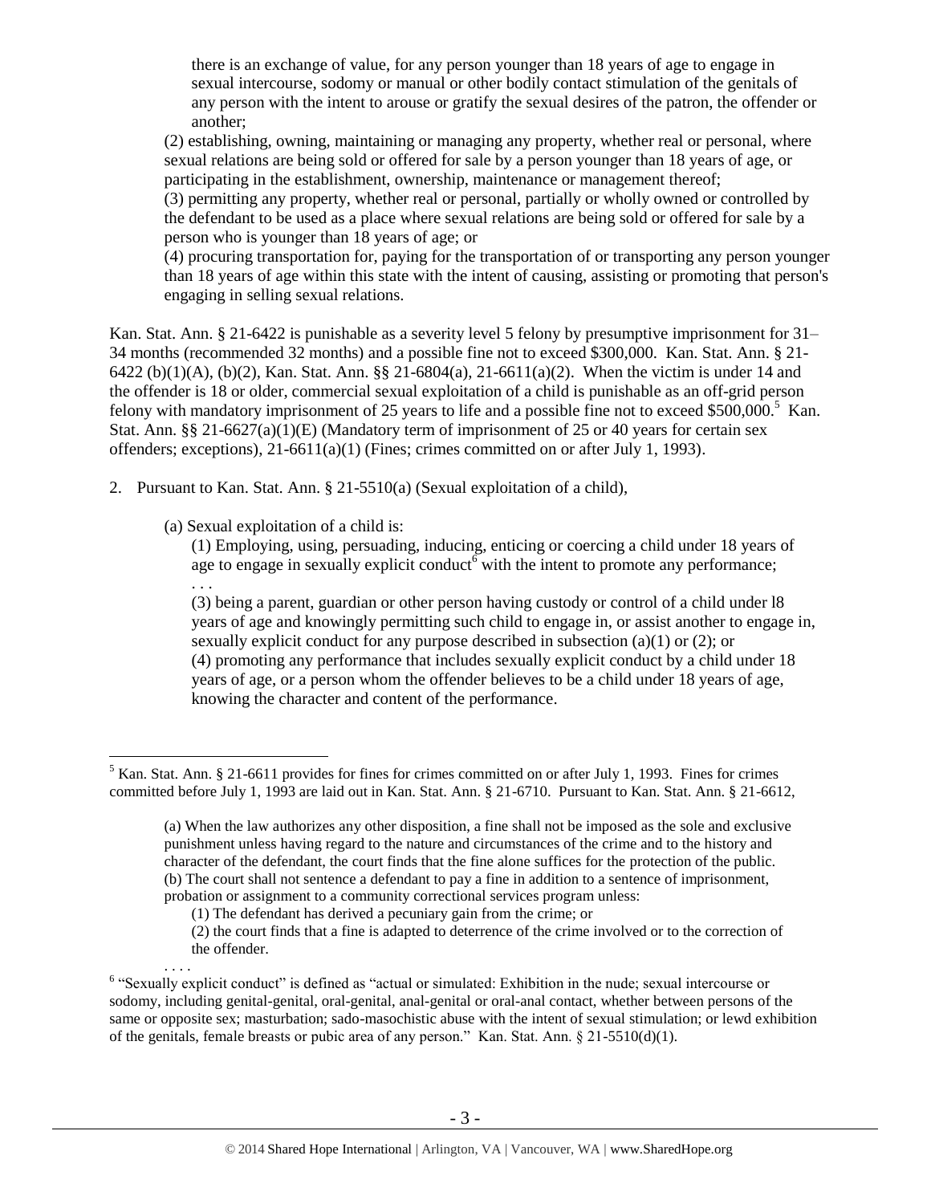there is an exchange of value, for any person younger than 18 years of age to engage in sexual intercourse, sodomy or manual or other bodily contact stimulation of the genitals of any person with the intent to arouse or gratify the sexual desires of the patron, the offender or another;

(2) establishing, owning, maintaining or managing any property, whether real or personal, where sexual relations are being sold or offered for sale by a person younger than 18 years of age, or participating in the establishment, ownership, maintenance or management thereof;

(3) permitting any property, whether real or personal, partially or wholly owned or controlled by the defendant to be used as a place where sexual relations are being sold or offered for sale by a person who is younger than 18 years of age; or

(4) procuring transportation for, paying for the transportation of or transporting any person younger than 18 years of age within this state with the intent of causing, assisting or promoting that person's engaging in selling sexual relations.

Kan. Stat. Ann. § 21-6422 is punishable as a severity level 5 felony by presumptive imprisonment for 31–34 months (recommended 32 months) and a possible fine not to exceed $300,000. Kan. Stat. Ann. § 21-6422 (b)(1)(A), (b)(2), Kan. Stat. Ann. §§ 21-6804(a), 21-6611(a)(2). When the victim is under 14 and the offender is 18 or older, commercial sexual exploitation of a child is punishable as an off-grid person felony with mandatory imprisonment of 25 years to life and a possible fine not to exceed $500,000.[5] Kan. Stat. Ann. §§ 21-6627(a)(1)(E) (Mandatory term of imprisonment of 25 or 40 years for certain sex offenders; exceptions), 21-6611(a)(1) (Fines; crimes committed on or after July 1, 1993).

2. Pursuant to Kan. Stat. Ann. § 21-5510(a) (Sexual exploitation of a child),

   (a) Sexual exploitation of a child is:

   (1) Employing, using, persuading, inducing, enticing or coercing a child under 18 years of age to engage in sexually explicit conduct[6] with the intent to promote any performance;

   . . .

   (3) being a parent, guardian or other person having custody or control of a child under l8 years of age and knowingly permitting such child to engage in, or assist another to engage in, sexually explicit conduct for any purpose described in subsection (a)(1) or (2); or

   (4) promoting any performance that includes sexually explicit conduct by a child under 18 years of age, or a person whom the offender believes to be a child under 18 years of age, knowing the character and content of the performance.

---

[5] Kan. Stat. Ann. § 21-6611 provides for fines for crimes committed on or after July 1, 1993. Fines for crimes committed before July 1, 1993 are laid out in Kan. Stat. Ann. § 21-6710. Pursuant to Kan. Stat. Ann. § 21-6612,

> (a) When the law authorizes any other disposition, a fine shall not be imposed as the sole and exclusive punishment unless having regard to the nature and circumstances of the crime and to the history and character of the defendant, the court finds that the fine alone suffices for the protection of the public.
> (b) The court shall not sentence a defendant to pay a fine in addition to a sentence of imprisonment, probation or assignment to a community correctional services program unless:
> (1) The defendant has derived a pecuniary gain from the crime; or
> (2) the court finds that a fine is adapted to deterrence of the crime involved or to the correction of the offender.
> . . . .

[6] "Sexually explicit conduct" is defined as "actual or simulated: Exhibition in the nude; sexual intercourse or sodomy, including genital-genital, oral-genital, anal-genital or oral-anal contact, whether between persons of the same or opposite sex; masturbation; sado-masochistic abuse with the intent of sexual stimulation; or lewd exhibition of the genitals, female breasts or pubic area of any person." Kan. Stat. Ann. § 21-5510(d)(1).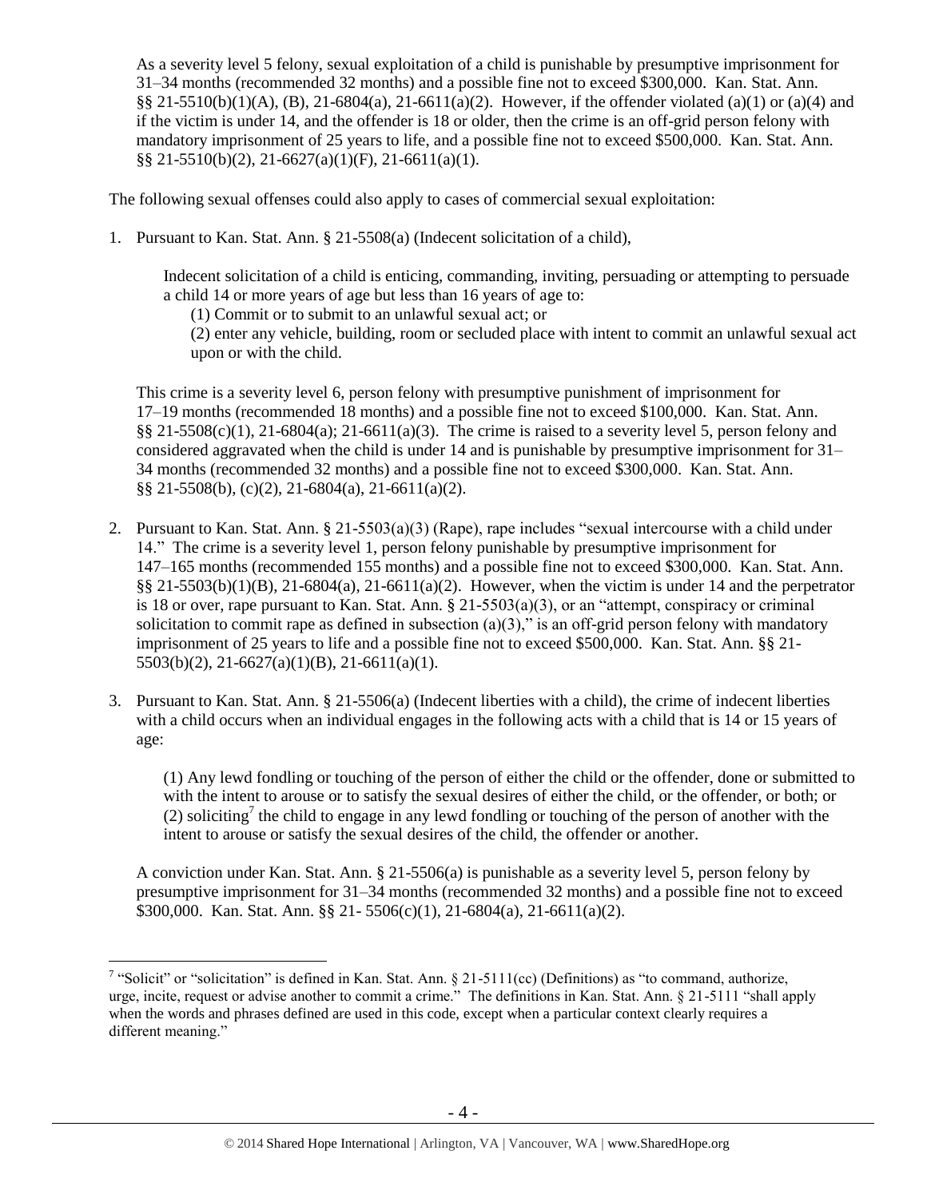As a severity level 5 felony, sexual exploitation of a child is punishable by presumptive imprisonment for 31–34 months (recommended 32 months) and a possible fine not to exceed $300,000. Kan. Stat. Ann. §§ 21-5510(b)(1)(A), (B), 21-6804(a), 21-6611(a)(2). However, if the offender violated (a)(1) or (a)(4) and if the victim is under 14, and the offender is 18 or older, then the crime is an off-grid person felony with mandatory imprisonment of 25 years to life, and a possible fine not to exceed $500,000. Kan. Stat. Ann. §§ 21-5510(b)(2), 21-6627(a)(1)(F), 21-6611(a)(1).

The following sexual offenses could also apply to cases of commercial sexual exploitation:

1. Pursuant to Kan. Stat. Ann. § 21-5508(a) (Indecent solicitation of a child),

    Indecent solicitation of a child is enticing, commanding, inviting, persuading or attempting to persuade a child 14 or more years of age but less than 16 years of age to:
    
    (1) Commit or to submit to an unlawful sexual act; or
    
    (2) enter any vehicle, building, room or secluded place with intent to commit an unlawful sexual act upon or with the child.

    This crime is a severity level 6, person felony with presumptive punishment of imprisonment for 17–19 months (recommended 18 months) and a possible fine not to exceed $100,000. Kan. Stat. Ann. §§ 21-5508(c)(1), 21-6804(a); 21-6611(a)(3). The crime is raised to a severity level 5, person felony and considered aggravated when the child is under 14 and is punishable by presumptive imprisonment for 31–34 months (recommended 32 months) and a possible fine not to exceed $300,000. Kan. Stat. Ann. §§ 21-5508(b), (c)(2), 21-6804(a), 21-6611(a)(2).

2. Pursuant to Kan. Stat. Ann. § 21-5503(a)(3) (Rape), rape includes "sexual intercourse with a child under 14." The crime is a severity level 1, person felony punishable by presumptive imprisonment for 147–165 months (recommended 155 months) and a possible fine not to exceed $300,000. Kan. Stat. Ann. §§ 21-5503(b)(1)(B), 21-6804(a), 21-6611(a)(2). However, when the victim is under 14 and the perpetrator is 18 or over, rape pursuant to Kan. Stat. Ann. § 21-5503(a)(3), or an "attempt, conspiracy or criminal solicitation to commit rape as defined in subsection (a)(3)," is an off-grid person felony with mandatory imprisonment of 25 years to life and a possible fine not to exceed $500,000. Kan. Stat. Ann. §§ 21-5503(b)(2), 21-6627(a)(1)(B), 21-6611(a)(1).

3. Pursuant to Kan. Stat. Ann. § 21-5506(a) (Indecent liberties with a child), the crime of indecent liberties with a child occurs when an individual engages in the following acts with a child that is 14 or 15 years of age:

    (1) Any lewd fondling or touching of the person of either the child or the offender, done or submitted to with the intent to arouse or to satisfy the sexual desires of either the child, or the offender, or both; or
    
    (2) soliciting[7] the child to engage in any lewd fondling or touching of the person of another with the intent to arouse or satisfy the sexual desires of the child, the offender or another.

    A conviction under Kan. Stat. Ann. § 21-5506(a) is punishable as a severity level 5, person felony by presumptive imprisonment for 31–34 months (recommended 32 months) and a possible fine not to exceed $300,000. Kan. Stat. Ann. §§ 21- 5506(c)(1), 21-6804(a), 21-6611(a)(2).

[7] "Solicit" or "solicitation" is defined in Kan. Stat. Ann. § 21-5111(cc) (Definitions) as "to command, authorize, urge, incite, request or advise another to commit a crime." The definitions in Kan. Stat. Ann. § 21-5111 "shall apply when the words and phrases defined are used in this code, except when a particular context clearly requires a different meaning."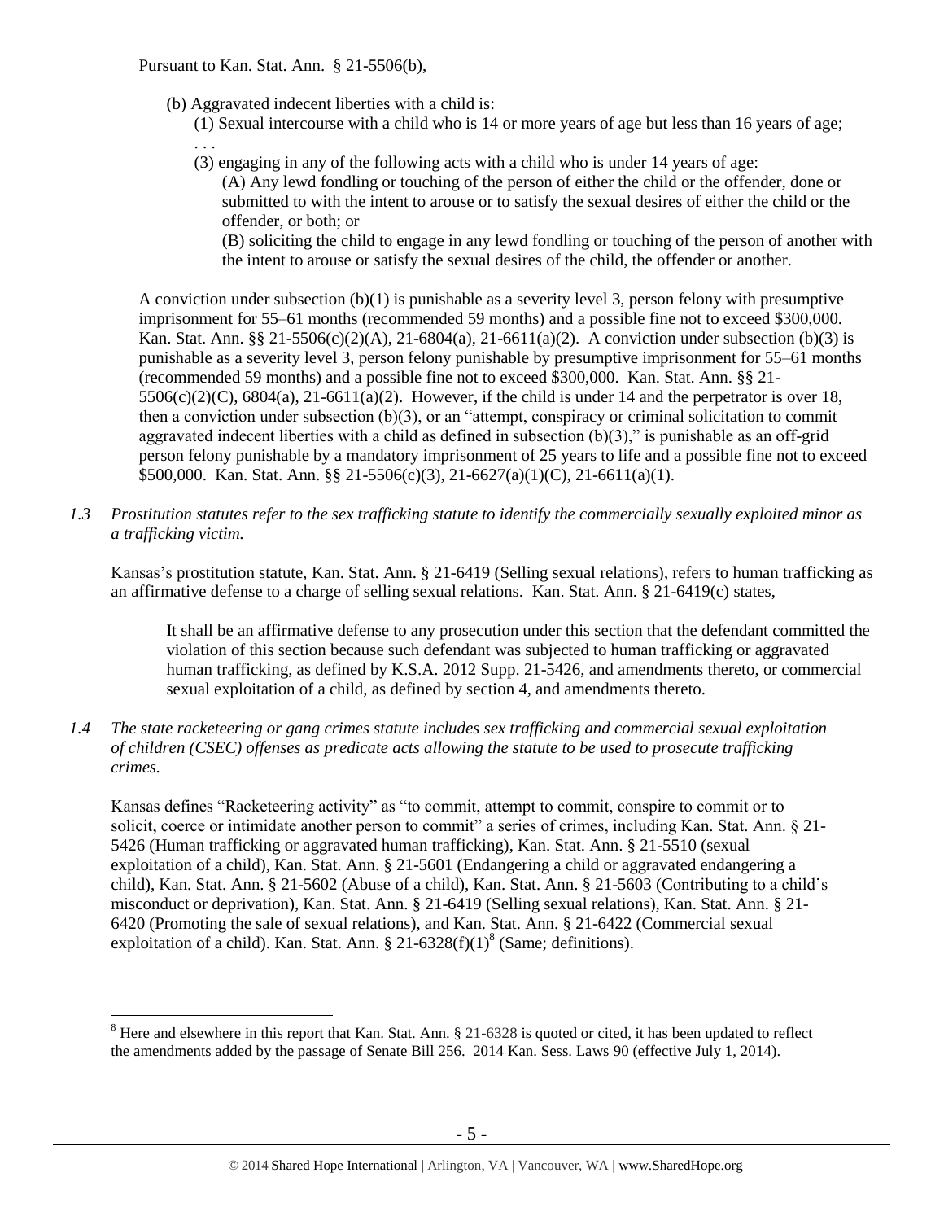Pursuant to Kan. Stat. Ann. § 21-5506(b),

> (b) Aggravated indecent liberties with a child is:
>
> (1) Sexual intercourse with a child who is 14 or more years of age but less than 16 years of age;
>
> . . .
>
> (3) engaging in any of the following acts with a child who is under 14 years of age:
>
> (A) Any lewd fondling or touching of the person of either the child or the offender, done or submitted to with the intent to arouse or to satisfy the sexual desires of either the child or the offender, or both; or
>
> (B) soliciting the child to engage in any lewd fondling or touching of the person of another with the intent to arouse or satisfy the sexual desires of the child, the offender or another.

A conviction under subsection (b)(1) is punishable as a severity level 3, person felony with presumptive imprisonment for 55–61 months (recommended 59 months) and a possible fine not to exceed $300,000. Kan. Stat. Ann. §§ 21-5506(c)(2)(A), 21-6804(a), 21-6611(a)(2). A conviction under subsection (b)(3) is punishable as a severity level 3, person felony punishable by presumptive imprisonment for 55–61 months (recommended 59 months) and a possible fine not to exceed $300,000. Kan. Stat. Ann. §§ 21-5506(c)(2)(C), 6804(a), 21-6611(a)(2). However, if the child is under 14 and the perpetrator is over 18, then a conviction under subsection (b)(3), or an "attempt, conspiracy or criminal solicitation to commit aggravated indecent liberties with a child as defined in subsection (b)(3)," is punishable as an off-grid person felony punishable by a mandatory imprisonment of 25 years to life and a possible fine not to exceed $500,000. Kan. Stat. Ann. §§ 21-5506(c)(3), 21-6627(a)(1)(C), 21-6611(a)(1).

*1.3 Prostitution statutes refer to the sex trafficking statute to identify the commercially sexually exploited minor as a trafficking victim.*

Kansas's prostitution statute, Kan. Stat. Ann. § 21-6419 (Selling sexual relations), refers to human trafficking as an affirmative defense to a charge of selling sexual relations. Kan. Stat. Ann. § 21-6419(c) states,

> It shall be an affirmative defense to any prosecution under this section that the defendant committed the violation of this section because such defendant was subjected to human trafficking or aggravated human trafficking, as defined by K.S.A. 2012 Supp. 21-5426, and amendments thereto, or commercial sexual exploitation of a child, as defined by section 4, and amendments thereto.

*1.4 The state racketeering or gang crimes statute includes sex trafficking and commercial sexual exploitation of children (CSEC) offenses as predicate acts allowing the statute to be used to prosecute trafficking crimes.*

Kansas defines "Racketeering activity" as "to commit, attempt to commit, conspire to commit or to solicit, coerce or intimidate another person to commit" a series of crimes, including Kan. Stat. Ann. § 21-5426 (Human trafficking or aggravated human trafficking), Kan. Stat. Ann. § 21-5510 (sexual exploitation of a child), Kan. Stat. Ann. § 21-5601 (Endangering a child or aggravated endangering a child), Kan. Stat. Ann. § 21-5602 (Abuse of a child), Kan. Stat. Ann. § 21-5603 (Contributing to a child's misconduct or deprivation), Kan. Stat. Ann. § 21-6419 (Selling sexual relations), Kan. Stat. Ann. § 21-6420 (Promoting the sale of sexual relations), and Kan. Stat. Ann. § 21-6422 (Commercial sexual exploitation of a child). Kan. Stat. Ann. § 21-6328(f)(1)[8] (Same; definitions).

---

[8] Here and elsewhere in this report that Kan. Stat. Ann. § 21-6328 is quoted or cited, it has been updated to reflect the amendments added by the passage of Senate Bill 256. 2014 Kan. Sess. Laws 90 (effective July 1, 2014).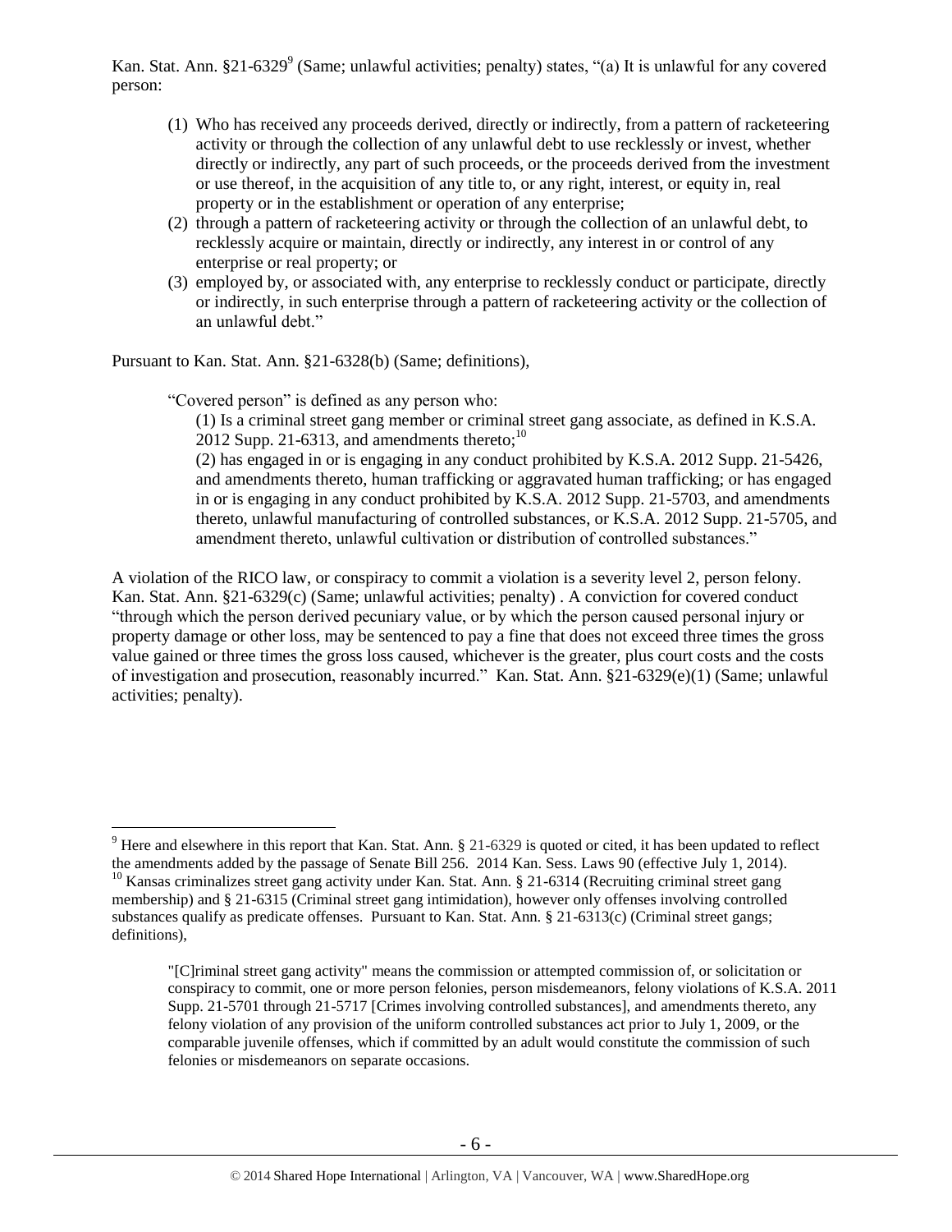Kan. Stat. Ann. §21-6329[9] (Same; unlawful activities; penalty) states, "(a) It is unlawful for any covered person:

(1) Who has received any proceeds derived, directly or indirectly, from a pattern of racketeering activity or through the collection of any unlawful debt to use recklessly or invest, whether directly or indirectly, any part of such proceeds, or the proceeds derived from the investment or use thereof, in the acquisition of any title to, or any right, interest, or equity in, real property or in the establishment or operation of any enterprise;
(2) through a pattern of racketeering activity or through the collection of an unlawful debt, to recklessly acquire or maintain, directly or indirectly, any interest in or control of any enterprise or real property; or
(3) employed by, or associated with, any enterprise to recklessly conduct or participate, directly or indirectly, in such enterprise through a pattern of racketeering activity or the collection of an unlawful debt."

Pursuant to Kan. Stat. Ann. §21-6328(b) (Same; definitions),

> "Covered person" is defined as any person who:
>
> (1) Is a criminal street gang member or criminal street gang associate, as defined in K.S.A. 2012 Supp. 21-6313, and amendments thereto;[10]
>
> (2) has engaged in or is engaging in any conduct prohibited by K.S.A. 2012 Supp. 21-5426, and amendments thereto, human trafficking or aggravated human trafficking; or has engaged in or is engaging in any conduct prohibited by K.S.A. 2012 Supp. 21-5703, and amendments thereto, unlawful manufacturing of controlled substances, or K.S.A. 2012 Supp. 21-5705, and amendment thereto, unlawful cultivation or distribution of controlled substances."

A violation of the RICO law, or conspiracy to commit a violation is a severity level 2, person felony. Kan. Stat. Ann. §21-6329(c) (Same; unlawful activities; penalty) . A conviction for covered conduct "through which the person derived pecuniary value, or by which the person caused personal injury or property damage or other loss, may be sentenced to pay a fine that does not exceed three times the gross value gained or three times the gross loss caused, whichever is the greater, plus court costs and the costs of investigation and prosecution, reasonably incurred." Kan. Stat. Ann. §21-6329(e)(1) (Same; unlawful activities; penalty).

---

[9] Here and elsewhere in this report that Kan. Stat. Ann. § 21-6329 is quoted or cited, it has been updated to reflect the amendments added by the passage of Senate Bill 256. 2014 Kan. Sess. Laws 90 (effective July 1, 2014).

[10] Kansas criminalizes street gang activity under Kan. Stat. Ann. § 21-6314 (Recruiting criminal street gang membership) and § 21-6315 (Criminal street gang intimidation), however only offenses involving controlled substances qualify as predicate offenses. Pursuant to Kan. Stat. Ann. § 21-6313(c) (Criminal street gangs; definitions),

> "[C]riminal street gang activity" means the commission or attempted commission of, or solicitation or conspiracy to commit, one or more person felonies, person misdemeanors, felony violations of K.S.A. 2011 Supp. 21-5701 through 21-5717 [Crimes involving controlled substances], and amendments thereto, any felony violation of any provision of the uniform controlled substances act prior to July 1, 2009, or the comparable juvenile offenses, which if committed by an adult would constitute the commission of such felonies or misdemeanors on separate occasions.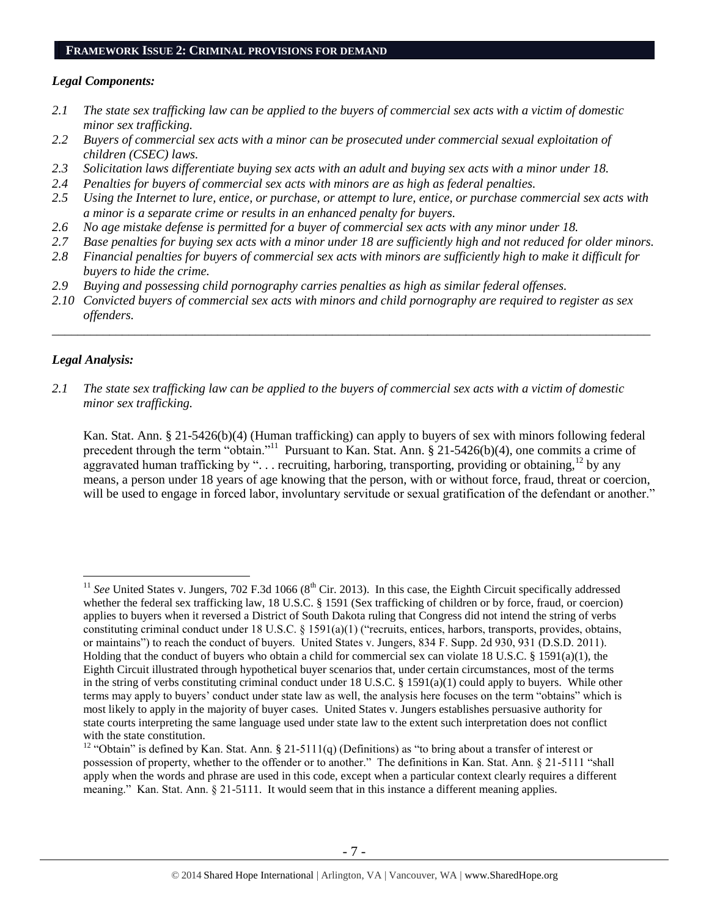## FRAMEWORK ISSUE 2: CRIMINAL PROVISIONS FOR DEMAND

### *Legal Components:*

*2.1 The state sex trafficking law can be applied to the buyers of commercial sex acts with a victim of domestic minor sex trafficking.*

*2.2 Buyers of commercial sex acts with a minor can be prosecuted under commercial sexual exploitation of children (CSEC) laws.*

*2.3 Solicitation laws differentiate buying sex acts with an adult and buying sex acts with a minor under 18.*

*2.4 Penalties for buyers of commercial sex acts with minors are as high as federal penalties.*

*2.5 Using the Internet to lure, entice, or purchase, or attempt to lure, entice, or purchase commercial sex acts with a minor is a separate crime or results in an enhanced penalty for buyers.*

*2.6 No age mistake defense is permitted for a buyer of commercial sex acts with any minor under 18.*

*2.7 Base penalties for buying sex acts with a minor under 18 are sufficiently high and not reduced for older minors.*

*2.8 Financial penalties for buyers of commercial sex acts with minors are sufficiently high to make it difficult for buyers to hide the crime.*

*2.9 Buying and possessing child pornography carries penalties as high as similar federal offenses.*

*2.10 Convicted buyers of commercial sex acts with minors and child pornography are required to register as sex offenders.*

---

### *Legal Analysis:*

*2.1 The state sex trafficking law can be applied to the buyers of commercial sex acts with a victim of domestic minor sex trafficking.*

Kan. Stat. Ann. § 21-5426(b)(4) (Human trafficking) can apply to buyers of sex with minors following federal precedent through the term "obtain."[11] Pursuant to Kan. Stat. Ann. § 21-5426(b)(4), one commits a crime of aggravated human trafficking by ". . . recruiting, harboring, transporting, providing or obtaining,[12] by any means, a person under 18 years of age knowing that the person, with or without force, fraud, threat or coercion, will be used to engage in forced labor, involuntary servitude or sexual gratification of the defendant or another."

---

[11] *See* United States v. Jungers, 702 F.3d 1066 (8th Cir. 2013). In this case, the Eighth Circuit specifically addressed whether the federal sex trafficking law, 18 U.S.C. § 1591 (Sex trafficking of children or by force, fraud, or coercion) applies to buyers when it reversed a District of South Dakota ruling that Congress did not intend the string of verbs constituting criminal conduct under 18 U.S.C. § 1591(a)(1) ("recruits, entices, harbors, transports, provides, obtains, or maintains") to reach the conduct of buyers. United States v. Jungers, 834 F. Supp. 2d 930, 931 (D.S.D. 2011). Holding that the conduct of buyers who obtain a child for commercial sex can violate 18 U.S.C. § 1591(a)(1), the Eighth Circuit illustrated through hypothetical buyer scenarios that, under certain circumstances, most of the terms in the string of verbs constituting criminal conduct under 18 U.S.C. § 1591(a)(1) could apply to buyers. While other terms may apply to buyers' conduct under state law as well, the analysis here focuses on the term "obtains" which is most likely to apply in the majority of buyer cases. United States v. Jungers establishes persuasive authority for state courts interpreting the same language used under state law to the extent such interpretation does not conflict with the state constitution.

[12] "Obtain" is defined by Kan. Stat. Ann. § 21-5111(q) (Definitions) as "to bring about a transfer of interest or possession of property, whether to the offender or to another." The definitions in Kan. Stat. Ann. § 21-5111 "shall apply when the words and phrase are used in this code, except when a particular context clearly requires a different meaning." Kan. Stat. Ann. § 21-5111. It would seem that in this instance a different meaning applies.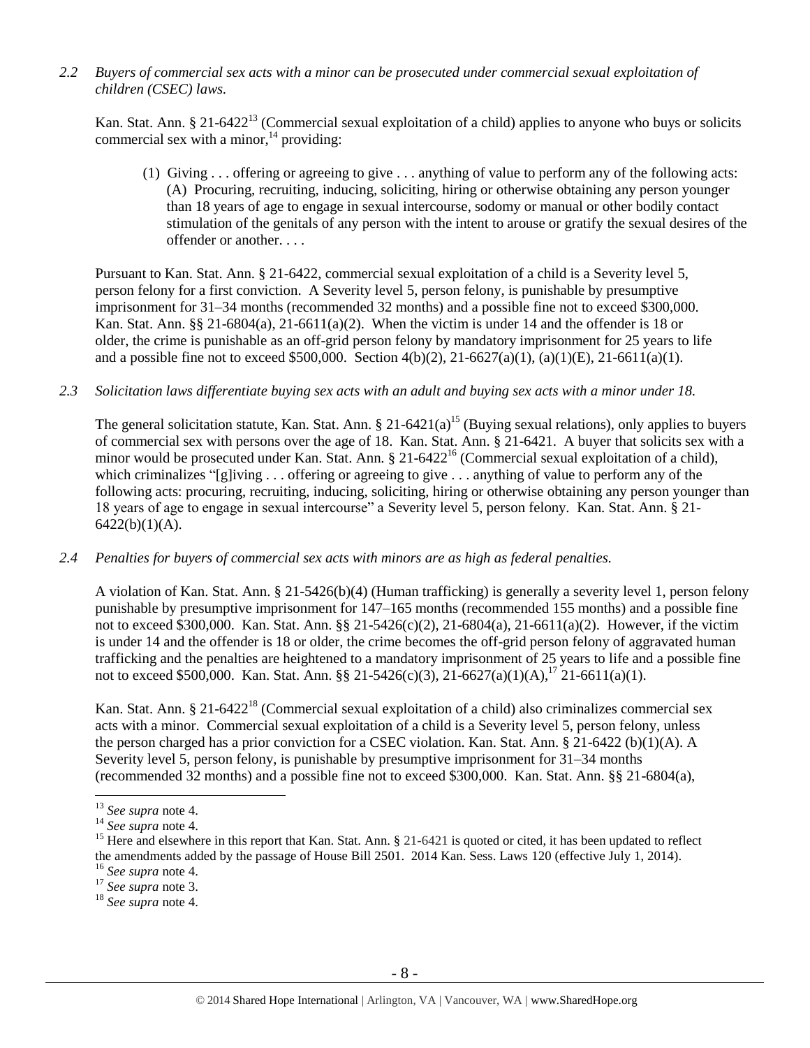*2.2 Buyers of commercial sex acts with a minor can be prosecuted under commercial sexual exploitation of children (CSEC) laws.*

Kan. Stat. Ann. § 21-6422[13] (Commercial sexual exploitation of a child) applies to anyone who buys or solicits commercial sex with a minor,[14] providing:

> (1) Giving . . . offering or agreeing to give . . . anything of value to perform any of the following acts:
> (A) Procuring, recruiting, inducing, soliciting, hiring or otherwise obtaining any person younger than 18 years of age to engage in sexual intercourse, sodomy or manual or other bodily contact stimulation of the genitals of any person with the intent to arouse or gratify the sexual desires of the offender or another. . . .

Pursuant to Kan. Stat. Ann. § 21-6422, commercial sexual exploitation of a child is a Severity level 5, person felony for a first conviction. A Severity level 5, person felony, is punishable by presumptive imprisonment for 31–34 months (recommended 32 months) and a possible fine not to exceed $300,000. Kan. Stat. Ann. §§ 21-6804(a), 21-6611(a)(2). When the victim is under 14 and the offender is 18 or older, the crime is punishable as an off-grid person felony by mandatory imprisonment for 25 years to life and a possible fine not to exceed $500,000. Section 4(b)(2), 21-6627(a)(1), (a)(1)(E), 21-6611(a)(1).

*2.3 Solicitation laws differentiate buying sex acts with an adult and buying sex acts with a minor under 18.*

The general solicitation statute, Kan. Stat. Ann. § 21-6421(a)[15] (Buying sexual relations), only applies to buyers of commercial sex with persons over the age of 18. Kan. Stat. Ann. § 21-6421. A buyer that solicits sex with a minor would be prosecuted under Kan. Stat. Ann. § 21-6422[16] (Commercial sexual exploitation of a child), which criminalizes "[g]iving . . . offering or agreeing to give . . . anything of value to perform any of the following acts: procuring, recruiting, inducing, soliciting, hiring or otherwise obtaining any person younger than 18 years of age to engage in sexual intercourse" a Severity level 5, person felony. Kan. Stat. Ann. § 21-6422(b)(1)(A).

*2.4 Penalties for buyers of commercial sex acts with minors are as high as federal penalties.*

A violation of Kan. Stat. Ann. § 21-5426(b)(4) (Human trafficking) is generally a severity level 1, person felony punishable by presumptive imprisonment for 147–165 months (recommended 155 months) and a possible fine not to exceed $300,000. Kan. Stat. Ann. §§ 21-5426(c)(2), 21-6804(a), 21-6611(a)(2). However, if the victim is under 14 and the offender is 18 or older, the crime becomes the off-grid person felony of aggravated human trafficking and the penalties are heightened to a mandatory imprisonment of 25 years to life and a possible fine not to exceed $500,000. Kan. Stat. Ann. §§ 21-5426(c)(3), 21-6627(a)(1)(A),[17] 21-6611(a)(1).

Kan. Stat. Ann. § 21-6422[18] (Commercial sexual exploitation of a child) also criminalizes commercial sex acts with a minor. Commercial sexual exploitation of a child is a Severity level 5, person felony, unless the person charged has a prior conviction for a CSEC violation. Kan. Stat. Ann. § 21-6422 (b)(1)(A). A Severity level 5, person felony, is punishable by presumptive imprisonment for 31–34 months (recommended 32 months) and a possible fine not to exceed $300,000. Kan. Stat. Ann. §§ 21-6804(a),

---

[13] *See supra* note 4.

[14] *See supra* note 4.

[15] Here and elsewhere in this report that Kan. Stat. Ann. § 21-6421 is quoted or cited, it has been updated to reflect the amendments added by the passage of House Bill 2501. 2014 Kan. Sess. Laws 120 (effective July 1, 2014).

[16] *See supra* note 4.

[17] *See supra* note 3.

[18] *See supra* note 4.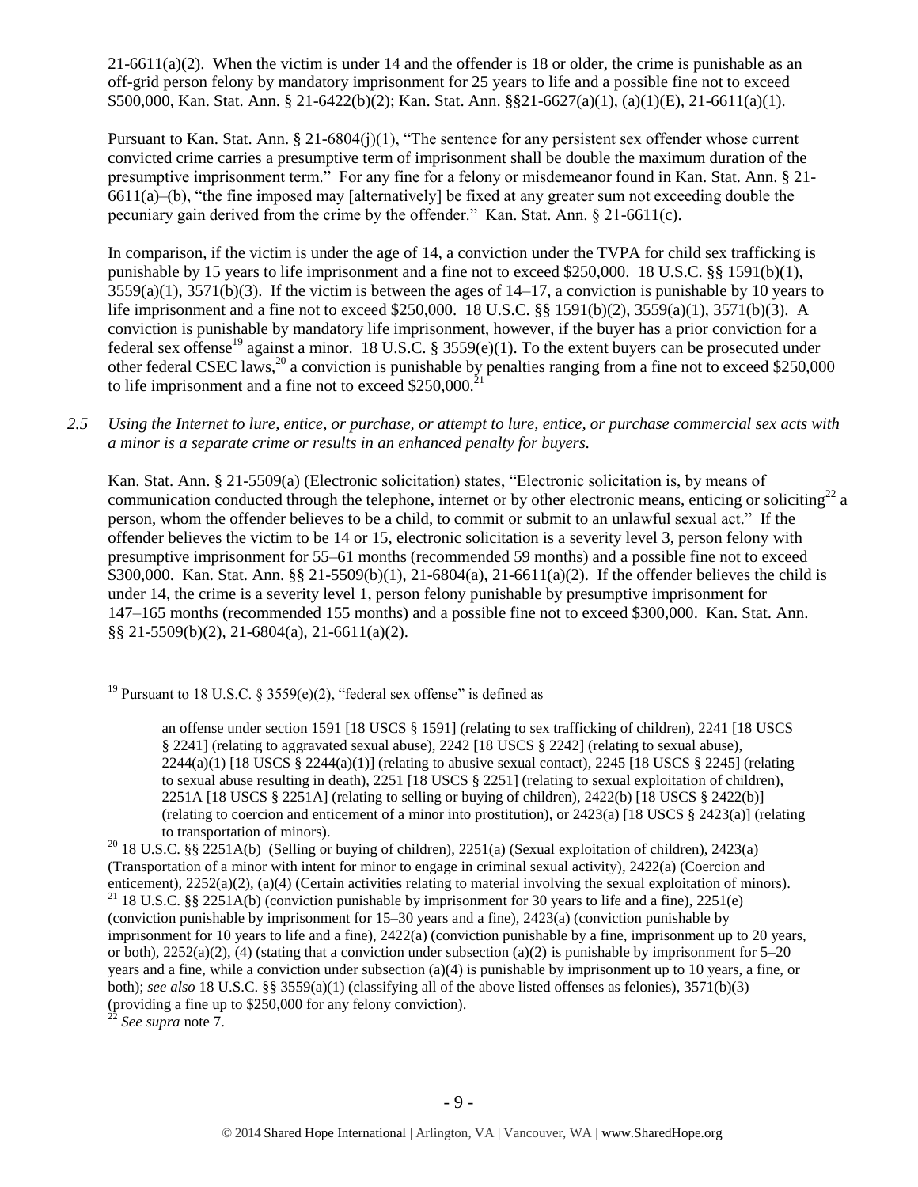21-6611(a)(2). When the victim is under 14 and the offender is 18 or older, the crime is punishable as an off-grid person felony by mandatory imprisonment for 25 years to life and a possible fine not to exceed $500,000, Kan. Stat. Ann. § 21-6422(b)(2); Kan. Stat. Ann. §§21-6627(a)(1), (a)(1)(E), 21-6611(a)(1).

Pursuant to Kan. Stat. Ann. § 21-6804(j)(1), "The sentence for any persistent sex offender whose current convicted crime carries a presumptive term of imprisonment shall be double the maximum duration of the presumptive imprisonment term." For any fine for a felony or misdemeanor found in Kan. Stat. Ann. § 21-6611(a)–(b), "the fine imposed may [alternatively] be fixed at any greater sum not exceeding double the pecuniary gain derived from the crime by the offender." Kan. Stat. Ann. § 21-6611(c).

In comparison, if the victim is under the age of 14, a conviction under the TVPA for child sex trafficking is punishable by 15 years to life imprisonment and a fine not to exceed $250,000. 18 U.S.C. §§ 1591(b)(1), 3559(a)(1), 3571(b)(3). If the victim is between the ages of 14–17, a conviction is punishable by 10 years to life imprisonment and a fine not to exceed $250,000. 18 U.S.C. §§ 1591(b)(2), 3559(a)(1), 3571(b)(3). A conviction is punishable by mandatory life imprisonment, however, if the buyer has a prior conviction for a federal sex offense[19] against a minor. 18 U.S.C. § 3559(e)(1). To the extent buyers can be prosecuted under other federal CSEC laws,[20] a conviction is punishable by penalties ranging from a fine not to exceed $250,000 to life imprisonment and a fine not to exceed $250,000.[21]

*2.5 Using the Internet to lure, entice, or purchase, or attempt to lure, entice, or purchase commercial sex acts with a minor is a separate crime or results in an enhanced penalty for buyers.*

Kan. Stat. Ann. § 21-5509(a) (Electronic solicitation) states, "Electronic solicitation is, by means of communication conducted through the telephone, internet or by other electronic means, enticing or soliciting[22] a person, whom the offender believes to be a child, to commit or submit to an unlawful sexual act." If the offender believes the victim to be 14 or 15, electronic solicitation is a severity level 3, person felony with presumptive imprisonment for 55–61 months (recommended 59 months) and a possible fine not to exceed $300,000. Kan. Stat. Ann. §§ 21-5509(b)(1), 21-6804(a), 21-6611(a)(2). If the offender believes the child is under 14, the crime is a severity level 1, person felony punishable by presumptive imprisonment for 147–165 months (recommended 155 months) and a possible fine not to exceed $300,000. Kan. Stat. Ann. §§ 21-5509(b)(2), 21-6804(a), 21-6611(a)(2).

---

[19] Pursuant to 18 U.S.C. § 3559(e)(2), "federal sex offense" is defined as

> an offense under section 1591 [18 USCS § 1591] (relating to sex trafficking of children), 2241 [18 USCS § 2241] (relating to aggravated sexual abuse), 2242 [18 USCS § 2242] (relating to sexual abuse), 2244(a)(1) [18 USCS § 2244(a)(1)] (relating to abusive sexual contact), 2245 [18 USCS § 2245] (relating to sexual abuse resulting in death), 2251 [18 USCS § 2251] (relating to sexual exploitation of children), 2251A [18 USCS § 2251A] (relating to selling or buying of children), 2422(b) [18 USCS § 2422(b)] (relating to coercion and enticement of a minor into prostitution), or 2423(a) [18 USCS § 2423(a)] (relating to transportation of minors).

[20] 18 U.S.C. §§ 2251A(b) (Selling or buying of children), 2251(a) (Sexual exploitation of children), 2423(a) (Transportation of a minor with intent for minor to engage in criminal sexual activity), 2422(a) (Coercion and enticement), 2252(a)(2), (a)(4) (Certain activities relating to material involving the sexual exploitation of minors).

[21] 18 U.S.C. §§ 2251A(b) (conviction punishable by imprisonment for 30 years to life and a fine), 2251(e) (conviction punishable by imprisonment for 15–30 years and a fine), 2423(a) (conviction punishable by imprisonment for 10 years to life and a fine), 2422(a) (conviction punishable by a fine, imprisonment up to 20 years, or both), 2252(a)(2), (4) (stating that a conviction under subsection (a)(2) is punishable by imprisonment for 5–20 years and a fine, while a conviction under subsection (a)(4) is punishable by imprisonment up to 10 years, a fine, or both); *see also* 18 U.S.C. §§ 3559(a)(1) (classifying all of the above listed offenses as felonies), 3571(b)(3) (providing a fine up to $250,000 for any felony conviction).

[22] *See supra* note 7.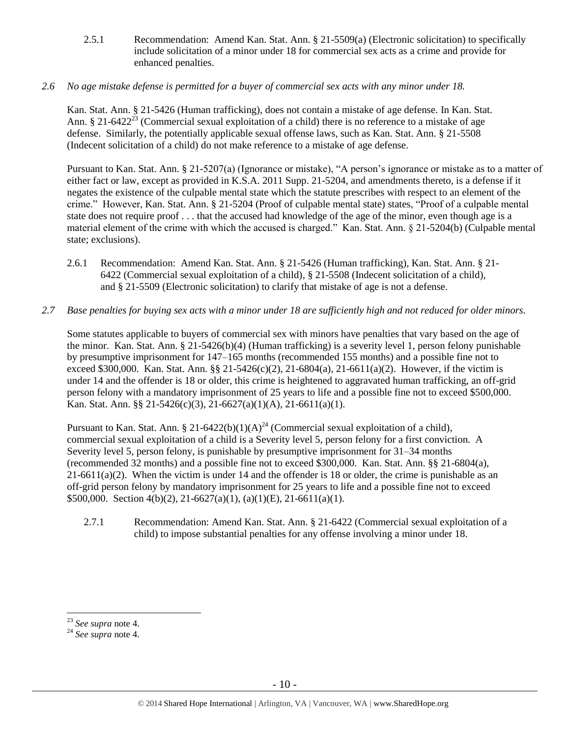2.5.1 Recommendation: Amend Kan. Stat. Ann. § 21-5509(a) (Electronic solicitation) to specifically include solicitation of a minor under 18 for commercial sex acts as a crime and provide for enhanced penalties.

*2.6 No age mistake defense is permitted for a buyer of commercial sex acts with any minor under 18.*

Kan. Stat. Ann. § 21-5426 (Human trafficking), does not contain a mistake of age defense. In Kan. Stat. Ann. § 21-6422[23] (Commercial sexual exploitation of a child) there is no reference to a mistake of age defense. Similarly, the potentially applicable sexual offense laws, such as Kan. Stat. Ann. § 21-5508 (Indecent solicitation of a child) do not make reference to a mistake of age defense.

Pursuant to Kan. Stat. Ann. § 21-5207(a) (Ignorance or mistake), "A person's ignorance or mistake as to a matter of either fact or law, except as provided in K.S.A. 2011 Supp. 21-5204, and amendments thereto, is a defense if it negates the existence of the culpable mental state which the statute prescribes with respect to an element of the crime." However, Kan. Stat. Ann. § 21-5204 (Proof of culpable mental state) states, "Proof of a culpable mental state does not require proof . . . that the accused had knowledge of the age of the minor, even though age is a material element of the crime with which the accused is charged." Kan. Stat. Ann. § 21-5204(b) (Culpable mental state; exclusions).

2.6.1 Recommendation: Amend Kan. Stat. Ann. § 21-5426 (Human trafficking), Kan. Stat. Ann. § 21-6422 (Commercial sexual exploitation of a child), § 21-5508 (Indecent solicitation of a child), and § 21-5509 (Electronic solicitation) to clarify that mistake of age is not a defense.

*2.7 Base penalties for buying sex acts with a minor under 18 are sufficiently high and not reduced for older minors.*

Some statutes applicable to buyers of commercial sex with minors have penalties that vary based on the age of the minor. Kan. Stat. Ann. § 21-5426(b)(4) (Human trafficking) is a severity level 1, person felony punishable by presumptive imprisonment for 147–165 months (recommended 155 months) and a possible fine not to exceed $300,000. Kan. Stat. Ann. §§ 21-5426(c)(2), 21-6804(a), 21-6611(a)(2). However, if the victim is under 14 and the offender is 18 or older, this crime is heightened to aggravated human trafficking, an off-grid person felony with a mandatory imprisonment of 25 years to life and a possible fine not to exceed $500,000. Kan. Stat. Ann. §§ 21-5426(c)(3), 21-6627(a)(1)(A), 21-6611(a)(1).

Pursuant to Kan. Stat. Ann. § 21-6422(b)(1)(A)[24] (Commercial sexual exploitation of a child), commercial sexual exploitation of a child is a Severity level 5, person felony for a first conviction. A Severity level 5, person felony, is punishable by presumptive imprisonment for 31–34 months (recommended 32 months) and a possible fine not to exceed $300,000. Kan. Stat. Ann. §§ 21-6804(a), 21-6611(a)(2). When the victim is under 14 and the offender is 18 or older, the crime is punishable as an off-grid person felony by mandatory imprisonment for 25 years to life and a possible fine not to exceed $500,000. Section 4(b)(2), 21-6627(a)(1), (a)(1)(E), 21-6611(a)(1).

2.7.1 Recommendation: Amend Kan. Stat. Ann. § 21-6422 (Commercial sexual exploitation of a child) to impose substantial penalties for any offense involving a minor under 18.

---

[23] *See supra* note 4.

[24] *See supra* note 4.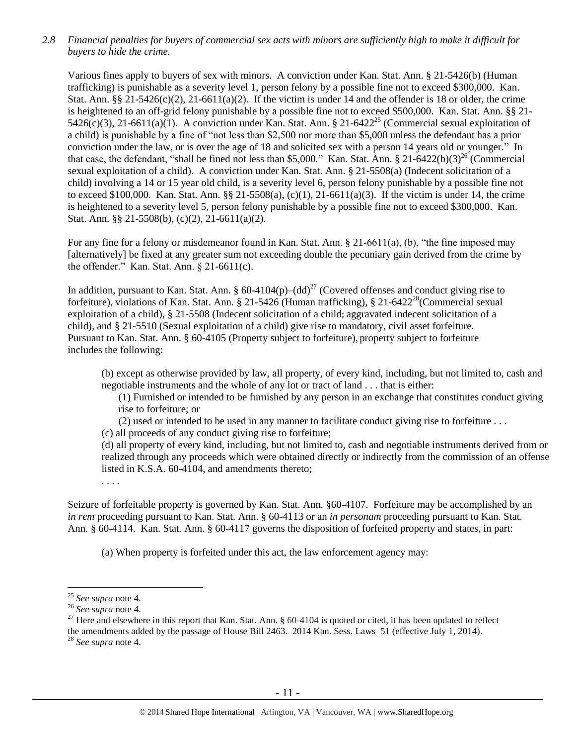*2.8 Financial penalties for buyers of commercial sex acts with minors are sufficiently high to make it difficult for buyers to hide the crime.*

Various fines apply to buyers of sex with minors. A conviction under Kan. Stat. Ann. § 21-5426(b) (Human trafficking) is punishable as a severity level 1, person felony by a possible fine not to exceed $300,000. Kan. Stat. Ann. §§ 21-5426(c)(2), 21-6611(a)(2). If the victim is under 14 and the offender is 18 or older, the crime is heightened to an off-grid felony punishable by a possible fine not to exceed $500,000. Kan. Stat. Ann. §§ 21-5426(c)(3), 21-6611(a)(1). A conviction under Kan. Stat. Ann. § 21-6422[25] (Commercial sexual exploitation of a child) is punishable by a fine of "not less than $2,500 nor more than $5,000 unless the defendant has a prior conviction under the law, or is over the age of 18 and solicited sex with a person 14 years old or younger." In that case, the defendant, "shall be fined not less than $5,000." Kan. Stat. Ann. § 21-6422(b)(3)[26] (Commercial sexual exploitation of a child). A conviction under Kan. Stat. Ann. § 21-5508(a) (Indecent solicitation of a child) involving a 14 or 15 year old child, is a severity level 6, person felony punishable by a possible fine not to exceed $100,000. Kan. Stat. Ann. §§ 21-5508(a), (c)(1), 21-6611(a)(3). If the victim is under 14, the crime is heightened to a severity level 5, person felony punishable by a possible fine not to exceed $300,000. Kan. Stat. Ann. §§ 21-5508(b), (c)(2), 21-6611(a)(2).

For any fine for a felony or misdemeanor found in Kan. Stat. Ann. § 21-6611(a), (b), "the fine imposed may [alternatively] be fixed at any greater sum not exceeding double the pecuniary gain derived from the crime by the offender." Kan. Stat. Ann. § 21-6611(c).

In addition, pursuant to Kan. Stat. Ann. § 60-4104(p)–(dd)[27] (Covered offenses and conduct giving rise to forfeiture), violations of Kan. Stat. Ann. § 21-5426 (Human trafficking), § 21-6422[28](Commercial sexual exploitation of a child), § 21-5508 (Indecent solicitation of a child; aggravated indecent solicitation of a child), and § 21-5510 (Sexual exploitation of a child) give rise to mandatory, civil asset forfeiture. Pursuant to Kan. Stat. Ann. § 60-4105 (Property subject to forfeiture), property subject to forfeiture includes the following:

> (b) except as otherwise provided by law, all property, of every kind, including, but not limited to, cash and negotiable instruments and the whole of any lot or tract of land . . . that is either:
>
> (1) Furnished or intended to be furnished by any person in an exchange that constitutes conduct giving rise to forfeiture; or
>
> (2) used or intended to be used in any manner to facilitate conduct giving rise to forfeiture . . .
>
> (c) all proceeds of any conduct giving rise to forfeiture;
>
> (d) all property of every kind, including, but not limited to, cash and negotiable instruments derived from or realized through any proceeds which were obtained directly or indirectly from the commission of an offense listed in K.S.A. 60-4104, and amendments thereto;
>
> . . . .

Seizure of forfeitable property is governed by Kan. Stat. Ann. §60-4107. Forfeiture may be accomplished by an *in rem* proceeding pursuant to Kan. Stat. Ann. § 60-4113 or an *in personam* proceeding pursuant to Kan. Stat. Ann. § 60-4114. Kan. Stat. Ann. § 60-4117 governs the disposition of forfeited property and states, in part:

> (a) When property is forfeited under this act, the law enforcement agency may:

---

[25] *See supra* note 4.

[26] *See supra* note 4.

[27] Here and elsewhere in this report that Kan. Stat. Ann. § 60-4104 is quoted or cited, it has been updated to reflect the amendments added by the passage of House Bill 2463. 2014 Kan. Sess. Laws 51 (effective July 1, 2014).

[28] *See supra* note 4.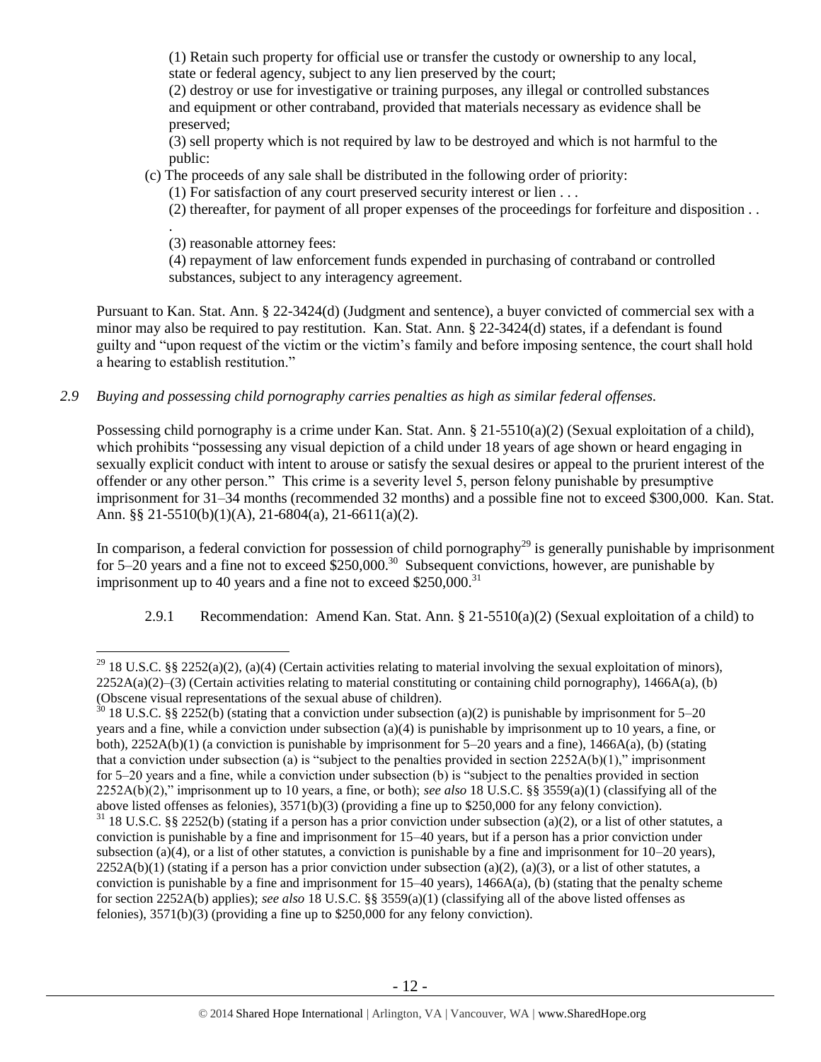(1) Retain such property for official use or transfer the custody or ownership to any local, state or federal agency, subject to any lien preserved by the court;

(2) destroy or use for investigative or training purposes, any illegal or controlled substances and equipment or other contraband, provided that materials necessary as evidence shall be preserved;

(3) sell property which is not required by law to be destroyed and which is not harmful to the public:

(c) The proceeds of any sale shall be distributed in the following order of priority:

(1) For satisfaction of any court preserved security interest or lien . . .

(2) thereafter, for payment of all proper expenses of the proceedings for forfeiture and disposition . . .

(3) reasonable attorney fees:

(4) repayment of law enforcement funds expended in purchasing of contraband or controlled substances, subject to any interagency agreement.

Pursuant to Kan. Stat. Ann. § 22-3424(d) (Judgment and sentence), a buyer convicted of commercial sex with a minor may also be required to pay restitution. Kan. Stat. Ann. § 22-3424(d) states, if a defendant is found guilty and "upon request of the victim or the victim's family and before imposing sentence, the court shall hold a hearing to establish restitution."

*2.9 Buying and possessing child pornography carries penalties as high as similar federal offenses.*

Possessing child pornography is a crime under Kan. Stat. Ann. § 21-5510(a)(2) (Sexual exploitation of a child), which prohibits "possessing any visual depiction of a child under 18 years of age shown or heard engaging in sexually explicit conduct with intent to arouse or satisfy the sexual desires or appeal to the prurient interest of the offender or any other person." This crime is a severity level 5, person felony punishable by presumptive imprisonment for 31–34 months (recommended 32 months) and a possible fine not to exceed $300,000. Kan. Stat. Ann. §§ 21-5510(b)(1)(A), 21-6804(a), 21-6611(a)(2).

In comparison, a federal conviction for possession of child pornography[29] is generally punishable by imprisonment for 5–20 years and a fine not to exceed $250,000.[30] Subsequent convictions, however, are punishable by imprisonment up to 40 years and a fine not to exceed $250,000.[31]

2.9.1 Recommendation: Amend Kan. Stat. Ann. § 21-5510(a)(2) (Sexual exploitation of a child) to

[29] 18 U.S.C. §§ 2252(a)(2), (a)(4) (Certain activities relating to material involving the sexual exploitation of minors), 2252A(a)(2)–(3) (Certain activities relating to material constituting or containing child pornography), 1466A(a), (b) (Obscene visual representations of the sexual abuse of children).

[30] 18 U.S.C. §§ 2252(b) (stating that a conviction under subsection (a)(2) is punishable by imprisonment for 5–20 years and a fine, while a conviction under subsection (a)(4) is punishable by imprisonment up to 10 years, a fine, or both), 2252A(b)(1) (a conviction is punishable by imprisonment for 5–20 years and a fine), 1466A(a), (b) (stating that a conviction under subsection (a) is "subject to the penalties provided in section 2252A(b)(1)," imprisonment for 5–20 years and a fine, while a conviction under subsection (b) is "subject to the penalties provided in section 2252A(b)(2)," imprisonment up to 10 years, a fine, or both); *see also* 18 U.S.C. §§ 3559(a)(1) (classifying all of the above listed offenses as felonies), 3571(b)(3) (providing a fine up to $250,000 for any felony conviction).

[31] 18 U.S.C. §§ 2252(b) (stating if a person has a prior conviction under subsection (a)(2), or a list of other statutes, a conviction is punishable by a fine and imprisonment for 15–40 years, but if a person has a prior conviction under subsection (a)(4), or a list of other statutes, a conviction is punishable by a fine and imprisonment for 10–20 years), 2252A(b)(1) (stating if a person has a prior conviction under subsection (a)(2), (a)(3), or a list of other statutes, a conviction is punishable by a fine and imprisonment for 15–40 years), 1466A(a), (b) (stating that the penalty scheme for section 2252A(b) applies); *see also* 18 U.S.C. §§ 3559(a)(1) (classifying all of the above listed offenses as felonies), 3571(b)(3) (providing a fine up to $250,000 for any felony conviction).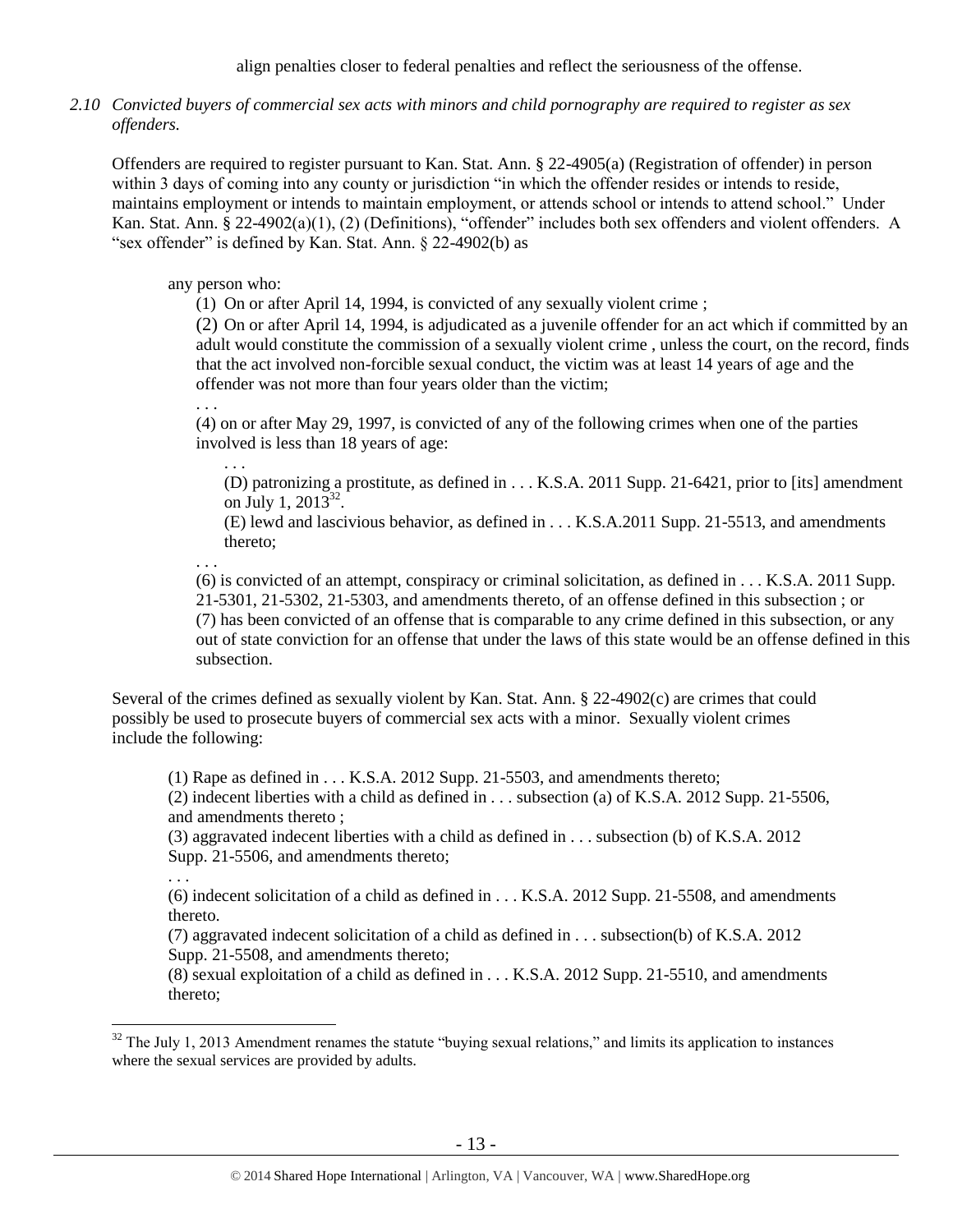align penalties closer to federal penalties and reflect the seriousness of the offense.

*2.10 Convicted buyers of commercial sex acts with minors and child pornography are required to register as sex offenders.*

Offenders are required to register pursuant to Kan. Stat. Ann. § 22-4905(a) (Registration of offender) in person within 3 days of coming into any county or jurisdiction "in which the offender resides or intends to reside, maintains employment or intends to maintain employment, or attends school or intends to attend school." Under Kan. Stat. Ann. § 22-4902(a)(1), (2) (Definitions), "offender" includes both sex offenders and violent offenders. A "sex offender" is defined by Kan. Stat. Ann. § 22-4902(b) as

> any person who:
>
> (1) On or after April 14, 1994, is convicted of any sexually violent crime ;
>
> (2) On or after April 14, 1994, is adjudicated as a juvenile offender for an act which if committed by an adult would constitute the commission of a sexually violent crime , unless the court, on the record, finds that the act involved non-forcible sexual conduct, the victim was at least 14 years of age and the offender was not more than four years older than the victim;
>
> . . .
>
> (4) on or after May 29, 1997, is convicted of any of the following crimes when one of the parties involved is less than 18 years of age:
>
> . . .
>
> (D) patronizing a prostitute, as defined in . . . K.S.A. 2011 Supp. 21-6421, prior to [its] amendment on July 1, 2013[32].
>
> (E) lewd and lascivious behavior, as defined in . . . K.S.A.2011 Supp. 21-5513, and amendments thereto;
>
> . . .
>
> (6) is convicted of an attempt, conspiracy or criminal solicitation, as defined in . . . K.S.A. 2011 Supp. 21-5301, 21-5302, 21-5303, and amendments thereto, of an offense defined in this subsection ; or
>
> (7) has been convicted of an offense that is comparable to any crime defined in this subsection, or any out of state conviction for an offense that under the laws of this state would be an offense defined in this subsection.

Several of the crimes defined as sexually violent by Kan. Stat. Ann. § 22-4902(c) are crimes that could possibly be used to prosecute buyers of commercial sex acts with a minor. Sexually violent crimes include the following:

> (1) Rape as defined in . . . K.S.A. 2012 Supp. 21-5503, and amendments thereto;
>
> (2) indecent liberties with a child as defined in . . . subsection (a) of K.S.A. 2012 Supp. 21-5506, and amendments thereto ;
>
> (3) aggravated indecent liberties with a child as defined in . . . subsection (b) of K.S.A. 2012 Supp. 21-5506, and amendments thereto;
>
> . . .
>
> (6) indecent solicitation of a child as defined in . . . K.S.A. 2012 Supp. 21-5508, and amendments thereto.
>
> (7) aggravated indecent solicitation of a child as defined in . . . subsection(b) of K.S.A. 2012 Supp. 21-5508, and amendments thereto;
>
> (8) sexual exploitation of a child as defined in . . . K.S.A. 2012 Supp. 21-5510, and amendments thereto;

[32] The July 1, 2013 Amendment renames the statute "buying sexual relations," and limits its application to instances where the sexual services are provided by adults.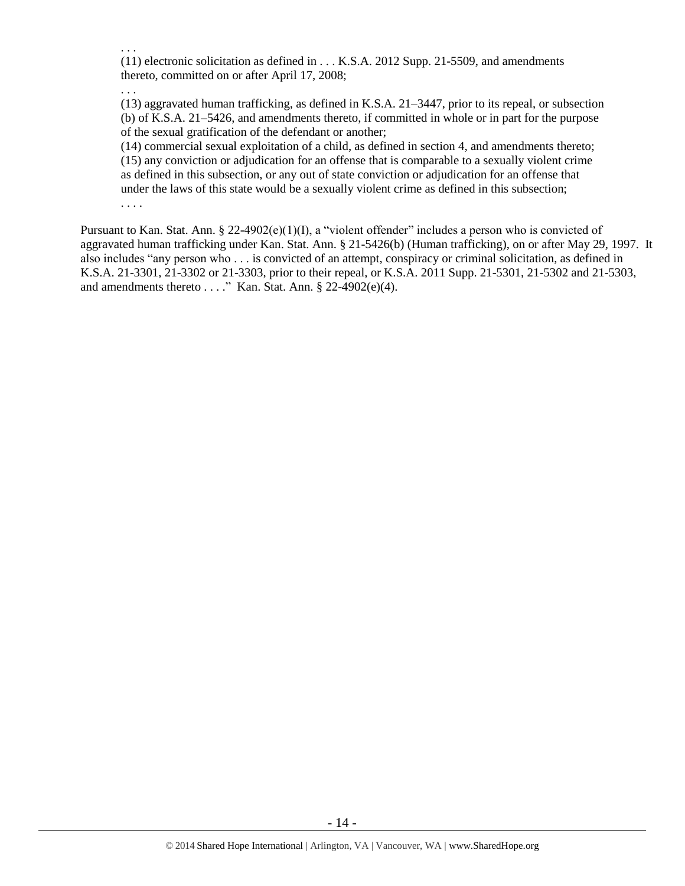> . . .
>
> (11) electronic solicitation as defined in . . . K.S.A. 2012 Supp. 21-5509, and amendments thereto, committed on or after April 17, 2008;
>
> . . .
>
> (13) aggravated human trafficking, as defined in K.S.A. 21–3447, prior to its repeal, or subsection (b) of K.S.A. 21–5426, and amendments thereto, if committed in whole or in part for the purpose of the sexual gratification of the defendant or another;
>
> (14) commercial sexual exploitation of a child, as defined in section 4, and amendments thereto;
>
> (15) any conviction or adjudication for an offense that is comparable to a sexually violent crime as defined in this subsection, or any out of state conviction or adjudication for an offense that under the laws of this state would be a sexually violent crime as defined in this subsection;
>
> . . . .

Pursuant to Kan. Stat. Ann. § 22-4902(e)(1)(I), a "violent offender" includes a person who is convicted of aggravated human trafficking under Kan. Stat. Ann. § 21-5426(b) (Human trafficking), on or after May 29, 1997. It also includes "any person who . . . is convicted of an attempt, conspiracy or criminal solicitation, as defined in K.S.A. 21-3301, 21-3302 or 21-3303, prior to their repeal, or K.S.A. 2011 Supp. 21-5301, 21-5302 and 21-5303, and amendments thereto . . . ." Kan. Stat. Ann. § 22-4902(e)(4).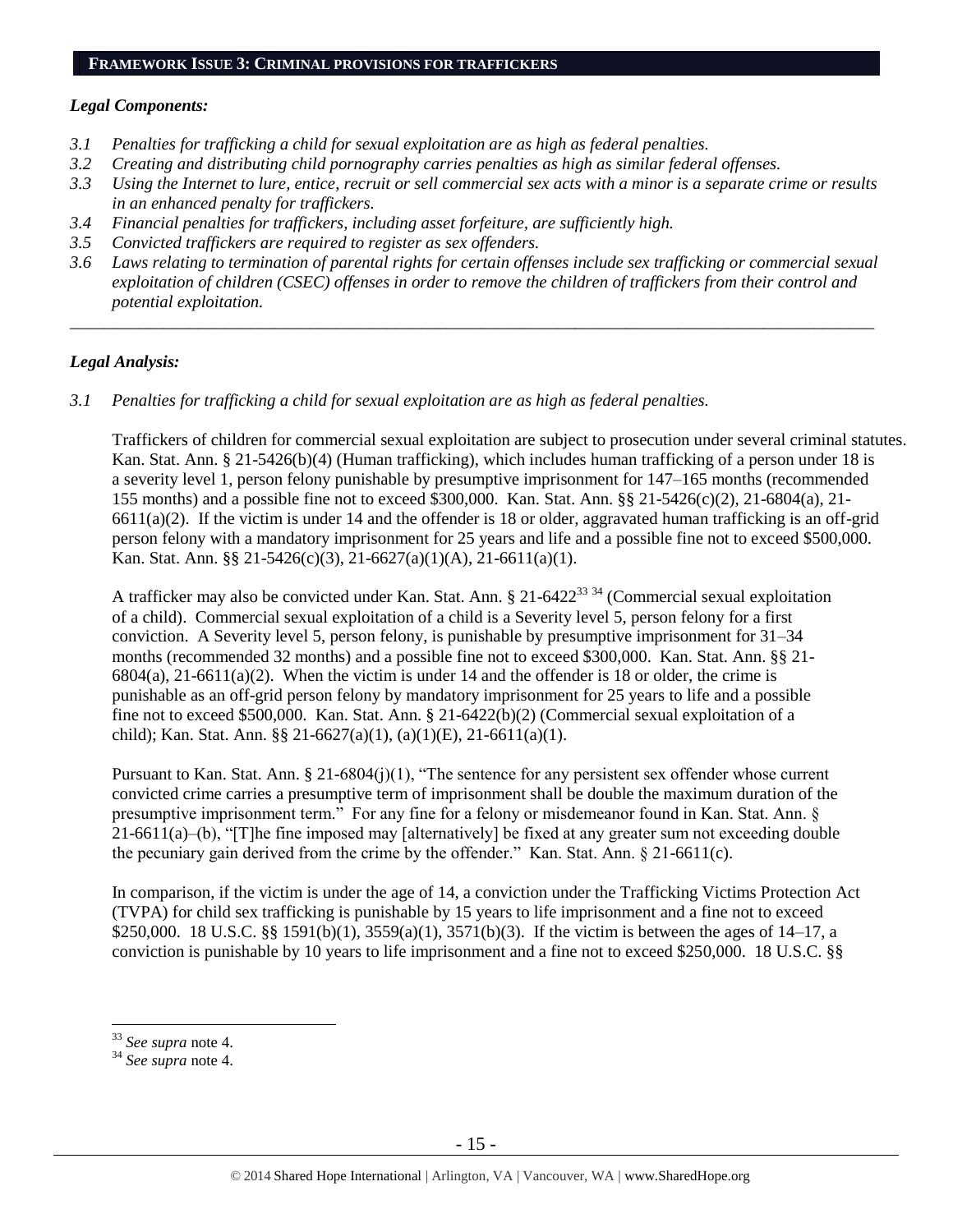## FRAMEWORK ISSUE 3: CRIMINAL PROVISIONS FOR TRAFFICKERS

### *Legal Components:*

- *3.1 Penalties for trafficking a child for sexual exploitation are as high as federal penalties.*
- *3.2 Creating and distributing child pornography carries penalties as high as similar federal offenses.*
- *3.3 Using the Internet to lure, entice, recruit or sell commercial sex acts with a minor is a separate crime or results in an enhanced penalty for traffickers.*
- *3.4 Financial penalties for traffickers, including asset forfeiture, are sufficiently high.*
- *3.5 Convicted traffickers are required to register as sex offenders.*
- *3.6 Laws relating to termination of parental rights for certain offenses include sex trafficking or commercial sexual exploitation of children (CSEC) offenses in order to remove the children of traffickers from their control and potential exploitation.*

---

### *Legal Analysis:*

*3.1 Penalties for trafficking a child for sexual exploitation are as high as federal penalties.*

Traffickers of children for commercial sexual exploitation are subject to prosecution under several criminal statutes. Kan. Stat. Ann. § 21-5426(b)(4) (Human trafficking), which includes human trafficking of a person under 18 is a severity level 1, person felony punishable by presumptive imprisonment for 147–165 months (recommended 155 months) and a possible fine not to exceed $300,000. Kan. Stat. Ann. §§ 21-5426(c)(2), 21-6804(a), 21-6611(a)(2). If the victim is under 14 and the offender is 18 or older, aggravated human trafficking is an off-grid person felony with a mandatory imprisonment for 25 years and life and a possible fine not to exceed $500,000. Kan. Stat. Ann. §§ 21-5426(c)(3), 21-6627(a)(1)(A), 21-6611(a)(1).

A trafficker may also be convicted under Kan. Stat. Ann. § 21-6422[33] [34] (Commercial sexual exploitation of a child). Commercial sexual exploitation of a child is a Severity level 5, person felony for a first conviction. A Severity level 5, person felony, is punishable by presumptive imprisonment for 31–34 months (recommended 32 months) and a possible fine not to exceed $300,000. Kan. Stat. Ann. §§ 21-6804(a), 21-6611(a)(2). When the victim is under 14 and the offender is 18 or older, the crime is punishable as an off-grid person felony by mandatory imprisonment for 25 years to life and a possible fine not to exceed $500,000. Kan. Stat. Ann. § 21-6422(b)(2) (Commercial sexual exploitation of a child); Kan. Stat. Ann. §§ 21-6627(a)(1), (a)(1)(E), 21-6611(a)(1).

Pursuant to Kan. Stat. Ann. § 21-6804(j)(1), "The sentence for any persistent sex offender whose current convicted crime carries a presumptive term of imprisonment shall be double the maximum duration of the presumptive imprisonment term." For any fine for a felony or misdemeanor found in Kan. Stat. Ann. § 21-6611(a)–(b), "[T]he fine imposed may [alternatively] be fixed at any greater sum not exceeding double the pecuniary gain derived from the crime by the offender." Kan. Stat. Ann. § 21-6611(c).

In comparison, if the victim is under the age of 14, a conviction under the Trafficking Victims Protection Act (TVPA) for child sex trafficking is punishable by 15 years to life imprisonment and a fine not to exceed $250,000. 18 U.S.C. §§ 1591(b)(1), 3559(a)(1), 3571(b)(3). If the victim is between the ages of 14–17, a conviction is punishable by 10 years to life imprisonment and a fine not to exceed $250,000. 18 U.S.C. §§

---

[33] *See supra* note 4.

[34] *See supra* note 4.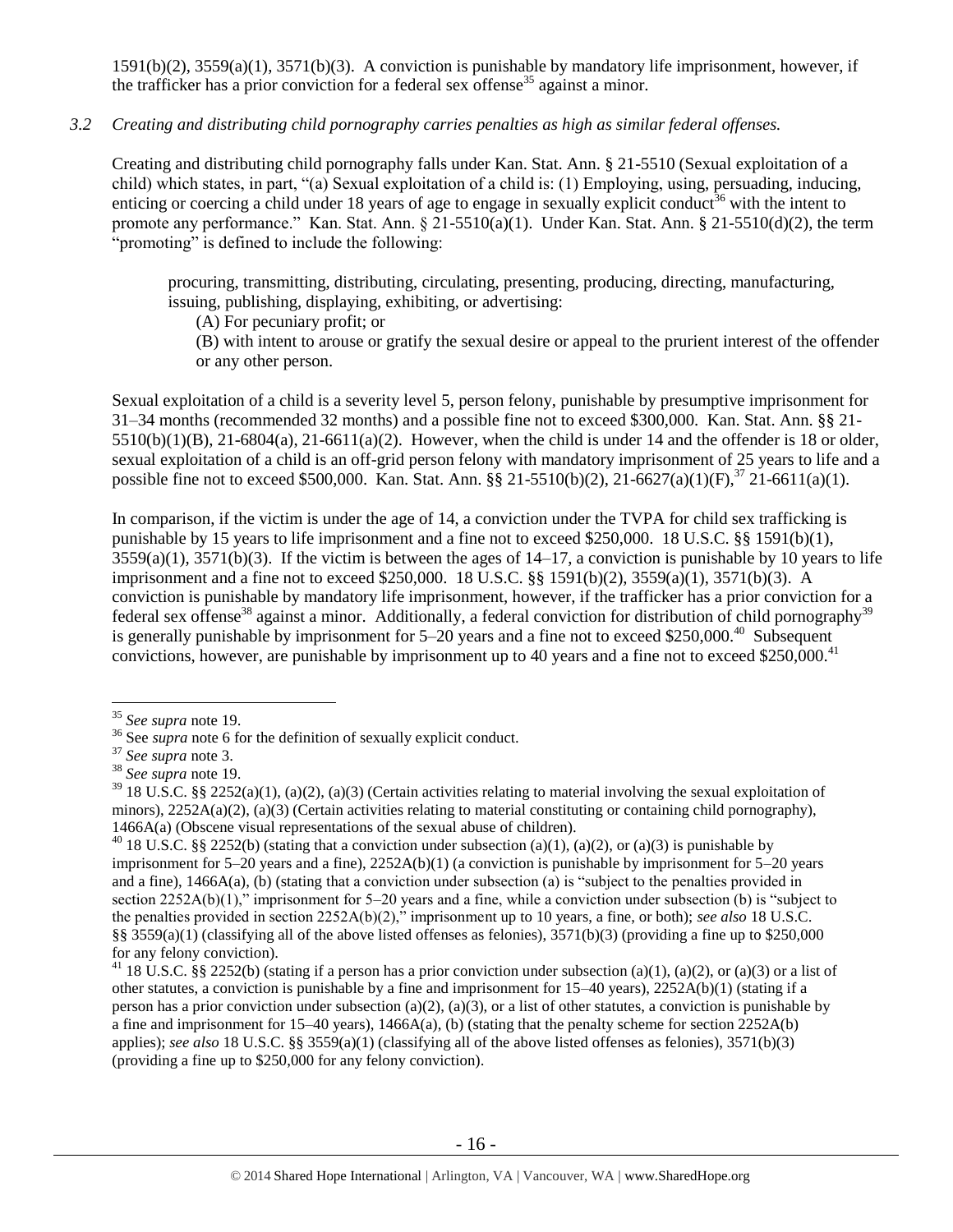1591(b)(2), 3559(a)(1), 3571(b)(3). A conviction is punishable by mandatory life imprisonment, however, if the trafficker has a prior conviction for a federal sex offense[35] against a minor.

### *3.2 Creating and distributing child pornography carries penalties as high as similar federal offenses.*

Creating and distributing child pornography falls under Kan. Stat. Ann. § 21-5510 (Sexual exploitation of a child) which states, in part, "(a) Sexual exploitation of a child is: (1) Employing, using, persuading, inducing, enticing or coercing a child under 18 years of age to engage in sexually explicit conduct[36] with the intent to promote any performance." Kan. Stat. Ann. § 21-5510(a)(1). Under Kan. Stat. Ann. § 21-5510(d)(2), the term "promoting" is defined to include the following:

> procuring, transmitting, distributing, circulating, presenting, producing, directing, manufacturing, issuing, publishing, displaying, exhibiting, or advertising:
>
> (A) For pecuniary profit; or
>
> (B) with intent to arouse or gratify the sexual desire or appeal to the prurient interest of the offender or any other person.

Sexual exploitation of a child is a severity level 5, person felony, punishable by presumptive imprisonment for 31–34 months (recommended 32 months) and a possible fine not to exceed $300,000. Kan. Stat. Ann. §§ 21-5510(b)(1)(B), 21-6804(a), 21-6611(a)(2). However, when the child is under 14 and the offender is 18 or older, sexual exploitation of a child is an off-grid person felony with mandatory imprisonment of 25 years to life and a possible fine not to exceed $500,000. Kan. Stat. Ann. §§ 21-5510(b)(2), 21-6627(a)(1)(F),[37] 21-6611(a)(1).

In comparison, if the victim is under the age of 14, a conviction under the TVPA for child sex trafficking is punishable by 15 years to life imprisonment and a fine not to exceed $250,000. 18 U.S.C. §§ 1591(b)(1), 3559(a)(1), 3571(b)(3). If the victim is between the ages of 14–17, a conviction is punishable by 10 years to life imprisonment and a fine not to exceed $250,000. 18 U.S.C. §§ 1591(b)(2), 3559(a)(1), 3571(b)(3). A conviction is punishable by mandatory life imprisonment, however, if the trafficker has a prior conviction for a federal sex offense[38] against a minor. Additionally, a federal conviction for distribution of child pornography[39] is generally punishable by imprisonment for 5–20 years and a fine not to exceed $250,000.[40] Subsequent convictions, however, are punishable by imprisonment up to 40 years and a fine not to exceed $250,000.[41]

---

[35] *See supra* note 19.

[36] See *supra* note 6 for the definition of sexually explicit conduct.

[37] *See supra* note 3.

[38] *See supra* note 19.

[39] 18 U.S.C. §§ 2252(a)(1), (a)(2), (a)(3) (Certain activities relating to material involving the sexual exploitation of minors), 2252A(a)(2), (a)(3) (Certain activities relating to material constituting or containing child pornography), 1466A(a) (Obscene visual representations of the sexual abuse of children).

[40] 18 U.S.C. §§ 2252(b) (stating that a conviction under subsection (a)(1), (a)(2), or (a)(3) is punishable by imprisonment for 5–20 years and a fine), 2252A(b)(1) (a conviction is punishable by imprisonment for 5–20 years and a fine), 1466A(a), (b) (stating that a conviction under subsection (a) is "subject to the penalties provided in section 2252A(b)(1)," imprisonment for 5–20 years and a fine, while a conviction under subsection (b) is "subject to the penalties provided in section 2252A(b)(2)," imprisonment up to 10 years, a fine, or both); *see also* 18 U.S.C. §§ 3559(a)(1) (classifying all of the above listed offenses as felonies), 3571(b)(3) (providing a fine up to $250,000 for any felony conviction).

[41] 18 U.S.C. §§ 2252(b) (stating if a person has a prior conviction under subsection (a)(1), (a)(2), or (a)(3) or a list of other statutes, a conviction is punishable by a fine and imprisonment for 15–40 years), 2252A(b)(1) (stating if a person has a prior conviction under subsection (a)(2), (a)(3), or a list of other statutes, a conviction is punishable by a fine and imprisonment for 15–40 years), 1466A(a), (b) (stating that the penalty scheme for section 2252A(b) applies); *see also* 18 U.S.C. §§ 3559(a)(1) (classifying all of the above listed offenses as felonies), 3571(b)(3) (providing a fine up to $250,000 for any felony conviction).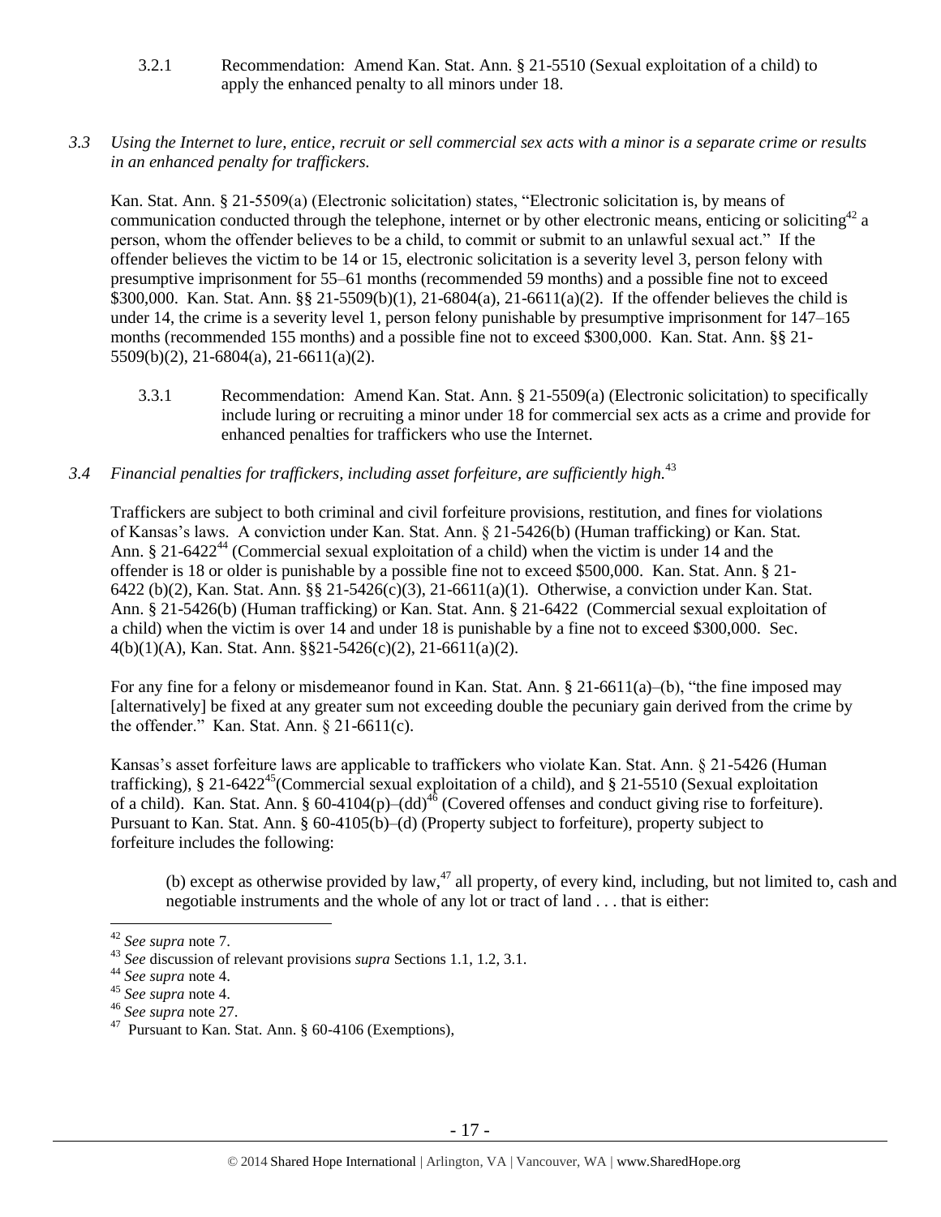3.2.1 Recommendation: Amend Kan. Stat. Ann. § 21-5510 (Sexual exploitation of a child) to apply the enhanced penalty to all minors under 18.

*3.3 Using the Internet to lure, entice, recruit or sell commercial sex acts with a minor is a separate crime or results in an enhanced penalty for traffickers.*

Kan. Stat. Ann. § 21-5509(a) (Electronic solicitation) states, "Electronic solicitation is, by means of communication conducted through the telephone, internet or by other electronic means, enticing or soliciting[42] a person, whom the offender believes to be a child, to commit or submit to an unlawful sexual act." If the offender believes the victim to be 14 or 15, electronic solicitation is a severity level 3, person felony with presumptive imprisonment for 55–61 months (recommended 59 months) and a possible fine not to exceed $300,000. Kan. Stat. Ann. §§ 21-5509(b)(1), 21-6804(a), 21-6611(a)(2). If the offender believes the child is under 14, the crime is a severity level 1, person felony punishable by presumptive imprisonment for 147–165 months (recommended 155 months) and a possible fine not to exceed $300,000. Kan. Stat. Ann. §§ 21-5509(b)(2), 21-6804(a), 21-6611(a)(2).

3.3.1 Recommendation: Amend Kan. Stat. Ann. § 21-5509(a) (Electronic solicitation) to specifically include luring or recruiting a minor under 18 for commercial sex acts as a crime and provide for enhanced penalties for traffickers who use the Internet.

*3.4 Financial penalties for traffickers, including asset forfeiture, are sufficiently high.*[43]

Traffickers are subject to both criminal and civil forfeiture provisions, restitution, and fines for violations of Kansas's laws. A conviction under Kan. Stat. Ann. § 21-5426(b) (Human trafficking) or Kan. Stat. Ann. § 21-6422[44] (Commercial sexual exploitation of a child) when the victim is under 14 and the offender is 18 or older is punishable by a possible fine not to exceed $500,000. Kan. Stat. Ann. § 21-6422 (b)(2), Kan. Stat. Ann. §§ 21-5426(c)(3), 21-6611(a)(1). Otherwise, a conviction under Kan. Stat. Ann. § 21-5426(b) (Human trafficking) or Kan. Stat. Ann. § 21-6422 (Commercial sexual exploitation of a child) when the victim is over 14 and under 18 is punishable by a fine not to exceed $300,000. Sec. 4(b)(1)(A), Kan. Stat. Ann. §§21-5426(c)(2), 21-6611(a)(2).

For any fine for a felony or misdemeanor found in Kan. Stat. Ann. § 21-6611(a)–(b), "the fine imposed may [alternatively] be fixed at any greater sum not exceeding double the pecuniary gain derived from the crime by the offender." Kan. Stat. Ann. § 21-6611(c).

Kansas's asset forfeiture laws are applicable to traffickers who violate Kan. Stat. Ann. § 21-5426 (Human trafficking), § 21-6422[45](Commercial sexual exploitation of a child), and § 21-5510 (Sexual exploitation of a child). Kan. Stat. Ann. § 60-4104(p)–(dd)[46] (Covered offenses and conduct giving rise to forfeiture). Pursuant to Kan. Stat. Ann. § 60-4105(b)–(d) (Property subject to forfeiture), property subject to forfeiture includes the following:

> (b) except as otherwise provided by law,[47] all property, of every kind, including, but not limited to, cash and negotiable instruments and the whole of any lot or tract of land . . . that is either:

---

[42] *See supra* note 7.

[43] *See* discussion of relevant provisions *supra* Sections 1.1, 1.2, 3.1.

[44] *See supra* note 4.

[45] *See supra* note 4.

[46] *See supra* note 27.

[47] Pursuant to Kan. Stat. Ann. § 60-4106 (Exemptions),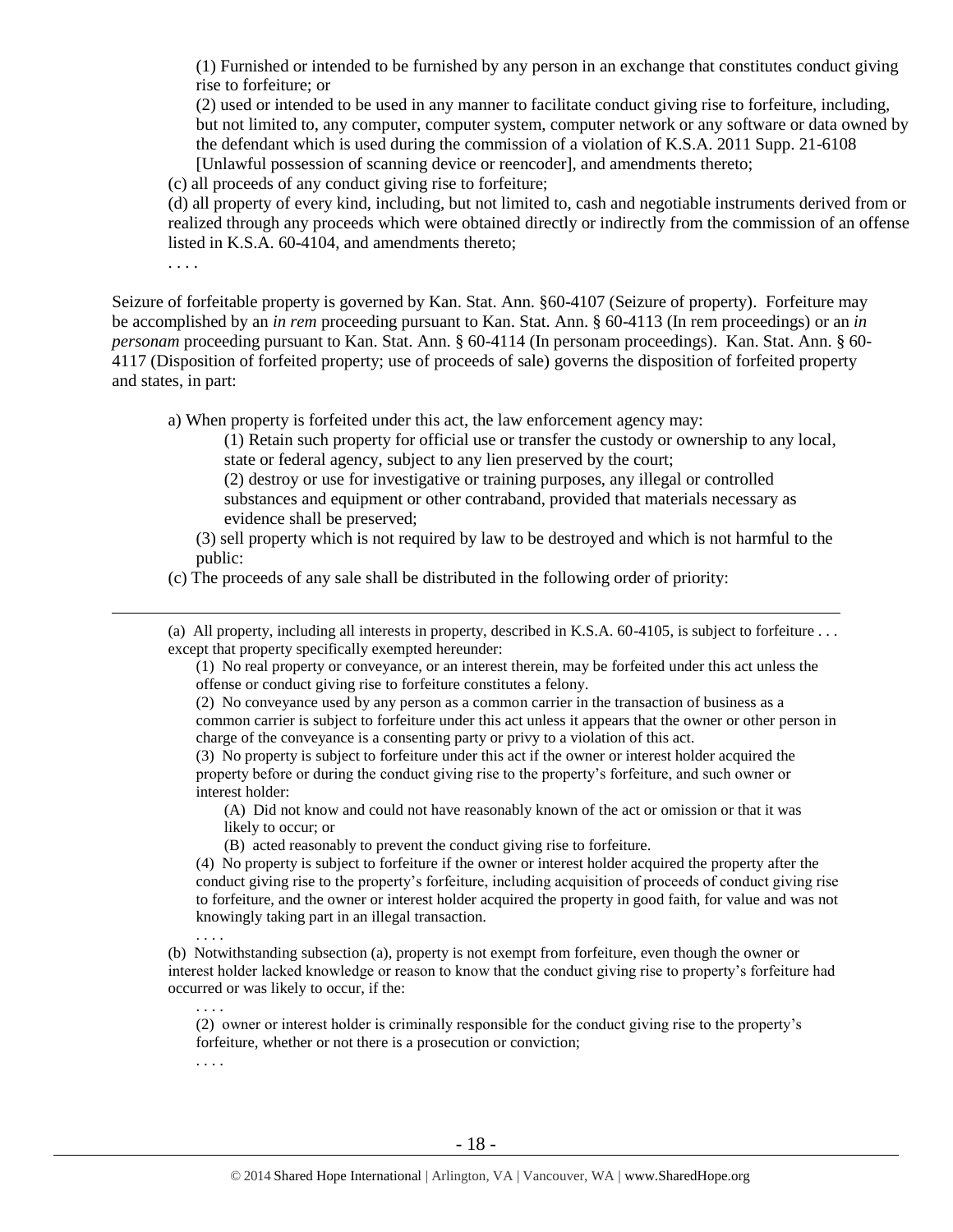(1) Furnished or intended to be furnished by any person in an exchange that constitutes conduct giving rise to forfeiture; or

(2) used or intended to be used in any manner to facilitate conduct giving rise to forfeiture, including, but not limited to, any computer, computer system, computer network or any software or data owned by the defendant which is used during the commission of a violation of K.S.A. 2011 Supp. 21-6108 [Unlawful possession of scanning device or reencoder], and amendments thereto;

(c) all proceeds of any conduct giving rise to forfeiture;

(d) all property of every kind, including, but not limited to, cash and negotiable instruments derived from or realized through any proceeds which were obtained directly or indirectly from the commission of an offense listed in K.S.A. 60-4104, and amendments thereto;

. . . .

Seizure of forfeitable property is governed by Kan. Stat. Ann. §60-4107 (Seizure of property). Forfeiture may be accomplished by an *in rem* proceeding pursuant to Kan. Stat. Ann. § 60-4113 (In rem proceedings) or an *in personam* proceeding pursuant to Kan. Stat. Ann. § 60-4114 (In personam proceedings). Kan. Stat. Ann. § 60-4117 (Disposition of forfeited property; use of proceeds of sale) governs the disposition of forfeited property and states, in part:

a) When property is forfeited under this act, the law enforcement agency may:

(1) Retain such property for official use or transfer the custody or ownership to any local, state or federal agency, subject to any lien preserved by the court;

(2) destroy or use for investigative or training purposes, any illegal or controlled substances and equipment or other contraband, provided that materials necessary as evidence shall be preserved;

(3) sell property which is not required by law to be destroyed and which is not harmful to the public:

(c) The proceeds of any sale shall be distributed in the following order of priority:

---

(a) All property, including all interests in property, described in K.S.A. 60-4105, is subject to forfeiture . . . except that property specifically exempted hereunder:

(1) No real property or conveyance, or an interest therein, may be forfeited under this act unless the offense or conduct giving rise to forfeiture constitutes a felony.

(2) No conveyance used by any person as a common carrier in the transaction of business as a common carrier is subject to forfeiture under this act unless it appears that the owner or other person in charge of the conveyance is a consenting party or privy to a violation of this act.

(3) No property is subject to forfeiture under this act if the owner or interest holder acquired the property before or during the conduct giving rise to the property's forfeiture, and such owner or interest holder:

(A) Did not know and could not have reasonably known of the act or omission or that it was likely to occur; or

(B) acted reasonably to prevent the conduct giving rise to forfeiture.

(4) No property is subject to forfeiture if the owner or interest holder acquired the property after the conduct giving rise to the property's forfeiture, including acquisition of proceeds of conduct giving rise to forfeiture, and the owner or interest holder acquired the property in good faith, for value and was not knowingly taking part in an illegal transaction.

. . . .

(b) Notwithstanding subsection (a), property is not exempt from forfeiture, even though the owner or interest holder lacked knowledge or reason to know that the conduct giving rise to property's forfeiture had occurred or was likely to occur, if the:

. . . .

(2) owner or interest holder is criminally responsible for the conduct giving rise to the property's forfeiture, whether or not there is a prosecution or conviction;

. . . .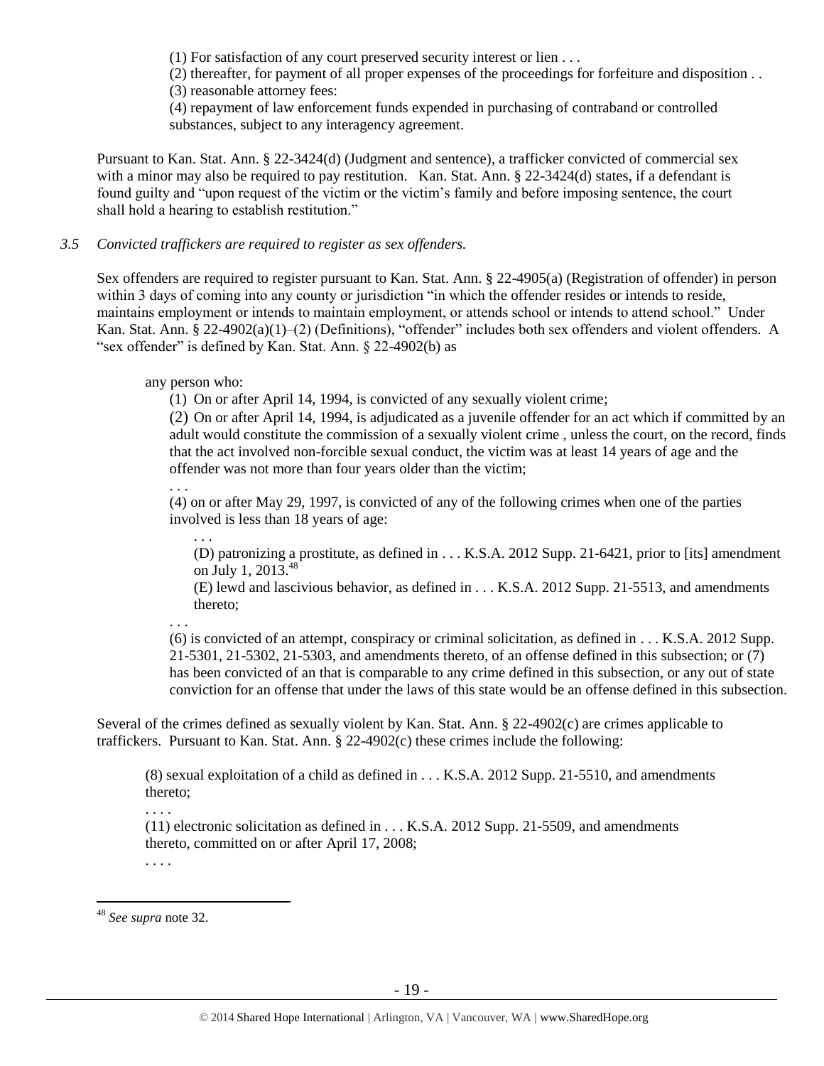(1) For satisfaction of any court preserved security interest or lien . . .
(2) thereafter, for payment of all proper expenses of the proceedings for forfeiture and disposition . .
(3) reasonable attorney fees:
(4) repayment of law enforcement funds expended in purchasing of contraband or controlled substances, subject to any interagency agreement.

Pursuant to Kan. Stat. Ann. § 22-3424(d) (Judgment and sentence), a trafficker convicted of commercial sex with a minor may also be required to pay restitution. Kan. Stat. Ann. § 22-3424(d) states, if a defendant is found guilty and "upon request of the victim or the victim's family and before imposing sentence, the court shall hold a hearing to establish restitution."

*3.5 Convicted traffickers are required to register as sex offenders.*

Sex offenders are required to register pursuant to Kan. Stat. Ann. § 22-4905(a) (Registration of offender) in person within 3 days of coming into any county or jurisdiction "in which the offender resides or intends to reside, maintains employment or intends to maintain employment, or attends school or intends to attend school." Under Kan. Stat. Ann. § 22-4902(a)(1)–(2) (Definitions), "offender" includes both sex offenders and violent offenders. A "sex offender" is defined by Kan. Stat. Ann. § 22-4902(b) as

> any person who:
> (1) On or after April 14, 1994, is convicted of any sexually violent crime;
> (2) On or after April 14, 1994, is adjudicated as a juvenile offender for an act which if committed by an adult would constitute the commission of a sexually violent crime , unless the court, on the record, finds that the act involved non-forcible sexual conduct, the victim was at least 14 years of age and the offender was not more than four years older than the victim;
> . . .
> (4) on or after May 29, 1997, is convicted of any of the following crimes when one of the parties involved is less than 18 years of age:
> . . .
> (D) patronizing a prostitute, as defined in . . . K.S.A. 2012 Supp. 21-6421, prior to [its] amendment on July 1, 2013.[48]
> (E) lewd and lascivious behavior, as defined in . . . K.S.A. 2012 Supp. 21-5513, and amendments thereto;
> . . .
> (6) is convicted of an attempt, conspiracy or criminal solicitation, as defined in . . . K.S.A. 2012 Supp. 21-5301, 21-5302, 21-5303, and amendments thereto, of an offense defined in this subsection; or (7) has been convicted of an that is comparable to any crime defined in this subsection, or any out of state conviction for an offense that under the laws of this state would be an offense defined in this subsection.

Several of the crimes defined as sexually violent by Kan. Stat. Ann. § 22-4902(c) are crimes applicable to traffickers. Pursuant to Kan. Stat. Ann. § 22-4902(c) these crimes include the following:

> (8) sexual exploitation of a child as defined in . . . K.S.A. 2012 Supp. 21-5510, and amendments thereto;
> . . . .
> (11) electronic solicitation as defined in . . . K.S.A. 2012 Supp. 21-5509, and amendments thereto, committed on or after April 17, 2008;
> . . . .

---

[48] *See supra* note 32.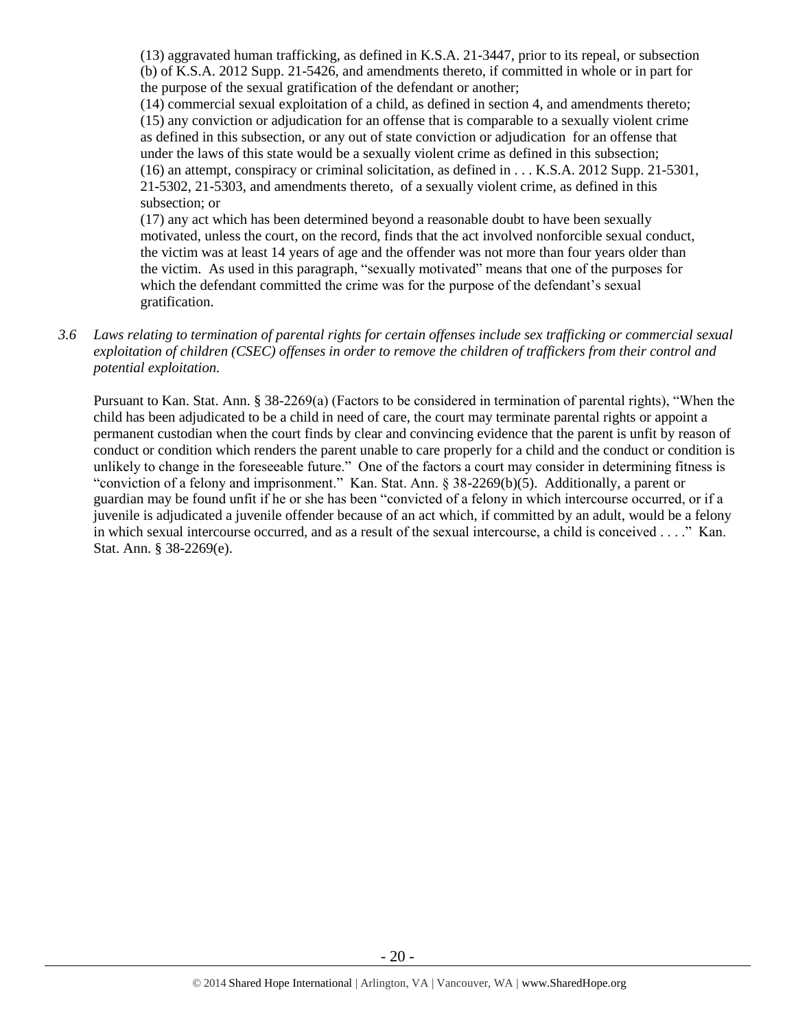(13) aggravated human trafficking, as defined in K.S.A. 21-3447, prior to its repeal, or subsection (b) of K.S.A. 2012 Supp. 21-5426, and amendments thereto, if committed in whole or in part for the purpose of the sexual gratification of the defendant or another;

(14) commercial sexual exploitation of a child, as defined in section 4, and amendments thereto;

(15) any conviction or adjudication for an offense that is comparable to a sexually violent crime as defined in this subsection, or any out of state conviction or adjudication for an offense that under the laws of this state would be a sexually violent crime as defined in this subsection;

(16) an attempt, conspiracy or criminal solicitation, as defined in . . . K.S.A. 2012 Supp. 21-5301, 21-5302, 21-5303, and amendments thereto, of a sexually violent crime, as defined in this subsection; or

(17) any act which has been determined beyond a reasonable doubt to have been sexually motivated, unless the court, on the record, finds that the act involved nonforcible sexual conduct, the victim was at least 14 years of age and the offender was not more than four years older than the victim. As used in this paragraph, "sexually motivated" means that one of the purposes for which the defendant committed the crime was for the purpose of the defendant's sexual gratification.

*3.6 Laws relating to termination of parental rights for certain offenses include sex trafficking or commercial sexual exploitation of children (CSEC) offenses in order to remove the children of traffickers from their control and potential exploitation.*

Pursuant to Kan. Stat. Ann. § 38-2269(a) (Factors to be considered in termination of parental rights), "When the child has been adjudicated to be a child in need of care, the court may terminate parental rights or appoint a permanent custodian when the court finds by clear and convincing evidence that the parent is unfit by reason of conduct or condition which renders the parent unable to care properly for a child and the conduct or condition is unlikely to change in the foreseeable future." One of the factors a court may consider in determining fitness is "conviction of a felony and imprisonment." Kan. Stat. Ann. § 38-2269(b)(5). Additionally, a parent or guardian may be found unfit if he or she has been "convicted of a felony in which intercourse occurred, or if a juvenile is adjudicated a juvenile offender because of an act which, if committed by an adult, would be a felony in which sexual intercourse occurred, and as a result of the sexual intercourse, a child is conceived . . . ." Kan. Stat. Ann. § 38-2269(e).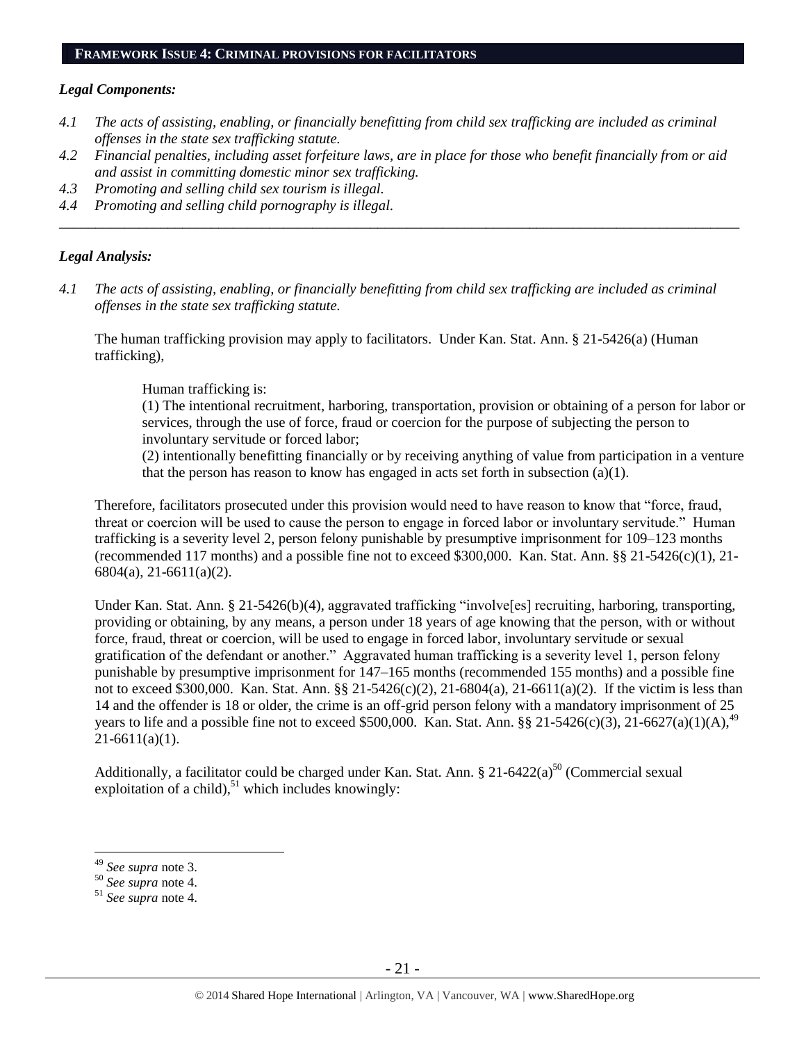## FRAMEWORK ISSUE 4: CRIMINAL PROVISIONS FOR FACILITATORS

### *Legal Components:*

*4.1 The acts of assisting, enabling, or financially benefitting from child sex trafficking are included as criminal offenses in the state sex trafficking statute.*

*4.2 Financial penalties, including asset forfeiture laws, are in place for those who benefit financially from or aid and assist in committing domestic minor sex trafficking.*

*4.3 Promoting and selling child sex tourism is illegal.*

*4.4 Promoting and selling child pornography is illegal.*

---

### *Legal Analysis:*

*4.1 The acts of assisting, enabling, or financially benefitting from child sex trafficking are included as criminal offenses in the state sex trafficking statute.*

The human trafficking provision may apply to facilitators. Under Kan. Stat. Ann. § 21-5426(a) (Human trafficking),

> Human trafficking is:
>
> (1) The intentional recruitment, harboring, transportation, provision or obtaining of a person for labor or services, through the use of force, fraud or coercion for the purpose of subjecting the person to involuntary servitude or forced labor;
>
> (2) intentionally benefitting financially or by receiving anything of value from participation in a venture that the person has reason to know has engaged in acts set forth in subsection (a)(1).

Therefore, facilitators prosecuted under this provision would need to have reason to know that "force, fraud, threat or coercion will be used to cause the person to engage in forced labor or involuntary servitude." Human trafficking is a severity level 2, person felony punishable by presumptive imprisonment for 109–123 months (recommended 117 months) and a possible fine not to exceed $300,000. Kan. Stat. Ann. §§ 21-5426(c)(1), 21-6804(a), 21-6611(a)(2).

Under Kan. Stat. Ann. § 21-5426(b)(4), aggravated trafficking "involve[es] recruiting, harboring, transporting, providing or obtaining, by any means, a person under 18 years of age knowing that the person, with or without force, fraud, threat or coercion, will be used to engage in forced labor, involuntary servitude or sexual gratification of the defendant or another." Aggravated human trafficking is a severity level 1, person felony punishable by presumptive imprisonment for 147–165 months (recommended 155 months) and a possible fine not to exceed $300,000. Kan. Stat. Ann. §§ 21-5426(c)(2), 21-6804(a), 21-6611(a)(2). If the victim is less than 14 and the offender is 18 or older, the crime is an off-grid person felony with a mandatory imprisonment of 25 years to life and a possible fine not to exceed $500,000. Kan. Stat. Ann. §§ 21-5426(c)(3), 21-6627(a)(1)(A),[49] 21-6611(a)(1).

Additionally, a facilitator could be charged under Kan. Stat. Ann. § 21-6422(a)[50] (Commercial sexual exploitation of a child),[51] which includes knowingly:

---

[49] *See supra* note 3.

[50] *See supra* note 4.

[51] *See supra* note 4.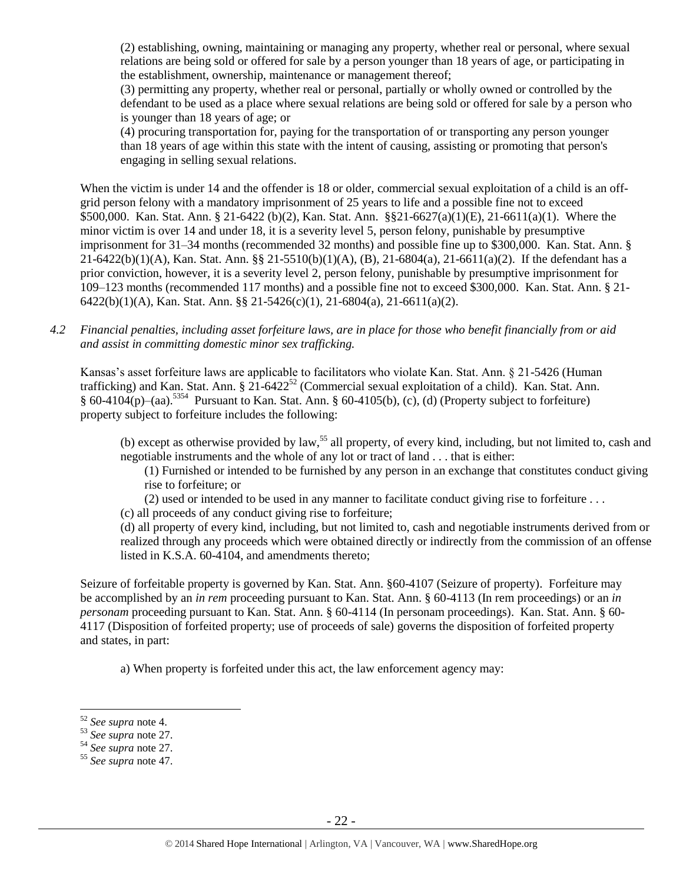(2) establishing, owning, maintaining or managing any property, whether real or personal, where sexual relations are being sold or offered for sale by a person younger than 18 years of age, or participating in the establishment, ownership, maintenance or management thereof;

(3) permitting any property, whether real or personal, partially or wholly owned or controlled by the defendant to be used as a place where sexual relations are being sold or offered for sale by a person who is younger than 18 years of age; or

(4) procuring transportation for, paying for the transportation of or transporting any person younger than 18 years of age within this state with the intent of causing, assisting or promoting that person's engaging in selling sexual relations.

When the victim is under 14 and the offender is 18 or older, commercial sexual exploitation of a child is an off-grid person felony with a mandatory imprisonment of 25 years to life and a possible fine not to exceed \$500,000. Kan. Stat. Ann. § 21-6422 (b)(2), Kan. Stat. Ann. §§21-6627(a)(1)(E), 21-6611(a)(1). Where the minor victim is over 14 and under 18, it is a severity level 5, person felony, punishable by presumptive imprisonment for 31–34 months (recommended 32 months) and possible fine up to \$300,000. Kan. Stat. Ann. § 21-6422(b)(1)(A), Kan. Stat. Ann. §§ 21-5510(b)(1)(A), (B), 21-6804(a), 21-6611(a)(2). If the defendant has a prior conviction, however, it is a severity level 2, person felony, punishable by presumptive imprisonment for 109–123 months (recommended 117 months) and a possible fine not to exceed \$300,000. Kan. Stat. Ann. § 21-6422(b)(1)(A), Kan. Stat. Ann. §§ 21-5426(c)(1), 21-6804(a), 21-6611(a)(2).

*4.2 Financial penalties, including asset forfeiture laws, are in place for those who benefit financially from or aid and assist in committing domestic minor sex trafficking.*

Kansas's asset forfeiture laws are applicable to facilitators who violate Kan. Stat. Ann. § 21-5426 (Human trafficking) and Kan. Stat. Ann. § 21-6422[52] (Commercial sexual exploitation of a child). Kan. Stat. Ann. § 60-4104(p)–(aa).[53][54] Pursuant to Kan. Stat. Ann. § 60-4105(b), (c), (d) (Property subject to forfeiture) property subject to forfeiture includes the following:

> (b) except as otherwise provided by law,[55] all property, of every kind, including, but not limited to, cash and negotiable instruments and the whole of any lot or tract of land . . . that is either:
>
> > (1) Furnished or intended to be furnished by any person in an exchange that constitutes conduct giving rise to forfeiture; or
> >
> > (2) used or intended to be used in any manner to facilitate conduct giving rise to forfeiture . . .
>
> (c) all proceeds of any conduct giving rise to forfeiture;
>
> (d) all property of every kind, including, but not limited to, cash and negotiable instruments derived from or realized through any proceeds which were obtained directly or indirectly from the commission of an offense listed in K.S.A. 60-4104, and amendments thereto;

Seizure of forfeitable property is governed by Kan. Stat. Ann. §60-4107 (Seizure of property). Forfeiture may be accomplished by an *in rem* proceeding pursuant to Kan. Stat. Ann. § 60-4113 (In rem proceedings) or an *in personam* proceeding pursuant to Kan. Stat. Ann. § 60-4114 (In personam proceedings). Kan. Stat. Ann. § 60-4117 (Disposition of forfeited property; use of proceeds of sale) governs the disposition of forfeited property and states, in part:

> a) When property is forfeited under this act, the law enforcement agency may:

---

[52] *See supra* note 4.

[53] *See supra* note 27.

[54] *See supra* note 27.

[55] *See supra* note 47.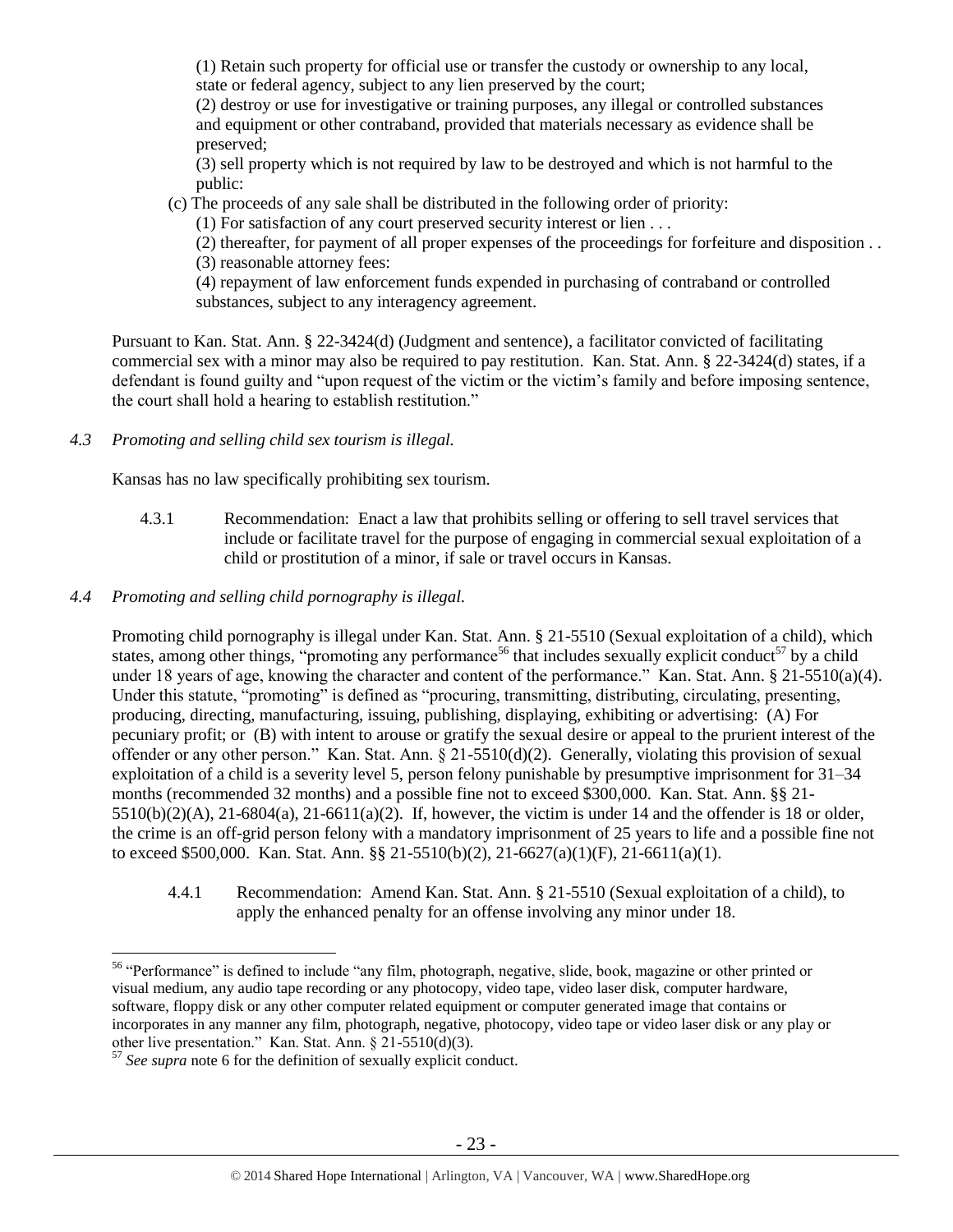(1) Retain such property for official use or transfer the custody or ownership to any local, state or federal agency, subject to any lien preserved by the court;

(2) destroy or use for investigative or training purposes, any illegal or controlled substances and equipment or other contraband, provided that materials necessary as evidence shall be preserved;

(3) sell property which is not required by law to be destroyed and which is not harmful to the public:

(c) The proceeds of any sale shall be distributed in the following order of priority:

(1) For satisfaction of any court preserved security interest or lien . . .

(2) thereafter, for payment of all proper expenses of the proceedings for forfeiture and disposition . .

(3) reasonable attorney fees:

(4) repayment of law enforcement funds expended in purchasing of contraband or controlled substances, subject to any interagency agreement.

Pursuant to Kan. Stat. Ann. § 22-3424(d) (Judgment and sentence), a facilitator convicted of facilitating commercial sex with a minor may also be required to pay restitution. Kan. Stat. Ann. § 22-3424(d) states, if a defendant is found guilty and "upon request of the victim or the victim's family and before imposing sentence, the court shall hold a hearing to establish restitution."

*4.3 Promoting and selling child sex tourism is illegal.*

Kansas has no law specifically prohibiting sex tourism.

4.3.1 Recommendation: Enact a law that prohibits selling or offering to sell travel services that include or facilitate travel for the purpose of engaging in commercial sexual exploitation of a child or prostitution of a minor, if sale or travel occurs in Kansas.

*4.4 Promoting and selling child pornography is illegal.*

Promoting child pornography is illegal under Kan. Stat. Ann. § 21-5510 (Sexual exploitation of a child), which states, among other things, "promoting any performance[56] that includes sexually explicit conduct[57] by a child under 18 years of age, knowing the character and content of the performance." Kan. Stat. Ann. § 21-5510(a)(4). Under this statute, "promoting" is defined as "procuring, transmitting, distributing, circulating, presenting, producing, directing, manufacturing, issuing, publishing, displaying, exhibiting or advertising: (A) For pecuniary profit; or (B) with intent to arouse or gratify the sexual desire or appeal to the prurient interest of the offender or any other person." Kan. Stat. Ann. § 21-5510(d)(2). Generally, violating this provision of sexual exploitation of a child is a severity level 5, person felony punishable by presumptive imprisonment for 31–34 months (recommended 32 months) and a possible fine not to exceed $300,000. Kan. Stat. Ann. §§ 21-5510(b)(2)(A), 21-6804(a), 21-6611(a)(2). If, however, the victim is under 14 and the offender is 18 or older, the crime is an off-grid person felony with a mandatory imprisonment of 25 years to life and a possible fine not to exceed $500,000. Kan. Stat. Ann. §§ 21-5510(b)(2), 21-6627(a)(1)(F), 21-6611(a)(1).

4.4.1 Recommendation: Amend Kan. Stat. Ann. § 21-5510 (Sexual exploitation of a child), to apply the enhanced penalty for an offense involving any minor under 18.

---

[56] "Performance" is defined to include "any film, photograph, negative, slide, book, magazine or other printed or visual medium, any audio tape recording or any photocopy, video tape, video laser disk, computer hardware, software, floppy disk or any other computer related equipment or computer generated image that contains or incorporates in any manner any film, photograph, negative, photocopy, video tape or video laser disk or any play or other live presentation." Kan. Stat. Ann. § 21-5510(d)(3).

[57] *See supra* note 6 for the definition of sexually explicit conduct.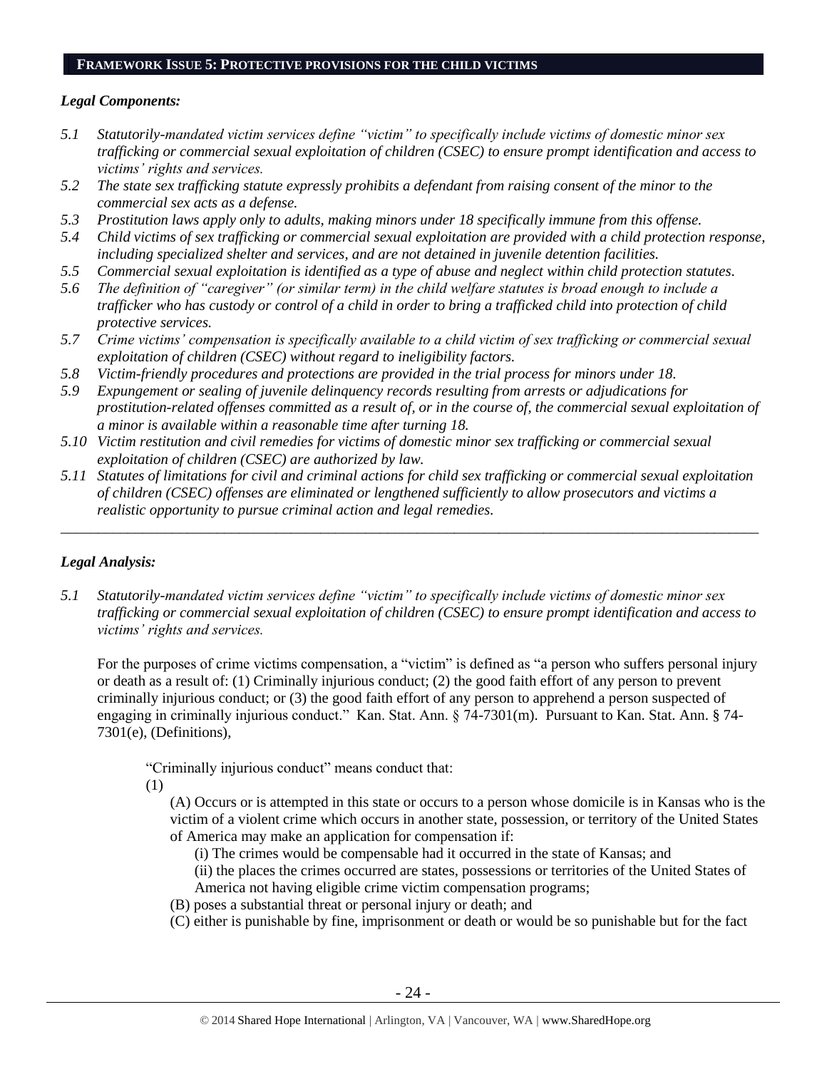## FRAMEWORK ISSUE 5: PROTECTIVE PROVISIONS FOR THE CHILD VICTIMS

### *Legal Components:*

*5.1 Statutorily-mandated victim services define "victim" to specifically include victims of domestic minor sex trafficking or commercial sexual exploitation of children (CSEC) to ensure prompt identification and access to victims' rights and services.*

*5.2 The state sex trafficking statute expressly prohibits a defendant from raising consent of the minor to the commercial sex acts as a defense.*

*5.3 Prostitution laws apply only to adults, making minors under 18 specifically immune from this offense.*

*5.4 Child victims of sex trafficking or commercial sexual exploitation are provided with a child protection response, including specialized shelter and services, and are not detained in juvenile detention facilities.*

*5.5 Commercial sexual exploitation is identified as a type of abuse and neglect within child protection statutes.*

*5.6 The definition of "caregiver" (or similar term) in the child welfare statutes is broad enough to include a trafficker who has custody or control of a child in order to bring a trafficked child into protection of child protective services.*

*5.7 Crime victims' compensation is specifically available to a child victim of sex trafficking or commercial sexual exploitation of children (CSEC) without regard to ineligibility factors.*

*5.8 Victim-friendly procedures and protections are provided in the trial process for minors under 18.*

*5.9 Expungement or sealing of juvenile delinquency records resulting from arrests or adjudications for prostitution-related offenses committed as a result of, or in the course of, the commercial sexual exploitation of a minor is available within a reasonable time after turning 18.*

*5.10 Victim restitution and civil remedies for victims of domestic minor sex trafficking or commercial sexual exploitation of children (CSEC) are authorized by law.*

*5.11 Statutes of limitations for civil and criminal actions for child sex trafficking or commercial sexual exploitation of children (CSEC) offenses are eliminated or lengthened sufficiently to allow prosecutors and victims a realistic opportunity to pursue criminal action and legal remedies.*

---

### *Legal Analysis:*

*5.1 Statutorily-mandated victim services define "victim" to specifically include victims of domestic minor sex trafficking or commercial sexual exploitation of children (CSEC) to ensure prompt identification and access to victims' rights and services.*

For the purposes of crime victims compensation, a "victim" is defined as "a person who suffers personal injury or death as a result of: (1) Criminally injurious conduct; (2) the good faith effort of any person to prevent criminally injurious conduct; or (3) the good faith effort of any person to apprehend a person suspected of engaging in criminally injurious conduct." Kan. Stat. Ann. § 74-7301(m). Pursuant to Kan. Stat. Ann. § 74-7301(e), (Definitions),

> "Criminally injurious conduct" means conduct that:
>
> (1)
>
> (A) Occurs or is attempted in this state or occurs to a person whose domicile is in Kansas who is the victim of a violent crime which occurs in another state, possession, or territory of the United States of America may make an application for compensation if:
>
> (i) The crimes would be compensable had it occurred in the state of Kansas; and
>
> (ii) the places the crimes occurred are states, possessions or territories of the United States of America not having eligible crime victim compensation programs;
>
> (B) poses a substantial threat or personal injury or death; and
>
> (C) either is punishable by fine, imprisonment or death or would be so punishable but for the fact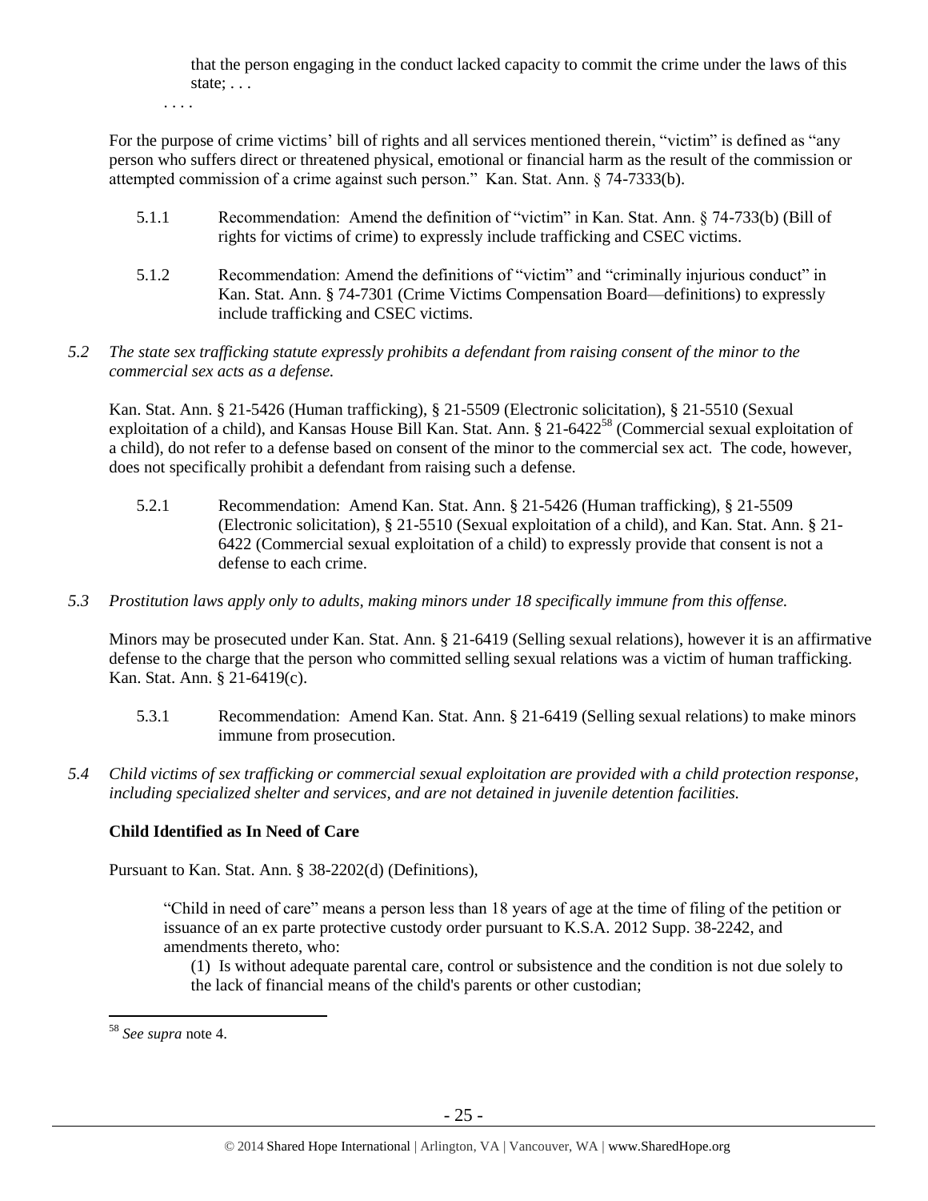> that the person engaging in the conduct lacked capacity to commit the crime under the laws of this state; . . .
>
> . . . .

For the purpose of crime victims' bill of rights and all services mentioned therein, "victim" is defined as "any person who suffers direct or threatened physical, emotional or financial harm as the result of the commission or attempted commission of a crime against such person." Kan. Stat. Ann. § 74-7333(b).

5.1.1 Recommendation: Amend the definition of "victim" in Kan. Stat. Ann. § 74-733(b) (Bill of rights for victims of crime) to expressly include trafficking and CSEC victims.

5.1.2 Recommendation: Amend the definitions of "victim" and "criminally injurious conduct" in Kan. Stat. Ann. § 74-7301 (Crime Victims Compensation Board—definitions) to expressly include trafficking and CSEC victims.

*5.2 The state sex trafficking statute expressly prohibits a defendant from raising consent of the minor to the commercial sex acts as a defense.*

Kan. Stat. Ann. § 21-5426 (Human trafficking), § 21-5509 (Electronic solicitation), § 21-5510 (Sexual exploitation of a child), and Kansas House Bill Kan. Stat. Ann. § 21-6422[58] (Commercial sexual exploitation of a child), do not refer to a defense based on consent of the minor to the commercial sex act. The code, however, does not specifically prohibit a defendant from raising such a defense.

5.2.1 Recommendation: Amend Kan. Stat. Ann. § 21-5426 (Human trafficking), § 21-5509 (Electronic solicitation), § 21-5510 (Sexual exploitation of a child), and Kan. Stat. Ann. § 21-6422 (Commercial sexual exploitation of a child) to expressly provide that consent is not a defense to each crime.

*5.3 Prostitution laws apply only to adults, making minors under 18 specifically immune from this offense.*

Minors may be prosecuted under Kan. Stat. Ann. § 21-6419 (Selling sexual relations), however it is an affirmative defense to the charge that the person who committed selling sexual relations was a victim of human trafficking. Kan. Stat. Ann. § 21-6419(c).

5.3.1 Recommendation: Amend Kan. Stat. Ann. § 21-6419 (Selling sexual relations) to make minors immune from prosecution.

*5.4 Child victims of sex trafficking or commercial sexual exploitation are provided with a child protection response, including specialized shelter and services, and are not detained in juvenile detention facilities.*

**Child Identified as In Need of Care**

Pursuant to Kan. Stat. Ann. § 38-2202(d) (Definitions),

> "Child in need of care" means a person less than 18 years of age at the time of filing of the petition or issuance of an ex parte protective custody order pursuant to K.S.A. 2012 Supp. 38-2242, and amendments thereto, who:
>
> (1) Is without adequate parental care, control or subsistence and the condition is not due solely to the lack of financial means of the child's parents or other custodian;

---

[58] *See supra* note 4.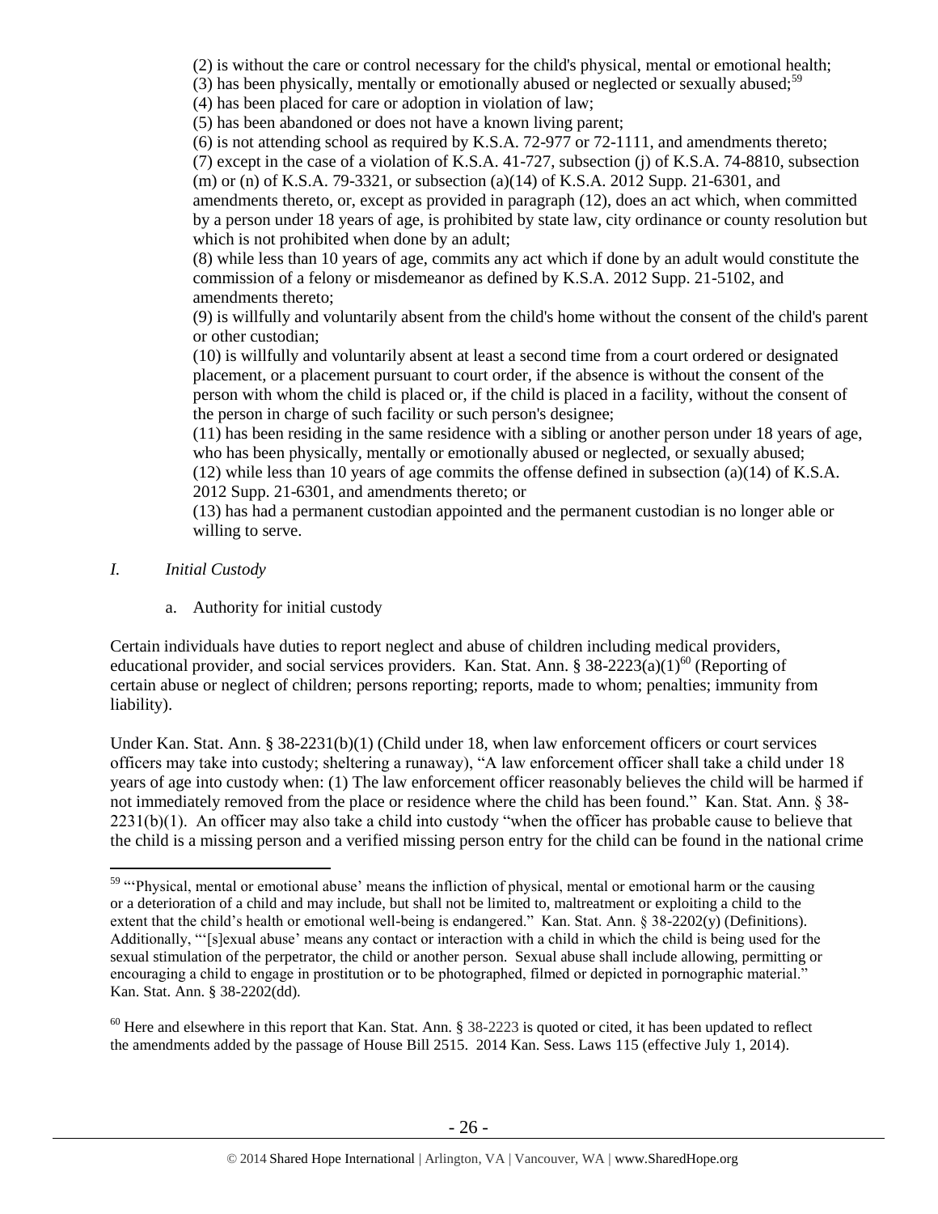(2) is without the care or control necessary for the child's physical, mental or emotional health;

(3) has been physically, mentally or emotionally abused or neglected or sexually abused;[59]

(4) has been placed for care or adoption in violation of law;

(5) has been abandoned or does not have a known living parent;

(6) is not attending school as required by K.S.A. 72-977 or 72-1111, and amendments thereto;

(7) except in the case of a violation of K.S.A. 41-727, subsection (j) of K.S.A. 74-8810, subsection (m) or (n) of K.S.A. 79-3321, or subsection (a)(14) of K.S.A. 2012 Supp. 21-6301, and amendments thereto, or, except as provided in paragraph (12), does an act which, when committed by a person under 18 years of age, is prohibited by state law, city ordinance or county resolution but which is not prohibited when done by an adult;

(8) while less than 10 years of age, commits any act which if done by an adult would constitute the commission of a felony or misdemeanor as defined by K.S.A. 2012 Supp. 21-5102, and amendments thereto;

(9) is willfully and voluntarily absent from the child's home without the consent of the child's parent or other custodian;

(10) is willfully and voluntarily absent at least a second time from a court ordered or designated placement, or a placement pursuant to court order, if the absence is without the consent of the person with whom the child is placed or, if the child is placed in a facility, without the consent of the person in charge of such facility or such person's designee;

(11) has been residing in the same residence with a sibling or another person under 18 years of age, who has been physically, mentally or emotionally abused or neglected, or sexually abused;

(12) while less than 10 years of age commits the offense defined in subsection (a)(14) of K.S.A. 2012 Supp. 21-6301, and amendments thereto; or

(13) has had a permanent custodian appointed and the permanent custodian is no longer able or willing to serve.

*I. Initial Custody*

a. Authority for initial custody

Certain individuals have duties to report neglect and abuse of children including medical providers, educational provider, and social services providers. Kan. Stat. Ann. § 38-2223(a)(1)[60] (Reporting of certain abuse or neglect of children; persons reporting; reports, made to whom; penalties; immunity from liability).

Under Kan. Stat. Ann. § 38-2231(b)(1) (Child under 18, when law enforcement officers or court services officers may take into custody; sheltering a runaway), "A law enforcement officer shall take a child under 18 years of age into custody when: (1) The law enforcement officer reasonably believes the child will be harmed if not immediately removed from the place or residence where the child has been found." Kan. Stat. Ann. § 38-2231(b)(1). An officer may also take a child into custody "when the officer has probable cause to believe that the child is a missing person and a verified missing person entry for the child can be found in the national crime

---

[59] "'Physical, mental or emotional abuse' means the infliction of physical, mental or emotional harm or the causing or a deterioration of a child and may include, but shall not be limited to, maltreatment or exploiting a child to the extent that the child's health or emotional well-being is endangered." Kan. Stat. Ann. § 38-2202(y) (Definitions). Additionally, "'[s]exual abuse' means any contact or interaction with a child in which the child is being used for the sexual stimulation of the perpetrator, the child or another person. Sexual abuse shall include allowing, permitting or encouraging a child to engage in prostitution or to be photographed, filmed or depicted in pornographic material." Kan. Stat. Ann. § 38-2202(dd).

[60] Here and elsewhere in this report that Kan. Stat. Ann. § 38-2223 is quoted or cited, it has been updated to reflect the amendments added by the passage of House Bill 2515. 2014 Kan. Sess. Laws 115 (effective July 1, 2014).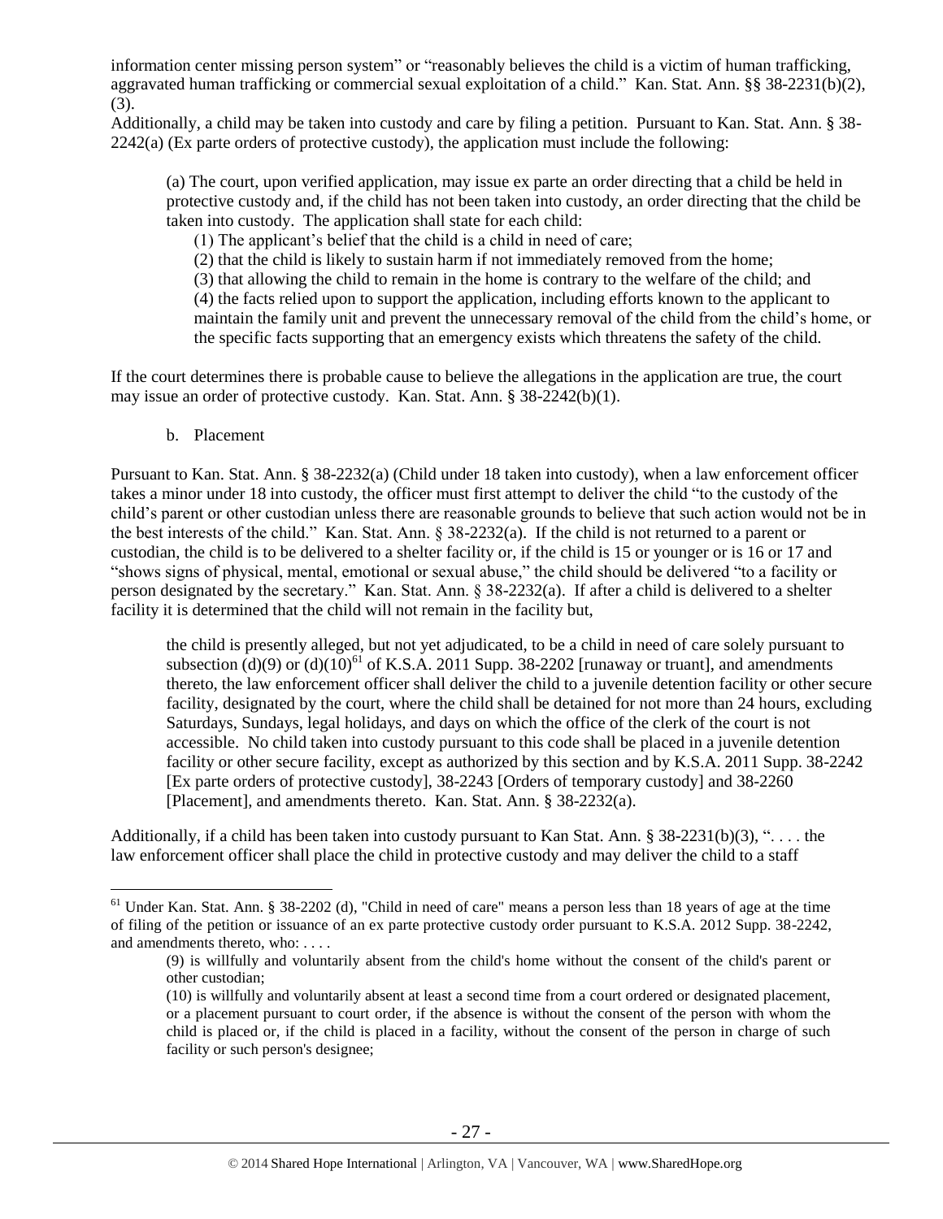information center missing person system" or "reasonably believes the child is a victim of human trafficking, aggravated human trafficking or commercial sexual exploitation of a child." Kan. Stat. Ann. §§ 38-2231(b)(2), (3).

Additionally, a child may be taken into custody and care by filing a petition. Pursuant to Kan. Stat. Ann. § 38-2242(a) (Ex parte orders of protective custody), the application must include the following:

> (a) The court, upon verified application, may issue ex parte an order directing that a child be held in protective custody and, if the child has not been taken into custody, an order directing that the child be taken into custody. The application shall state for each child:
>
> (1) The applicant's belief that the child is a child in need of care;
>
> (2) that the child is likely to sustain harm if not immediately removed from the home;
>
> (3) that allowing the child to remain in the home is contrary to the welfare of the child; and
>
> (4) the facts relied upon to support the application, including efforts known to the applicant to maintain the family unit and prevent the unnecessary removal of the child from the child's home, or the specific facts supporting that an emergency exists which threatens the safety of the child.

If the court determines there is probable cause to believe the allegations in the application are true, the court may issue an order of protective custody. Kan. Stat. Ann. § 38-2242(b)(1).

b. Placement

Pursuant to Kan. Stat. Ann. § 38-2232(a) (Child under 18 taken into custody), when a law enforcement officer takes a minor under 18 into custody, the officer must first attempt to deliver the child "to the custody of the child's parent or other custodian unless there are reasonable grounds to believe that such action would not be in the best interests of the child." Kan. Stat. Ann. § 38-2232(a). If the child is not returned to a parent or custodian, the child is to be delivered to a shelter facility or, if the child is 15 or younger or is 16 or 17 and "shows signs of physical, mental, emotional or sexual abuse," the child should be delivered "to a facility or person designated by the secretary." Kan. Stat. Ann. § 38-2232(a). If after a child is delivered to a shelter facility it is determined that the child will not remain in the facility but,

> the child is presently alleged, but not yet adjudicated, to be a child in need of care solely pursuant to subsection (d)(9) or (d)(10)[61] of K.S.A. 2011 Supp. 38-2202 [runaway or truant], and amendments thereto, the law enforcement officer shall deliver the child to a juvenile detention facility or other secure facility, designated by the court, where the child shall be detained for not more than 24 hours, excluding Saturdays, Sundays, legal holidays, and days on which the office of the clerk of the court is not accessible. No child taken into custody pursuant to this code shall be placed in a juvenile detention facility or other secure facility, except as authorized by this section and by K.S.A. 2011 Supp. 38-2242 [Ex parte orders of protective custody], 38-2243 [Orders of temporary custody] and 38-2260 [Placement], and amendments thereto. Kan. Stat. Ann. § 38-2232(a).

Additionally, if a child has been taken into custody pursuant to Kan Stat. Ann. § 38-2231(b)(3), ". . . . the law enforcement officer shall place the child in protective custody and may deliver the child to a staff

---

[61] Under Kan. Stat. Ann. § 38-2202 (d), "Child in need of care" means a person less than 18 years of age at the time of filing of the petition or issuance of an ex parte protective custody order pursuant to K.S.A. 2012 Supp. 38-2242, and amendments thereto, who: . . . .

> (9) is willfully and voluntarily absent from the child's home without the consent of the child's parent or other custodian;
>
> (10) is willfully and voluntarily absent at least a second time from a court ordered or designated placement, or a placement pursuant to court order, if the absence is without the consent of the person with whom the child is placed or, if the child is placed in a facility, without the consent of the person in charge of such facility or such person's designee;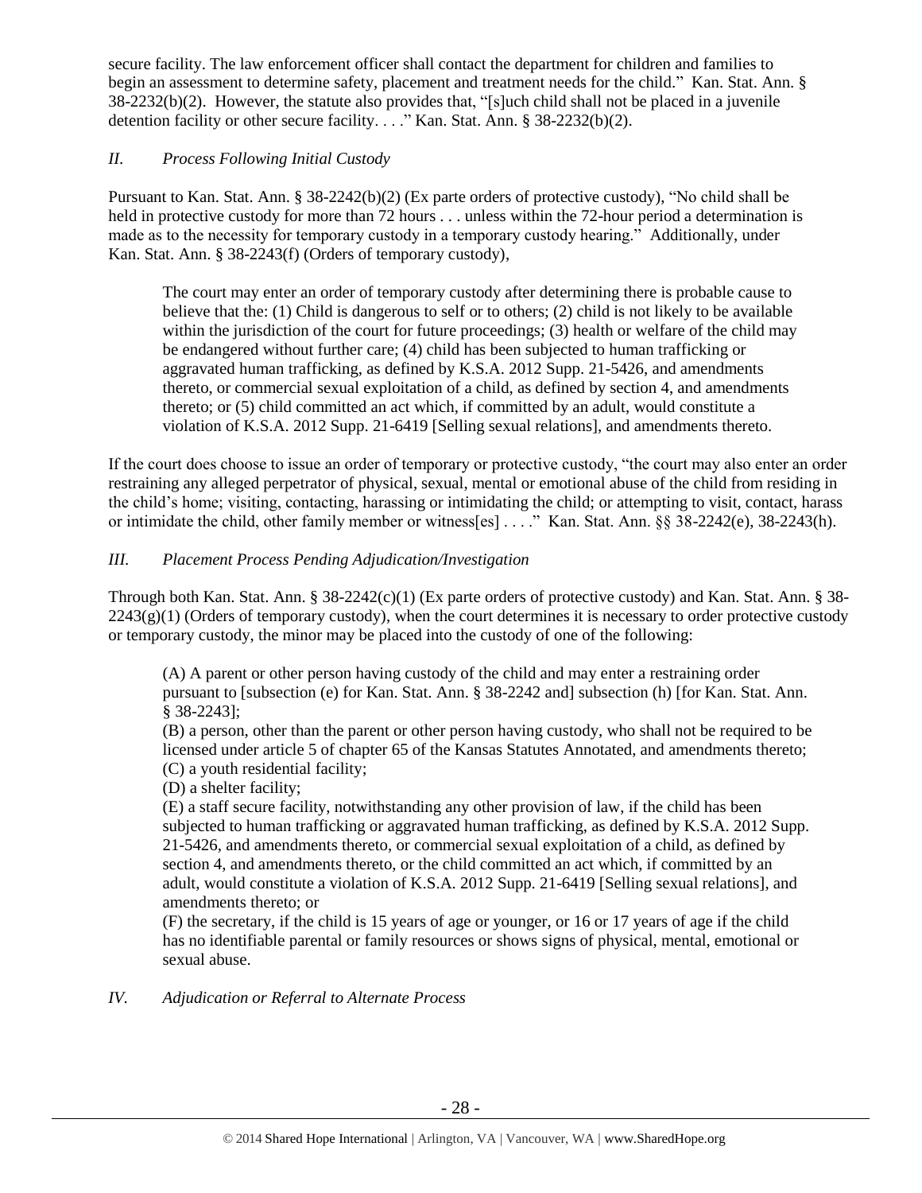secure facility. The law enforcement officer shall contact the department for children and families to begin an assessment to determine safety, placement and treatment needs for the child." Kan. Stat. Ann. § 38-2232(b)(2). However, the statute also provides that, "[s]uch child shall not be placed in a juvenile detention facility or other secure facility. . . ." Kan. Stat. Ann. § 38-2232(b)(2).

### *II. Process Following Initial Custody*

Pursuant to Kan. Stat. Ann. § 38-2242(b)(2) (Ex parte orders of protective custody), "No child shall be held in protective custody for more than 72 hours . . . unless within the 72-hour period a determination is made as to the necessity for temporary custody in a temporary custody hearing." Additionally, under Kan. Stat. Ann. § 38-2243(f) (Orders of temporary custody),

> The court may enter an order of temporary custody after determining there is probable cause to believe that the: (1) Child is dangerous to self or to others; (2) child is not likely to be available within the jurisdiction of the court for future proceedings; (3) health or welfare of the child may be endangered without further care; (4) child has been subjected to human trafficking or aggravated human trafficking, as defined by K.S.A. 2012 Supp. 21-5426, and amendments thereto, or commercial sexual exploitation of a child, as defined by section 4, and amendments thereto; or (5) child committed an act which, if committed by an adult, would constitute a violation of K.S.A. 2012 Supp. 21-6419 [Selling sexual relations], and amendments thereto.

If the court does choose to issue an order of temporary or protective custody, "the court may also enter an order restraining any alleged perpetrator of physical, sexual, mental or emotional abuse of the child from residing in the child's home; visiting, contacting, harassing or intimidating the child; or attempting to visit, contact, harass or intimidate the child, other family member or witness[es] . . . ." Kan. Stat. Ann. §§ 38-2242(e), 38-2243(h).

### *III. Placement Process Pending Adjudication/Investigation*

Through both Kan. Stat. Ann. § 38-2242(c)(1) (Ex parte orders of protective custody) and Kan. Stat. Ann. § 38-2243(g)(1) (Orders of temporary custody), when the court determines it is necessary to order protective custody or temporary custody, the minor may be placed into the custody of one of the following:

> (A) A parent or other person having custody of the child and may enter a restraining order pursuant to [subsection (e) for Kan. Stat. Ann. § 38-2242 and] subsection (h) [for Kan. Stat. Ann. § 38-2243];
>
> (B) a person, other than the parent or other person having custody, who shall not be required to be licensed under article 5 of chapter 65 of the Kansas Statutes Annotated, and amendments thereto;
>
> (C) a youth residential facility;
>
> (D) a shelter facility;
>
> (E) a staff secure facility, notwithstanding any other provision of law, if the child has been subjected to human trafficking or aggravated human trafficking, as defined by K.S.A. 2012 Supp. 21-5426, and amendments thereto, or commercial sexual exploitation of a child, as defined by section 4, and amendments thereto, or the child committed an act which, if committed by an adult, would constitute a violation of K.S.A. 2012 Supp. 21-6419 [Selling sexual relations], and amendments thereto; or
>
> (F) the secretary, if the child is 15 years of age or younger, or 16 or 17 years of age if the child has no identifiable parental or family resources or shows signs of physical, mental, emotional or sexual abuse.

### *IV. Adjudication or Referral to Alternate Process*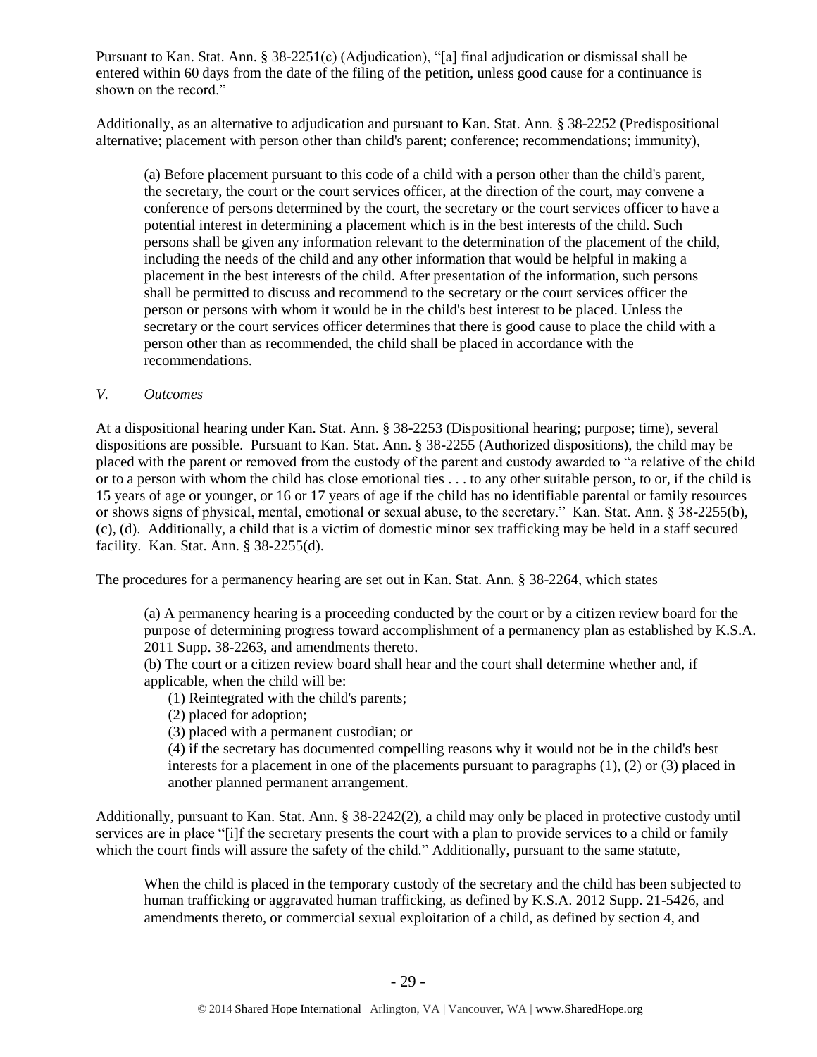Pursuant to Kan. Stat. Ann. § 38-2251(c) (Adjudication), "[a] final adjudication or dismissal shall be entered within 60 days from the date of the filing of the petition, unless good cause for a continuance is shown on the record."

Additionally, as an alternative to adjudication and pursuant to Kan. Stat. Ann. § 38-2252 (Predispositional alternative; placement with person other than child's parent; conference; recommendations; immunity),

> (a) Before placement pursuant to this code of a child with a person other than the child's parent, the secretary, the court or the court services officer, at the direction of the court, may convene a conference of persons determined by the court, the secretary or the court services officer to have a potential interest in determining a placement which is in the best interests of the child. Such persons shall be given any information relevant to the determination of the placement of the child, including the needs of the child and any other information that would be helpful in making a placement in the best interests of the child. After presentation of the information, such persons shall be permitted to discuss and recommend to the secretary or the court services officer the person or persons with whom it would be in the child's best interest to be placed. Unless the secretary or the court services officer determines that there is good cause to place the child with a person other than as recommended, the child shall be placed in accordance with the recommendations.

*V. Outcomes*

At a dispositional hearing under Kan. Stat. Ann. § 38-2253 (Dispositional hearing; purpose; time), several dispositions are possible. Pursuant to Kan. Stat. Ann. § 38-2255 (Authorized dispositions), the child may be placed with the parent or removed from the custody of the parent and custody awarded to "a relative of the child or to a person with whom the child has close emotional ties . . . to any other suitable person, to or, if the child is 15 years of age or younger, or 16 or 17 years of age if the child has no identifiable parental or family resources or shows signs of physical, mental, emotional or sexual abuse, to the secretary." Kan. Stat. Ann. § 38-2255(b), (c), (d). Additionally, a child that is a victim of domestic minor sex trafficking may be held in a staff secured facility. Kan. Stat. Ann. § 38-2255(d).

The procedures for a permanency hearing are set out in Kan. Stat. Ann. § 38-2264, which states

> (a) A permanency hearing is a proceeding conducted by the court or by a citizen review board for the purpose of determining progress toward accomplishment of a permanency plan as established by K.S.A. 2011 Supp. 38-2263, and amendments thereto.
>
> (b) The court or a citizen review board shall hear and the court shall determine whether and, if applicable, when the child will be:
>
> (1) Reintegrated with the child's parents;
>
> (2) placed for adoption;
>
> (3) placed with a permanent custodian; or
>
> (4) if the secretary has documented compelling reasons why it would not be in the child's best interests for a placement in one of the placements pursuant to paragraphs (1), (2) or (3) placed in another planned permanent arrangement.

Additionally, pursuant to Kan. Stat. Ann. § 38-2242(2), a child may only be placed in protective custody until services are in place "[i]f the secretary presents the court with a plan to provide services to a child or family which the court finds will assure the safety of the child." Additionally, pursuant to the same statute,

> When the child is placed in the temporary custody of the secretary and the child has been subjected to human trafficking or aggravated human trafficking, as defined by K.S.A. 2012 Supp. 21-5426, and amendments thereto, or commercial sexual exploitation of a child, as defined by section 4, and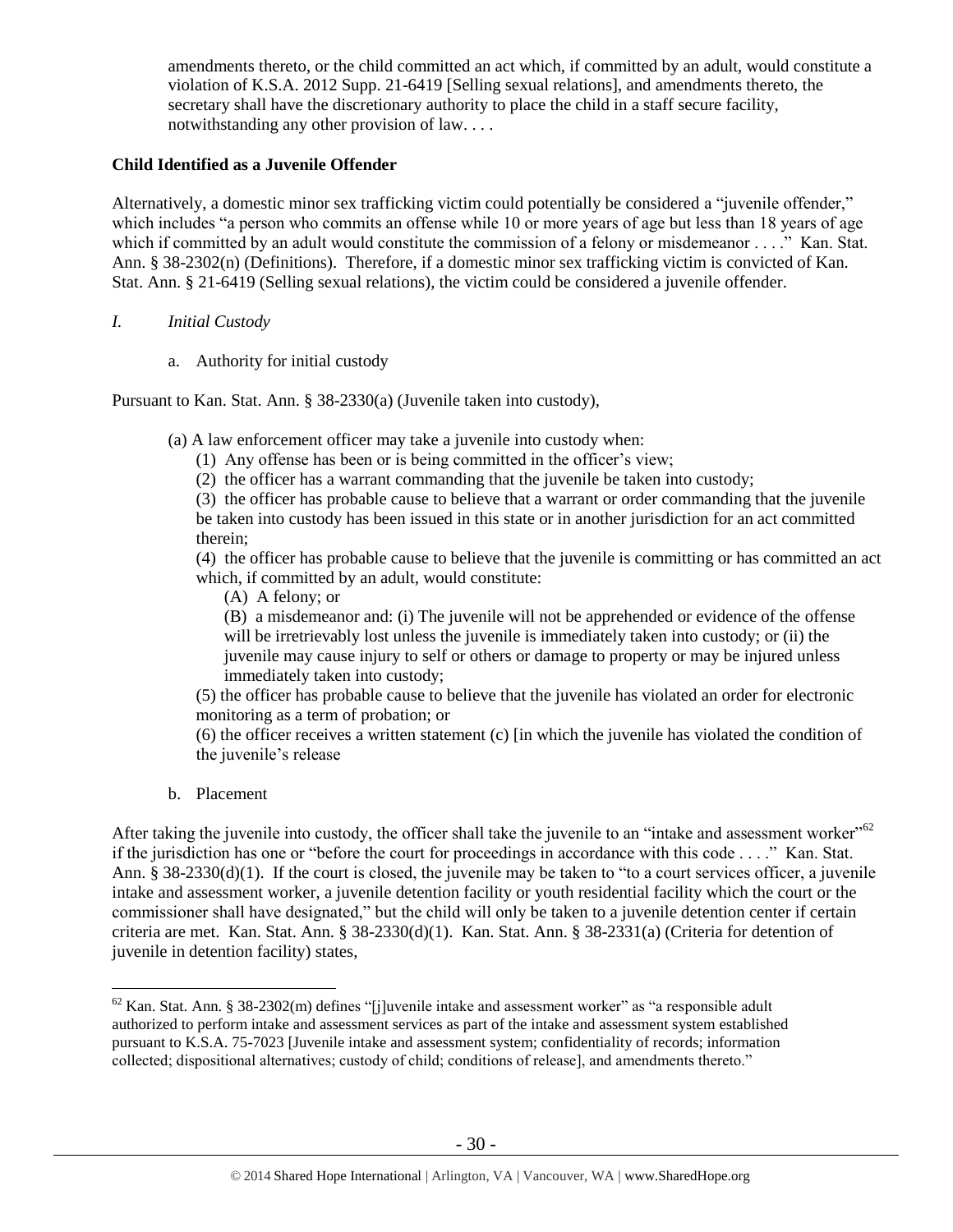> amendments thereto, or the child committed an act which, if committed by an adult, would constitute a violation of K.S.A. 2012 Supp. 21-6419 [Selling sexual relations], and amendments thereto, the secretary shall have the discretionary authority to place the child in a staff secure facility, notwithstanding any other provision of law. . . .

**Child Identified as a Juvenile Offender**

Alternatively, a domestic minor sex trafficking victim could potentially be considered a "juvenile offender," which includes "a person who commits an offense while 10 or more years of age but less than 18 years of age which if committed by an adult would constitute the commission of a felony or misdemeanor . . . ." Kan. Stat. Ann. § 38-2302(n) (Definitions). Therefore, if a domestic minor sex trafficking victim is convicted of Kan. Stat. Ann. § 21-6419 (Selling sexual relations), the victim could be considered a juvenile offender.

*I. Initial Custody*

a. Authority for initial custody

Pursuant to Kan. Stat. Ann. § 38-2330(a) (Juvenile taken into custody),

> (a) A law enforcement officer may take a juvenile into custody when:
> 
> (1) Any offense has been or is being committed in the officer's view;
> 
> (2) the officer has a warrant commanding that the juvenile be taken into custody;
> 
> (3) the officer has probable cause to believe that a warrant or order commanding that the juvenile be taken into custody has been issued in this state or in another jurisdiction for an act committed therein;
> 
> (4) the officer has probable cause to believe that the juvenile is committing or has committed an act which, if committed by an adult, would constitute:
> 
> (A) A felony; or
> 
> (B) a misdemeanor and: (i) The juvenile will not be apprehended or evidence of the offense will be irretrievably lost unless the juvenile is immediately taken into custody; or (ii) the juvenile may cause injury to self or others or damage to property or may be injured unless immediately taken into custody;
> 
> (5) the officer has probable cause to believe that the juvenile has violated an order for electronic monitoring as a term of probation; or
> 
> (6) the officer receives a written statement (c) [in which the juvenile has violated the condition of the juvenile's release

b. Placement

After taking the juvenile into custody, the officer shall take the juvenile to an "intake and assessment worker"[62] if the jurisdiction has one or "before the court for proceedings in accordance with this code . . . ." Kan. Stat. Ann. § 38-2330(d)(1). If the court is closed, the juvenile may be taken to "to a court services officer, a juvenile intake and assessment worker, a juvenile detention facility or youth residential facility which the court or the commissioner shall have designated," but the child will only be taken to a juvenile detention center if certain criteria are met. Kan. Stat. Ann. § 38-2330(d)(1). Kan. Stat. Ann. § 38-2331(a) (Criteria for detention of juvenile in detention facility) states,

---

[62] Kan. Stat. Ann. § 38-2302(m) defines "[j]uvenile intake and assessment worker" as "a responsible adult authorized to perform intake and assessment services as part of the intake and assessment system established pursuant to K.S.A. 75-7023 [Juvenile intake and assessment system; confidentiality of records; information collected; dispositional alternatives; custody of child; conditions of release], and amendments thereto."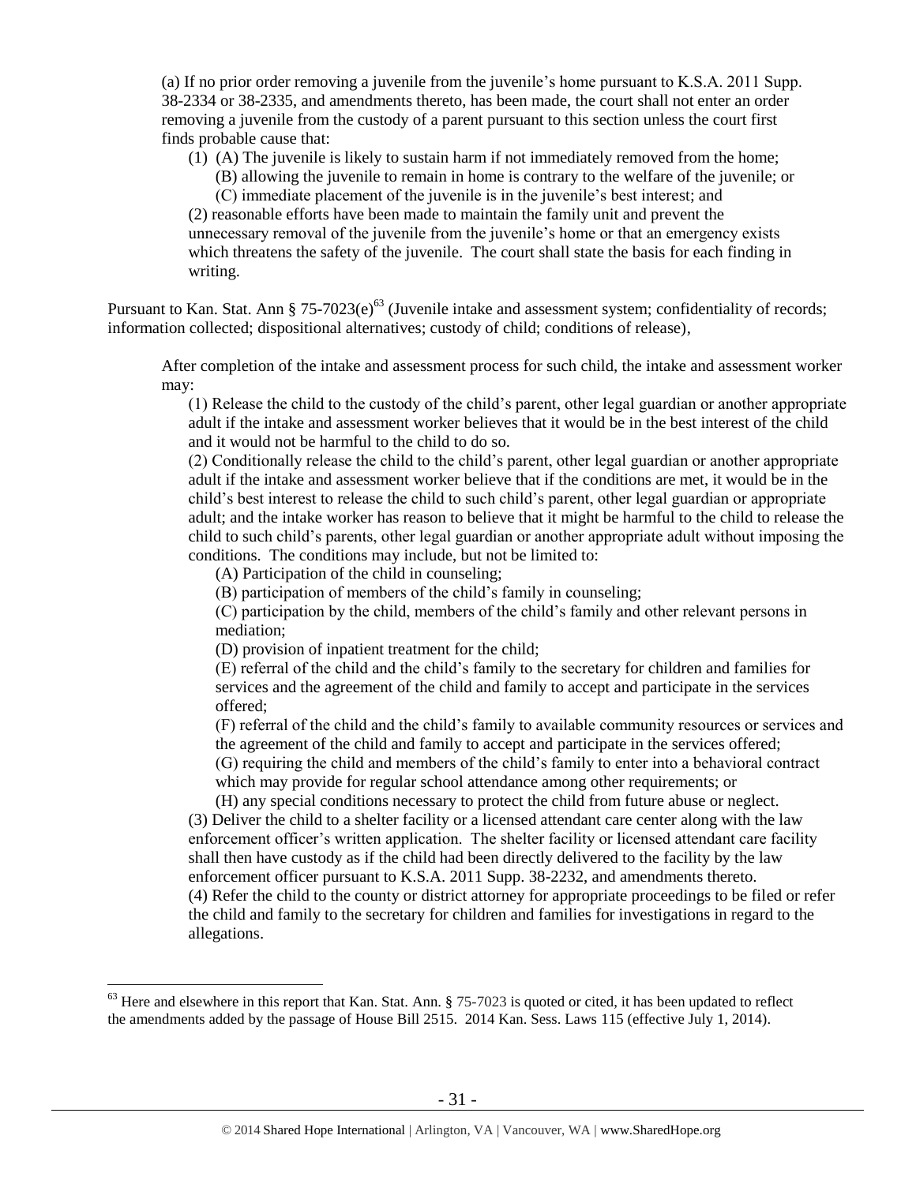> (a) If no prior order removing a juvenile from the juvenile's home pursuant to K.S.A. 2011 Supp. 38-2334 or 38-2335, and amendments thereto, has been made, the court shall not enter an order removing a juvenile from the custody of a parent pursuant to this section unless the court first finds probable cause that:
>
> (1) (A) The juvenile is likely to sustain harm if not immediately removed from the home;
> (B) allowing the juvenile to remain in home is contrary to the welfare of the juvenile; or
> (C) immediate placement of the juvenile is in the juvenile's best interest; and
>
> (2) reasonable efforts have been made to maintain the family unit and prevent the unnecessary removal of the juvenile from the juvenile's home or that an emergency exists which threatens the safety of the juvenile. The court shall state the basis for each finding in writing.

Pursuant to Kan. Stat. Ann § 75-7023(e)[63] (Juvenile intake and assessment system; confidentiality of records; information collected; dispositional alternatives; custody of child; conditions of release),

> After completion of the intake and assessment process for such child, the intake and assessment worker may:
>
> (1) Release the child to the custody of the child's parent, other legal guardian or another appropriate adult if the intake and assessment worker believes that it would be in the best interest of the child and it would not be harmful to the child to do so.
>
> (2) Conditionally release the child to the child's parent, other legal guardian or another appropriate adult if the intake and assessment worker believe that if the conditions are met, it would be in the child's best interest to release the child to such child's parent, other legal guardian or appropriate adult; and the intake worker has reason to believe that it might be harmful to the child to release the child to such child's parents, other legal guardian or another appropriate adult without imposing the conditions. The conditions may include, but not be limited to:
>
> (A) Participation of the child in counseling;
>
> (B) participation of members of the child's family in counseling;
>
> (C) participation by the child, members of the child's family and other relevant persons in mediation;
>
> (D) provision of inpatient treatment for the child;
>
> (E) referral of the child and the child's family to the secretary for children and families for services and the agreement of the child and family to accept and participate in the services offered;
>
> (F) referral of the child and the child's family to available community resources or services and the agreement of the child and family to accept and participate in the services offered;
>
> (G) requiring the child and members of the child's family to enter into a behavioral contract which may provide for regular school attendance among other requirements; or
>
> (H) any special conditions necessary to protect the child from future abuse or neglect.
>
> (3) Deliver the child to a shelter facility or a licensed attendant care center along with the law enforcement officer's written application. The shelter facility or licensed attendant care facility shall then have custody as if the child had been directly delivered to the facility by the law enforcement officer pursuant to K.S.A. 2011 Supp. 38-2232, and amendments thereto.
>
> (4) Refer the child to the county or district attorney for appropriate proceedings to be filed or refer the child and family to the secretary for children and families for investigations in regard to the allegations.

---

[63] Here and elsewhere in this report that Kan. Stat. Ann. § 75-7023 is quoted or cited, it has been updated to reflect the amendments added by the passage of House Bill 2515. 2014 Kan. Sess. Laws 115 (effective July 1, 2014).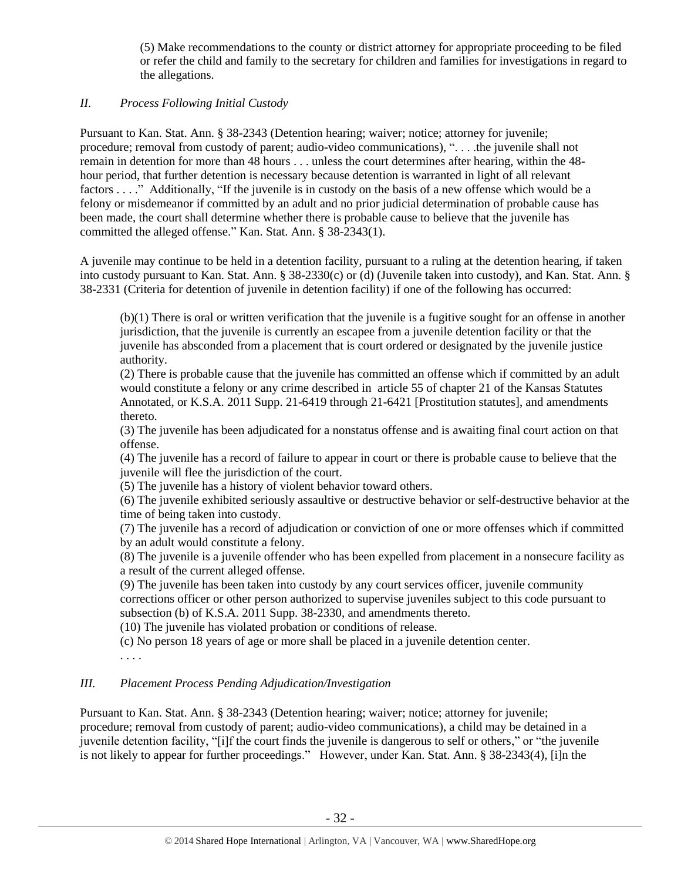(5) Make recommendations to the county or district attorney for appropriate proceeding to be filed or refer the child and family to the secretary for children and families for investigations in regard to the allegations.

## *II. Process Following Initial Custody*

Pursuant to Kan. Stat. Ann. § 38-2343 (Detention hearing; waiver; notice; attorney for juvenile; procedure; removal from custody of parent; audio-video communications), ". . . .the juvenile shall not remain in detention for more than 48 hours . . . unless the court determines after hearing, within the 48-hour period, that further detention is necessary because detention is warranted in light of all relevant factors . . . ." Additionally, "If the juvenile is in custody on the basis of a new offense which would be a felony or misdemeanor if committed by an adult and no prior judicial determination of probable cause has been made, the court shall determine whether there is probable cause to believe that the juvenile has committed the alleged offense." Kan. Stat. Ann. § 38-2343(1).

A juvenile may continue to be held in a detention facility, pursuant to a ruling at the detention hearing, if taken into custody pursuant to Kan. Stat. Ann. § 38-2330(c) or (d) (Juvenile taken into custody), and Kan. Stat. Ann. § 38-2331 (Criteria for detention of juvenile in detention facility) if one of the following has occurred:

> (b)(1) There is oral or written verification that the juvenile is a fugitive sought for an offense in another jurisdiction, that the juvenile is currently an escapee from a juvenile detention facility or that the juvenile has absconded from a placement that is court ordered or designated by the juvenile justice authority.
>
> (2) There is probable cause that the juvenile has committed an offense which if committed by an adult would constitute a felony or any crime described in article 55 of chapter 21 of the Kansas Statutes Annotated, or K.S.A. 2011 Supp. 21-6419 through 21-6421 [Prostitution statutes], and amendments thereto.
>
> (3) The juvenile has been adjudicated for a nonstatus offense and is awaiting final court action on that offense.
>
> (4) The juvenile has a record of failure to appear in court or there is probable cause to believe that the juvenile will flee the jurisdiction of the court.
>
> (5) The juvenile has a history of violent behavior toward others.
>
> (6) The juvenile exhibited seriously assaultive or destructive behavior or self-destructive behavior at the time of being taken into custody.
>
> (7) The juvenile has a record of adjudication or conviction of one or more offenses which if committed by an adult would constitute a felony.
>
> (8) The juvenile is a juvenile offender who has been expelled from placement in a nonsecure facility as a result of the current alleged offense.
>
> (9) The juvenile has been taken into custody by any court services officer, juvenile community corrections officer or other person authorized to supervise juveniles subject to this code pursuant to subsection (b) of K.S.A. 2011 Supp. 38-2330, and amendments thereto.
>
> (10) The juvenile has violated probation or conditions of release.
>
> (c) No person 18 years of age or more shall be placed in a juvenile detention center.
>
> . . . .

## *III. Placement Process Pending Adjudication/Investigation*

Pursuant to Kan. Stat. Ann. § 38-2343 (Detention hearing; waiver; notice; attorney for juvenile; procedure; removal from custody of parent; audio-video communications), a child may be detained in a juvenile detention facility, "[i]f the court finds the juvenile is dangerous to self or others," or "the juvenile is not likely to appear for further proceedings." However, under Kan. Stat. Ann. § 38-2343(4), [i]n the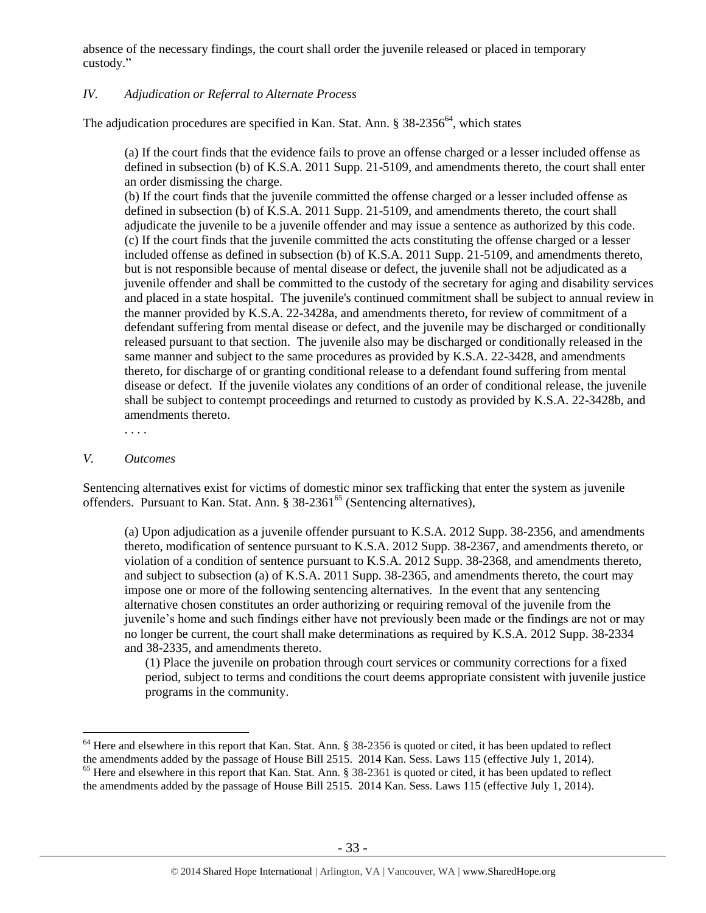absence of the necessary findings, the court shall order the juvenile released or placed in temporary custody."

### *IV. Adjudication or Referral to Alternate Process*

The adjudication procedures are specified in Kan. Stat. Ann. § 38-2356[64], which states

> (a) If the court finds that the evidence fails to prove an offense charged or a lesser included offense as defined in subsection (b) of K.S.A. 2011 Supp. 21-5109, and amendments thereto, the court shall enter an order dismissing the charge.
>
> (b) If the court finds that the juvenile committed the offense charged or a lesser included offense as defined in subsection (b) of K.S.A. 2011 Supp. 21-5109, and amendments thereto, the court shall adjudicate the juvenile to be a juvenile offender and may issue a sentence as authorized by this code.
>
> (c) If the court finds that the juvenile committed the acts constituting the offense charged or a lesser included offense as defined in subsection (b) of K.S.A. 2011 Supp. 21-5109, and amendments thereto, but is not responsible because of mental disease or defect, the juvenile shall not be adjudicated as a juvenile offender and shall be committed to the custody of the secretary for aging and disability services and placed in a state hospital. The juvenile's continued commitment shall be subject to annual review in the manner provided by K.S.A. 22-3428a, and amendments thereto, for review of commitment of a defendant suffering from mental disease or defect, and the juvenile may be discharged or conditionally released pursuant to that section. The juvenile also may be discharged or conditionally released in the same manner and subject to the same procedures as provided by K.S.A. 22-3428, and amendments thereto, for discharge of or granting conditional release to a defendant found suffering from mental disease or defect. If the juvenile violates any conditions of an order of conditional release, the juvenile shall be subject to contempt proceedings and returned to custody as provided by K.S.A. 22-3428b, and amendments thereto.
>
> . . . .

### *V. Outcomes*

Sentencing alternatives exist for victims of domestic minor sex trafficking that enter the system as juvenile offenders. Pursuant to Kan. Stat. Ann. § 38-2361[65] (Sentencing alternatives),

> (a) Upon adjudication as a juvenile offender pursuant to K.S.A. 2012 Supp. 38-2356, and amendments thereto, modification of sentence pursuant to K.S.A. 2012 Supp. 38-2367, and amendments thereto, or violation of a condition of sentence pursuant to K.S.A. 2012 Supp. 38-2368, and amendments thereto, and subject to subsection (a) of K.S.A. 2011 Supp. 38-2365, and amendments thereto, the court may impose one or more of the following sentencing alternatives. In the event that any sentencing alternative chosen constitutes an order authorizing or requiring removal of the juvenile from the juvenile's home and such findings either have not previously been made or the findings are not or may no longer be current, the court shall make determinations as required by K.S.A. 2012 Supp. 38-2334 and 38-2335, and amendments thereto.
>
> (1) Place the juvenile on probation through court services or community corrections for a fixed period, subject to terms and conditions the court deems appropriate consistent with juvenile justice programs in the community.

---

[64] Here and elsewhere in this report that Kan. Stat. Ann. § 38-2356 is quoted or cited, it has been updated to reflect the amendments added by the passage of House Bill 2515. 2014 Kan. Sess. Laws 115 (effective July 1, 2014).

[65] Here and elsewhere in this report that Kan. Stat. Ann. § 38-2361 is quoted or cited, it has been updated to reflect the amendments added by the passage of House Bill 2515. 2014 Kan. Sess. Laws 115 (effective July 1, 2014).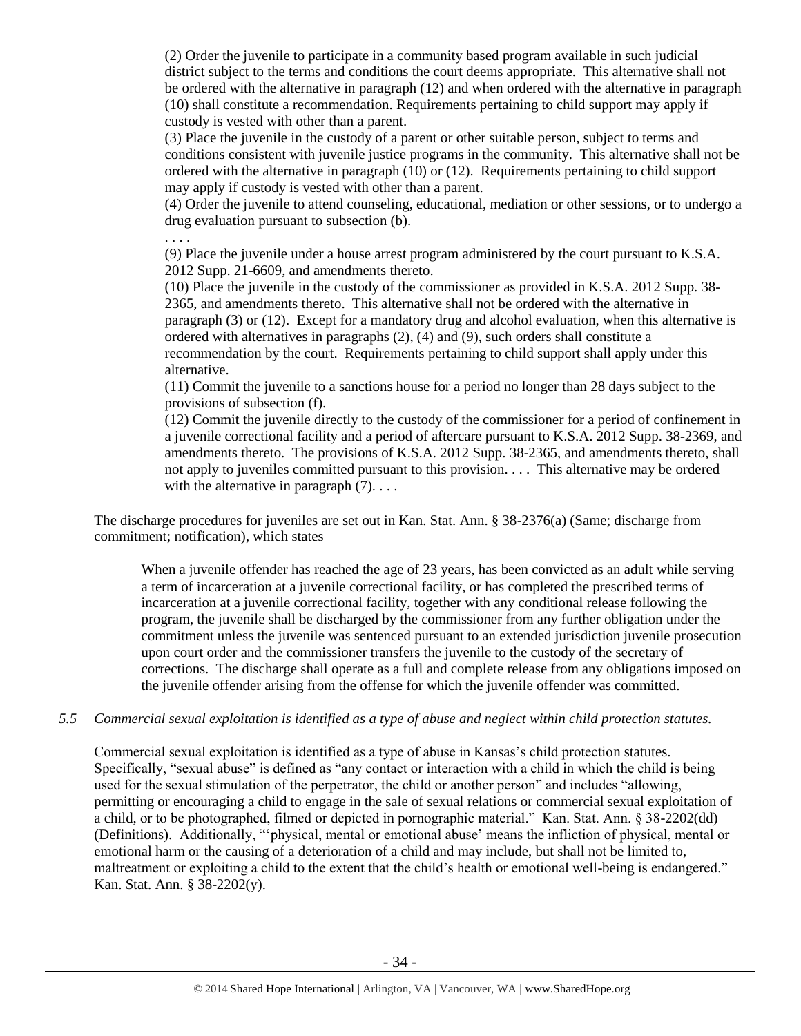(2) Order the juvenile to participate in a community based program available in such judicial district subject to the terms and conditions the court deems appropriate. This alternative shall not be ordered with the alternative in paragraph (12) and when ordered with the alternative in paragraph (10) shall constitute a recommendation. Requirements pertaining to child support may apply if custody is vested with other than a parent.

(3) Place the juvenile in the custody of a parent or other suitable person, subject to terms and conditions consistent with juvenile justice programs in the community. This alternative shall not be ordered with the alternative in paragraph (10) or (12). Requirements pertaining to child support may apply if custody is vested with other than a parent.

(4) Order the juvenile to attend counseling, educational, mediation or other sessions, or to undergo a drug evaluation pursuant to subsection (b).

. . . .

(9) Place the juvenile under a house arrest program administered by the court pursuant to K.S.A. 2012 Supp. 21-6609, and amendments thereto.

(10) Place the juvenile in the custody of the commissioner as provided in K.S.A. 2012 Supp. 38-2365, and amendments thereto. This alternative shall not be ordered with the alternative in paragraph (3) or (12). Except for a mandatory drug and alcohol evaluation, when this alternative is ordered with alternatives in paragraphs (2), (4) and (9), such orders shall constitute a recommendation by the court. Requirements pertaining to child support shall apply under this alternative.

(11) Commit the juvenile to a sanctions house for a period no longer than 28 days subject to the provisions of subsection (f).

(12) Commit the juvenile directly to the custody of the commissioner for a period of confinement in a juvenile correctional facility and a period of aftercare pursuant to K.S.A. 2012 Supp. 38-2369, and amendments thereto. The provisions of K.S.A. 2012 Supp. 38-2365, and amendments thereto, shall not apply to juveniles committed pursuant to this provision. . . . This alternative may be ordered with the alternative in paragraph (7). . . .

The discharge procedures for juveniles are set out in Kan. Stat. Ann. § 38-2376(a) (Same; discharge from commitment; notification), which states

When a juvenile offender has reached the age of 23 years, has been convicted as an adult while serving a term of incarceration at a juvenile correctional facility, or has completed the prescribed terms of incarceration at a juvenile correctional facility, together with any conditional release following the program, the juvenile shall be discharged by the commissioner from any further obligation under the commitment unless the juvenile was sentenced pursuant to an extended jurisdiction juvenile prosecution upon court order and the commissioner transfers the juvenile to the custody of the secretary of corrections. The discharge shall operate as a full and complete release from any obligations imposed on the juvenile offender arising from the offense for which the juvenile offender was committed.

*5.5 Commercial sexual exploitation is identified as a type of abuse and neglect within child protection statutes.*

Commercial sexual exploitation is identified as a type of abuse in Kansas's child protection statutes. Specifically, "sexual abuse" is defined as "any contact or interaction with a child in which the child is being used for the sexual stimulation of the perpetrator, the child or another person" and includes "allowing, permitting or encouraging a child to engage in the sale of sexual relations or commercial sexual exploitation of a child, or to be photographed, filmed or depicted in pornographic material." Kan. Stat. Ann. § 38-2202(dd) (Definitions). Additionally, "'physical, mental or emotional abuse' means the infliction of physical, mental or emotional harm or the causing of a deterioration of a child and may include, but shall not be limited to, maltreatment or exploiting a child to the extent that the child's health or emotional well-being is endangered." Kan. Stat. Ann. § 38-2202(y).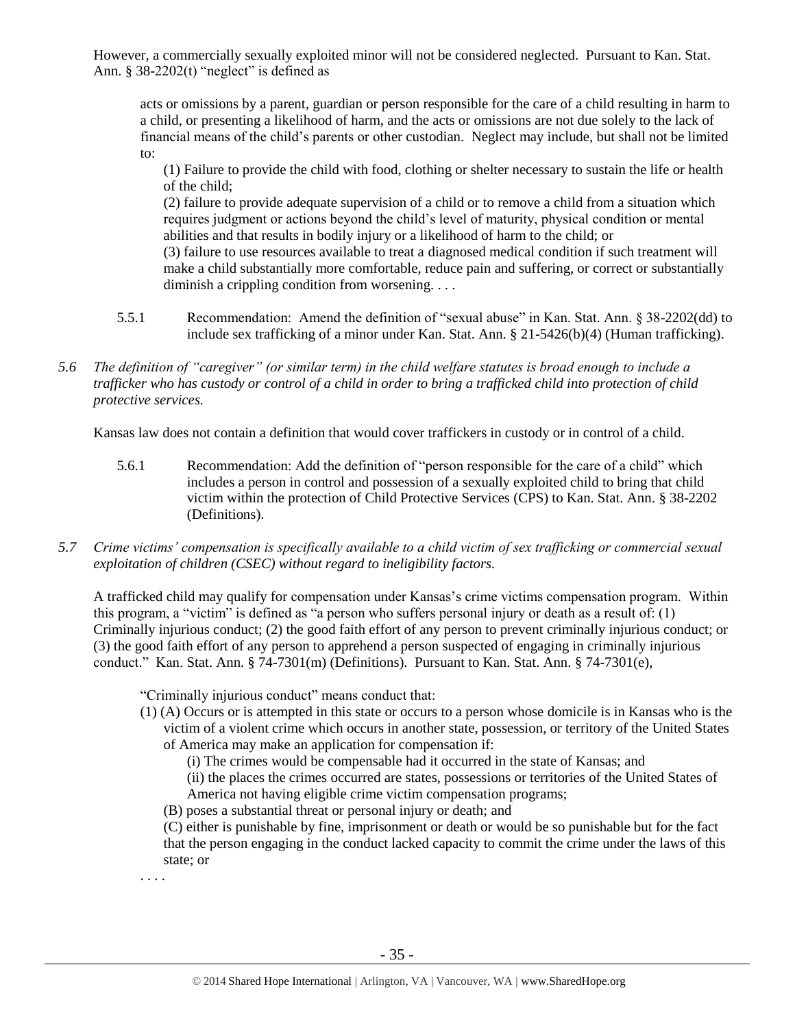However, a commercially sexually exploited minor will not be considered neglected. Pursuant to Kan. Stat. Ann. § 38-2202(t) "neglect" is defined as

> acts or omissions by a parent, guardian or person responsible for the care of a child resulting in harm to a child, or presenting a likelihood of harm, and the acts or omissions are not due solely to the lack of financial means of the child's parents or other custodian. Neglect may include, but shall not be limited to:
>
> (1) Failure to provide the child with food, clothing or shelter necessary to sustain the life or health of the child;
>
> (2) failure to provide adequate supervision of a child or to remove a child from a situation which requires judgment or actions beyond the child's level of maturity, physical condition or mental abilities and that results in bodily injury or a likelihood of harm to the child; or
>
> (3) failure to use resources available to treat a diagnosed medical condition if such treatment will make a child substantially more comfortable, reduce pain and suffering, or correct or substantially diminish a crippling condition from worsening. . . .

5.5.1 Recommendation: Amend the definition of "sexual abuse" in Kan. Stat. Ann. § 38-2202(dd) to include sex trafficking of a minor under Kan. Stat. Ann. § 21-5426(b)(4) (Human trafficking).

*5.6 The definition of "caregiver" (or similar term) in the child welfare statutes is broad enough to include a trafficker who has custody or control of a child in order to bring a trafficked child into protection of child protective services.*

Kansas law does not contain a definition that would cover traffickers in custody or in control of a child.

5.6.1 Recommendation: Add the definition of "person responsible for the care of a child" which includes a person in control and possession of a sexually exploited child to bring that child victim within the protection of Child Protective Services (CPS) to Kan. Stat. Ann. § 38-2202 (Definitions).

*5.7 Crime victims' compensation is specifically available to a child victim of sex trafficking or commercial sexual exploitation of children (CSEC) without regard to ineligibility factors.*

A trafficked child may qualify for compensation under Kansas's crime victims compensation program. Within this program, a "victim" is defined as "a person who suffers personal injury or death as a result of: (1) Criminally injurious conduct; (2) the good faith effort of any person to prevent criminally injurious conduct; or (3) the good faith effort of any person to apprehend a person suspected of engaging in criminally injurious conduct." Kan. Stat. Ann. § 74-7301(m) (Definitions). Pursuant to Kan. Stat. Ann. § 74-7301(e),

> "Criminally injurious conduct" means conduct that:
>
> (1) (A) Occurs or is attempted in this state or occurs to a person whose domicile is in Kansas who is the victim of a violent crime which occurs in another state, possession, or territory of the United States of America may make an application for compensation if:
>
> (i) The crimes would be compensable had it occurred in the state of Kansas; and
>
> (ii) the places the crimes occurred are states, possessions or territories of the United States of America not having eligible crime victim compensation programs;
>
> (B) poses a substantial threat or personal injury or death; and
>
> (C) either is punishable by fine, imprisonment or death or would be so punishable but for the fact that the person engaging in the conduct lacked capacity to commit the crime under the laws of this state; or
>
> . . . .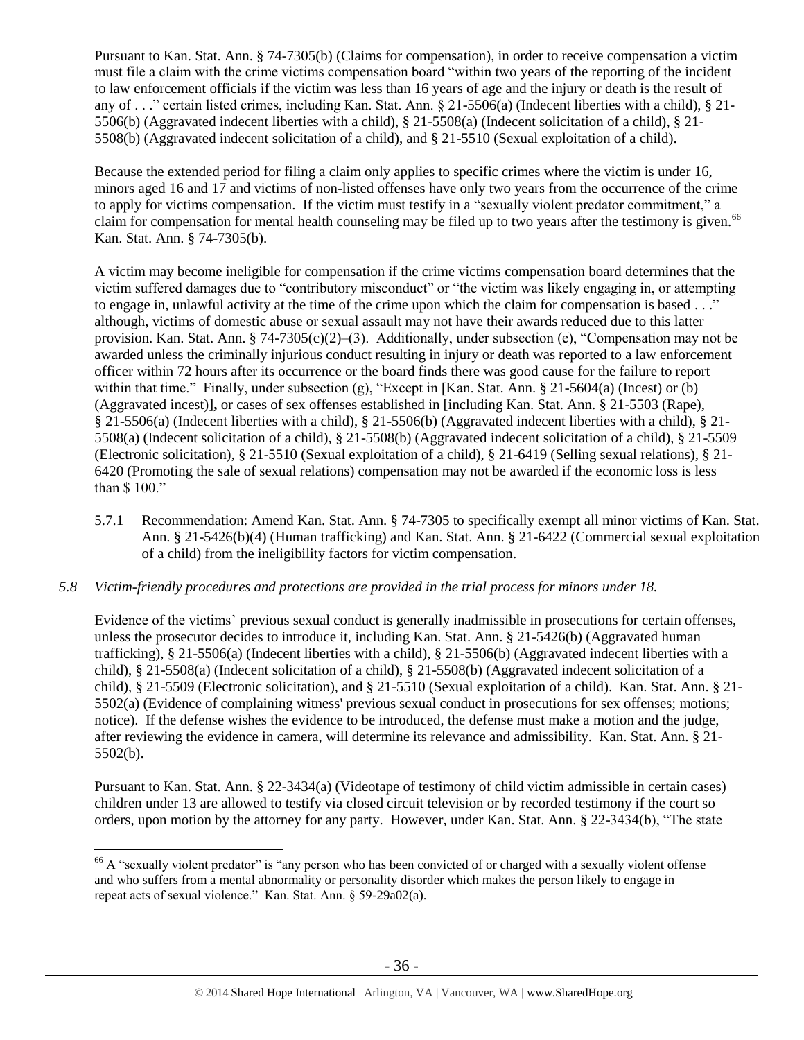Pursuant to Kan. Stat. Ann. § 74-7305(b) (Claims for compensation), in order to receive compensation a victim must file a claim with the crime victims compensation board "within two years of the reporting of the incident to law enforcement officials if the victim was less than 16 years of age and the injury or death is the result of any of . . ." certain listed crimes, including Kan. Stat. Ann. § 21-5506(a) (Indecent liberties with a child), § 21-5506(b) (Aggravated indecent liberties with a child), § 21-5508(a) (Indecent solicitation of a child), § 21-5508(b) (Aggravated indecent solicitation of a child), and § 21-5510 (Sexual exploitation of a child).

Because the extended period for filing a claim only applies to specific crimes where the victim is under 16, minors aged 16 and 17 and victims of non-listed offenses have only two years from the occurrence of the crime to apply for victims compensation. If the victim must testify in a "sexually violent predator commitment," a claim for compensation for mental health counseling may be filed up to two years after the testimony is given.[66] Kan. Stat. Ann. § 74-7305(b).

A victim may become ineligible for compensation if the crime victims compensation board determines that the victim suffered damages due to "contributory misconduct" or "the victim was likely engaging in, or attempting to engage in, unlawful activity at the time of the crime upon which the claim for compensation is based . . ." although, victims of domestic abuse or sexual assault may not have their awards reduced due to this latter provision. Kan. Stat. Ann. § 74-7305(c)(2)–(3). Additionally, under subsection (e), "Compensation may not be awarded unless the criminally injurious conduct resulting in injury or death was reported to a law enforcement officer within 72 hours after its occurrence or the board finds there was good cause for the failure to report within that time." Finally, under subsection (g), "Except in [Kan. Stat. Ann. § 21-5604(a) (Incest) or (b) (Aggravated incest)]**,** or cases of sex offenses established in [including Kan. Stat. Ann. § 21-5503 (Rape), § 21-5506(a) (Indecent liberties with a child), § 21-5506(b) (Aggravated indecent liberties with a child), § 21-5508(a) (Indecent solicitation of a child), § 21-5508(b) (Aggravated indecent solicitation of a child), § 21-5509 (Electronic solicitation), § 21-5510 (Sexual exploitation of a child), § 21-6419 (Selling sexual relations), § 21-6420 (Promoting the sale of sexual relations) compensation may not be awarded if the economic loss is less than $ 100."

5.7.1 Recommendation: Amend Kan. Stat. Ann. § 74-7305 to specifically exempt all minor victims of Kan. Stat. Ann. § 21-5426(b)(4) (Human trafficking) and Kan. Stat. Ann. § 21-6422 (Commercial sexual exploitation of a child) from the ineligibility factors for victim compensation.

### *5.8 Victim-friendly procedures and protections are provided in the trial process for minors under 18.*

Evidence of the victims' previous sexual conduct is generally inadmissible in prosecutions for certain offenses, unless the prosecutor decides to introduce it, including Kan. Stat. Ann. § 21-5426(b) (Aggravated human trafficking), § 21-5506(a) (Indecent liberties with a child), § 21-5506(b) (Aggravated indecent liberties with a child), § 21-5508(a) (Indecent solicitation of a child), § 21-5508(b) (Aggravated indecent solicitation of a child), § 21-5509 (Electronic solicitation), and § 21-5510 (Sexual exploitation of a child). Kan. Stat. Ann. § 21-5502(a) (Evidence of complaining witness' previous sexual conduct in prosecutions for sex offenses; motions; notice). If the defense wishes the evidence to be introduced, the defense must make a motion and the judge, after reviewing the evidence in camera, will determine its relevance and admissibility. Kan. Stat. Ann. § 21-5502(b).

Pursuant to Kan. Stat. Ann. § 22-3434(a) (Videotape of testimony of child victim admissible in certain cases) children under 13 are allowed to testify via closed circuit television or by recorded testimony if the court so orders, upon motion by the attorney for any party. However, under Kan. Stat. Ann. § 22-3434(b), "The state

[66] A "sexually violent predator" is "any person who has been convicted of or charged with a sexually violent offense and who suffers from a mental abnormality or personality disorder which makes the person likely to engage in repeat acts of sexual violence." Kan. Stat. Ann. § 59-29a02(a).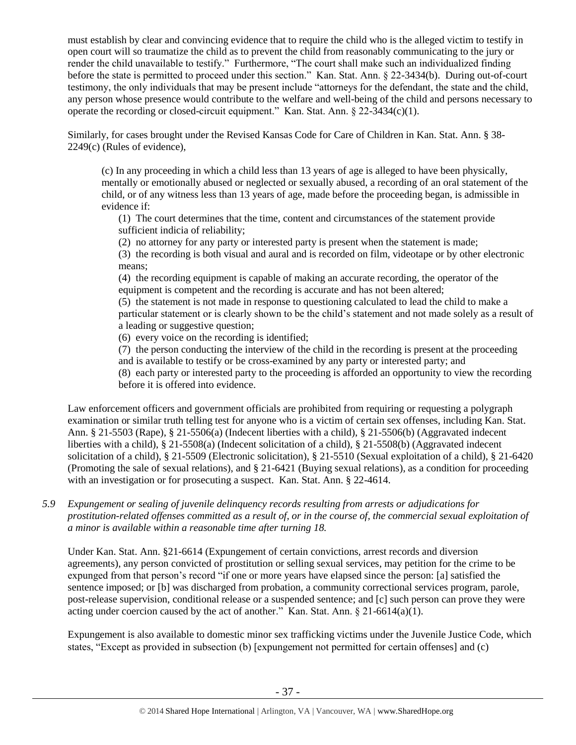must establish by clear and convincing evidence that to require the child who is the alleged victim to testify in open court will so traumatize the child as to prevent the child from reasonably communicating to the jury or render the child unavailable to testify." Furthermore, "The court shall make such an individualized finding before the state is permitted to proceed under this section." Kan. Stat. Ann. § 22-3434(b). During out-of-court testimony, the only individuals that may be present include "attorneys for the defendant, the state and the child, any person whose presence would contribute to the welfare and well-being of the child and persons necessary to operate the recording or closed-circuit equipment." Kan. Stat. Ann. § 22-3434(c)(1).

Similarly, for cases brought under the Revised Kansas Code for Care of Children in Kan. Stat. Ann. § 38-2249(c) (Rules of evidence),

> (c) In any proceeding in which a child less than 13 years of age is alleged to have been physically, mentally or emotionally abused or neglected or sexually abused, a recording of an oral statement of the child, or of any witness less than 13 years of age, made before the proceeding began, is admissible in evidence if:
>
> (1) The court determines that the time, content and circumstances of the statement provide sufficient indicia of reliability;
>
> (2) no attorney for any party or interested party is present when the statement is made;
>
> (3) the recording is both visual and aural and is recorded on film, videotape or by other electronic means;
>
> (4) the recording equipment is capable of making an accurate recording, the operator of the equipment is competent and the recording is accurate and has not been altered;
>
> (5) the statement is not made in response to questioning calculated to lead the child to make a particular statement or is clearly shown to be the child's statement and not made solely as a result of a leading or suggestive question;
>
> (6) every voice on the recording is identified;
>
> (7) the person conducting the interview of the child in the recording is present at the proceeding and is available to testify or be cross-examined by any party or interested party; and
>
> (8) each party or interested party to the proceeding is afforded an opportunity to view the recording before it is offered into evidence.

Law enforcement officers and government officials are prohibited from requiring or requesting a polygraph examination or similar truth telling test for anyone who is a victim of certain sex offenses, including Kan. Stat. Ann. § 21-5503 (Rape), § 21-5506(a) (Indecent liberties with a child), § 21-5506(b) (Aggravated indecent liberties with a child), § 21-5508(a) (Indecent solicitation of a child), § 21-5508(b) (Aggravated indecent solicitation of a child), § 21-5509 (Electronic solicitation), § 21-5510 (Sexual exploitation of a child), § 21-6420 (Promoting the sale of sexual relations), and § 21-6421 (Buying sexual relations), as a condition for proceeding with an investigation or for prosecuting a suspect. Kan. Stat. Ann. § 22-4614.

*5.9 Expungement or sealing of juvenile delinquency records resulting from arrests or adjudications for prostitution-related offenses committed as a result of, or in the course of, the commercial sexual exploitation of a minor is available within a reasonable time after turning 18.*

Under Kan. Stat. Ann. §21-6614 (Expungement of certain convictions, arrest records and diversion agreements), any person convicted of prostitution or selling sexual services, may petition for the crime to be expunged from that person's record "if one or more years have elapsed since the person: [a] satisfied the sentence imposed; or [b] was discharged from probation, a community correctional services program, parole, post-release supervision, conditional release or a suspended sentence; and [c] such person can prove they were acting under coercion caused by the act of another." Kan. Stat. Ann. § 21-6614(a)(1).

Expungement is also available to domestic minor sex trafficking victims under the Juvenile Justice Code, which states, "Except as provided in subsection (b) [expungement not permitted for certain offenses] and (c)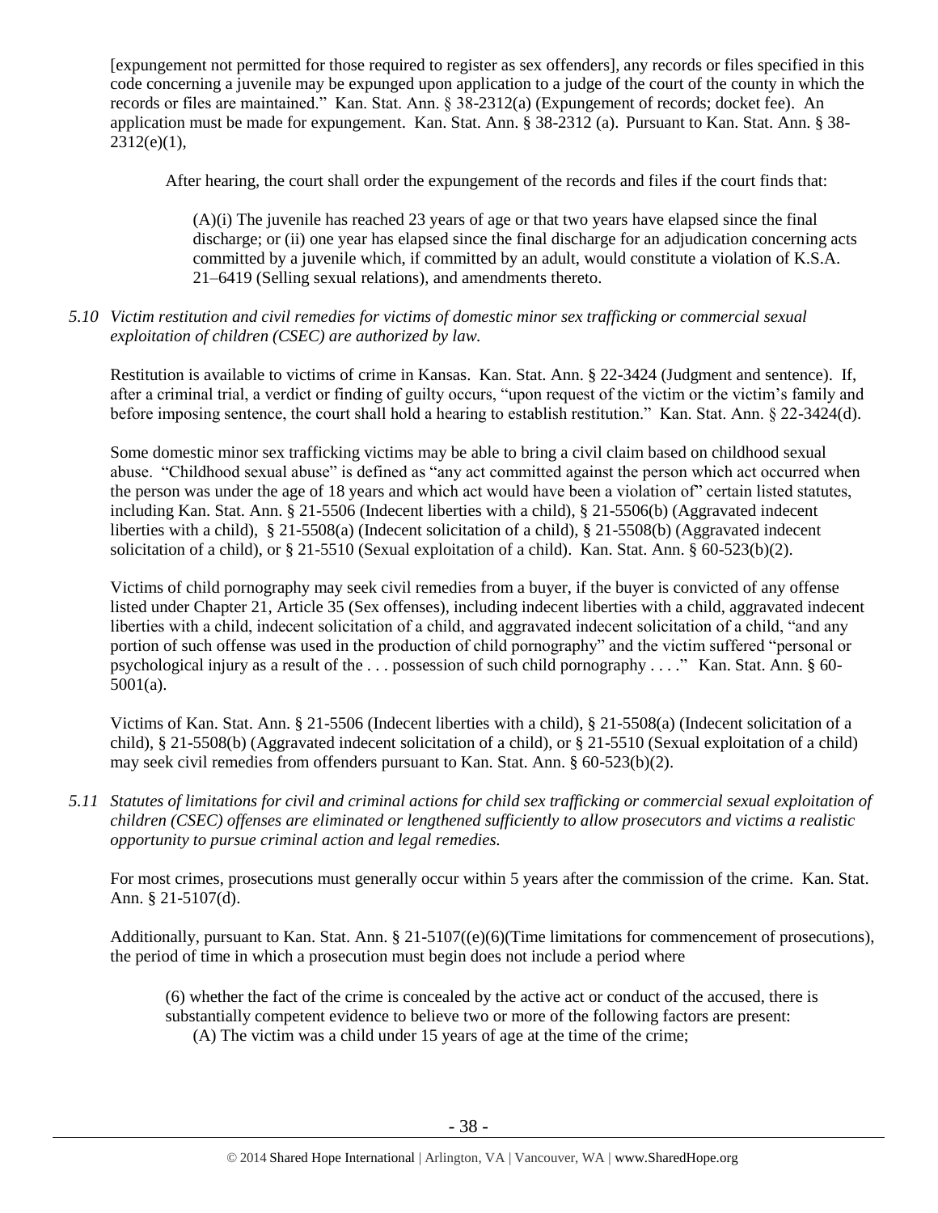[expungement not permitted for those required to register as sex offenders], any records or files specified in this code concerning a juvenile may be expunged upon application to a judge of the court of the county in which the records or files are maintained." Kan. Stat. Ann. § 38-2312(a) (Expungement of records; docket fee). An application must be made for expungement. Kan. Stat. Ann. § 38-2312 (a). Pursuant to Kan. Stat. Ann. § 38-2312(e)(1),

> After hearing, the court shall order the expungement of the records and files if the court finds that:
>
> > (A)(i) The juvenile has reached 23 years of age or that two years have elapsed since the final discharge; or (ii) one year has elapsed since the final discharge for an adjudication concerning acts committed by a juvenile which, if committed by an adult, would constitute a violation of K.S.A. 21–6419 (Selling sexual relations), and amendments thereto.

*5.10 Victim restitution and civil remedies for victims of domestic minor sex trafficking or commercial sexual exploitation of children (CSEC) are authorized by law.*

Restitution is available to victims of crime in Kansas. Kan. Stat. Ann. § 22-3424 (Judgment and sentence). If, after a criminal trial, a verdict or finding of guilty occurs, "upon request of the victim or the victim's family and before imposing sentence, the court shall hold a hearing to establish restitution." Kan. Stat. Ann. § 22-3424(d).

Some domestic minor sex trafficking victims may be able to bring a civil claim based on childhood sexual abuse. "Childhood sexual abuse" is defined as "any act committed against the person which act occurred when the person was under the age of 18 years and which act would have been a violation of" certain listed statutes, including Kan. Stat. Ann. § 21-5506 (Indecent liberties with a child), § 21-5506(b) (Aggravated indecent liberties with a child), § 21-5508(a) (Indecent solicitation of a child), § 21-5508(b) (Aggravated indecent solicitation of a child), or § 21-5510 (Sexual exploitation of a child). Kan. Stat. Ann. § 60-523(b)(2).

Victims of child pornography may seek civil remedies from a buyer, if the buyer is convicted of any offense listed under Chapter 21, Article 35 (Sex offenses), including indecent liberties with a child, aggravated indecent liberties with a child, indecent solicitation of a child, and aggravated indecent solicitation of a child, "and any portion of such offense was used in the production of child pornography" and the victim suffered "personal or psychological injury as a result of the . . . possession of such child pornography . . . ." Kan. Stat. Ann. § 60-5001(a).

Victims of Kan. Stat. Ann. § 21-5506 (Indecent liberties with a child), § 21-5508(a) (Indecent solicitation of a child), § 21-5508(b) (Aggravated indecent solicitation of a child), or § 21-5510 (Sexual exploitation of a child) may seek civil remedies from offenders pursuant to Kan. Stat. Ann. § 60-523(b)(2).

*5.11 Statutes of limitations for civil and criminal actions for child sex trafficking or commercial sexual exploitation of children (CSEC) offenses are eliminated or lengthened sufficiently to allow prosecutors and victims a realistic opportunity to pursue criminal action and legal remedies.*

For most crimes, prosecutions must generally occur within 5 years after the commission of the crime. Kan. Stat. Ann. § 21-5107(d).

Additionally, pursuant to Kan. Stat. Ann. § 21-5107((e)(6)(Time limitations for commencement of prosecutions), the period of time in which a prosecution must begin does not include a period where

> (6) whether the fact of the crime is concealed by the active act or conduct of the accused, there is substantially competent evidence to believe two or more of the following factors are present:
>
> (A) The victim was a child under 15 years of age at the time of the crime;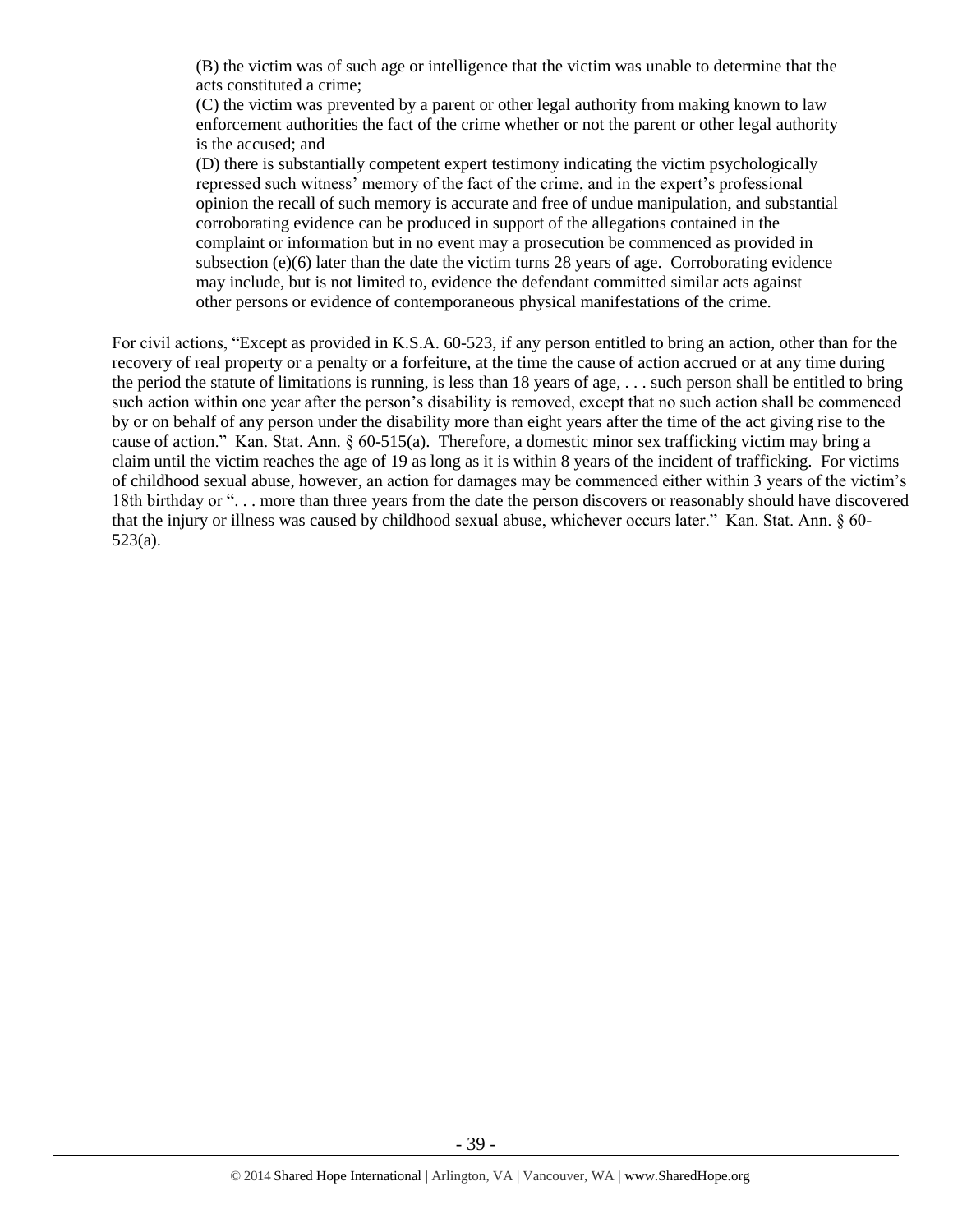> (B) the victim was of such age or intelligence that the victim was unable to determine that the acts constituted a crime;
>
> (C) the victim was prevented by a parent or other legal authority from making known to law enforcement authorities the fact of the crime whether or not the parent or other legal authority is the accused; and
>
> (D) there is substantially competent expert testimony indicating the victim psychologically repressed such witness' memory of the fact of the crime, and in the expert's professional opinion the recall of such memory is accurate and free of undue manipulation, and substantial corroborating evidence can be produced in support of the allegations contained in the complaint or information but in no event may a prosecution be commenced as provided in subsection (e)(6) later than the date the victim turns 28 years of age. Corroborating evidence may include, but is not limited to, evidence the defendant committed similar acts against other persons or evidence of contemporaneous physical manifestations of the crime.

For civil actions, "Except as provided in K.S.A. 60-523, if any person entitled to bring an action, other than for the recovery of real property or a penalty or a forfeiture, at the time the cause of action accrued or at any time during the period the statute of limitations is running, is less than 18 years of age, . . . such person shall be entitled to bring such action within one year after the person's disability is removed, except that no such action shall be commenced by or on behalf of any person under the disability more than eight years after the time of the act giving rise to the cause of action." Kan. Stat. Ann. § 60-515(a). Therefore, a domestic minor sex trafficking victim may bring a claim until the victim reaches the age of 19 as long as it is within 8 years of the incident of trafficking. For victims of childhood sexual abuse, however, an action for damages may be commenced either within 3 years of the victim's 18th birthday or ". . . more than three years from the date the person discovers or reasonably should have discovered that the injury or illness was caused by childhood sexual abuse, whichever occurs later." Kan. Stat. Ann. § 60-523(a).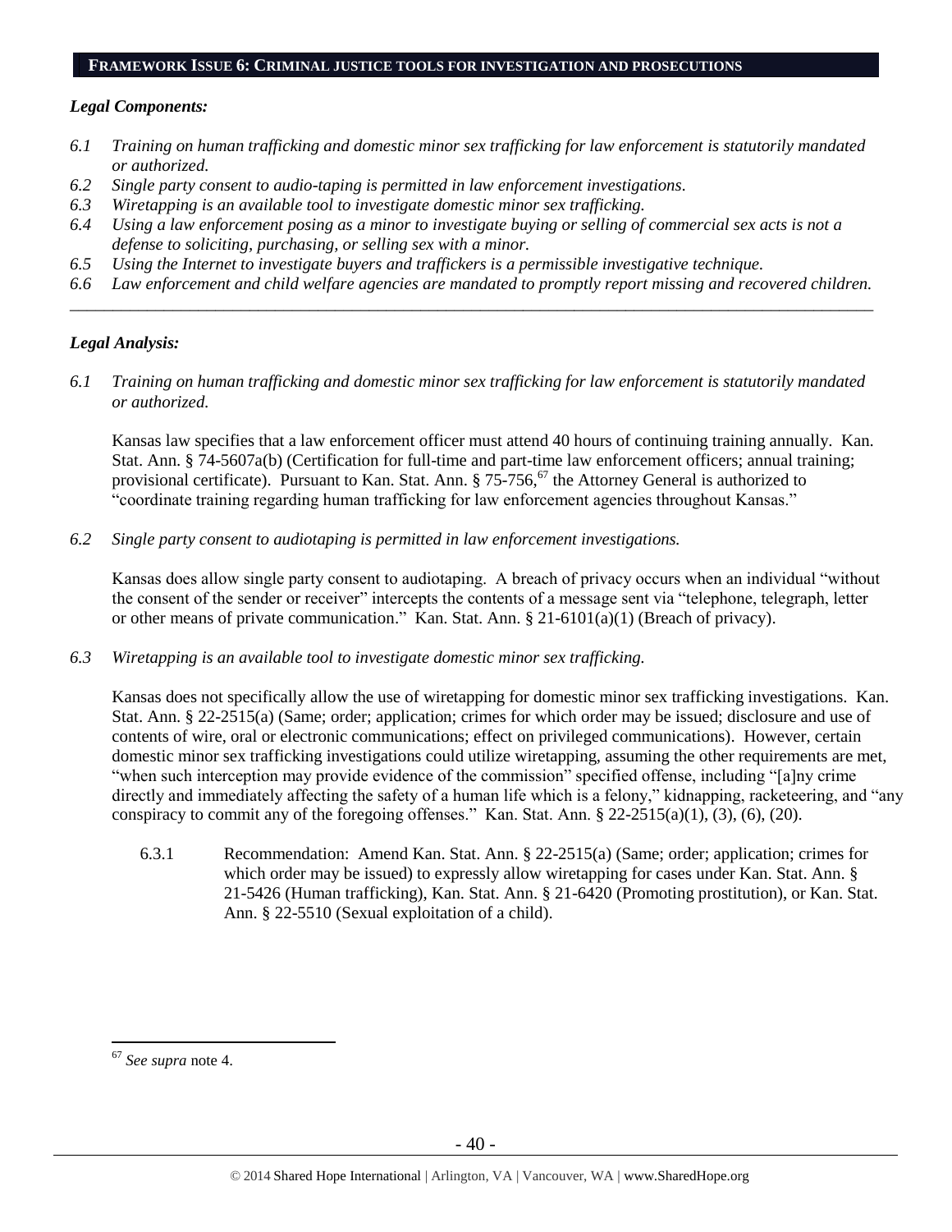## FRAMEWORK ISSUE 6: CRIMINAL JUSTICE TOOLS FOR INVESTIGATION AND PROSECUTIONS

### *Legal Components:*

*6.1 Training on human trafficking and domestic minor sex trafficking for law enforcement is statutorily mandated or authorized.*

*6.2 Single party consent to audio-taping is permitted in law enforcement investigations.*

*6.3 Wiretapping is an available tool to investigate domestic minor sex trafficking.*

*6.4 Using a law enforcement posing as a minor to investigate buying or selling of commercial sex acts is not a defense to soliciting, purchasing, or selling sex with a minor.*

*6.5 Using the Internet to investigate buyers and traffickers is a permissible investigative technique.*

*6.6 Law enforcement and child welfare agencies are mandated to promptly report missing and recovered children.*

---

### *Legal Analysis:*

*6.1 Training on human trafficking and domestic minor sex trafficking for law enforcement is statutorily mandated or authorized.*

Kansas law specifies that a law enforcement officer must attend 40 hours of continuing training annually. Kan. Stat. Ann. § 74-5607a(b) (Certification for full-time and part-time law enforcement officers; annual training; provisional certificate). Pursuant to Kan. Stat. Ann. § 75-756,[67] the Attorney General is authorized to "coordinate training regarding human trafficking for law enforcement agencies throughout Kansas."

*6.2 Single party consent to audiotaping is permitted in law enforcement investigations.*

Kansas does allow single party consent to audiotaping. A breach of privacy occurs when an individual "without the consent of the sender or receiver" intercepts the contents of a message sent via "telephone, telegraph, letter or other means of private communication." Kan. Stat. Ann. § 21-6101(a)(1) (Breach of privacy).

*6.3 Wiretapping is an available tool to investigate domestic minor sex trafficking.*

Kansas does not specifically allow the use of wiretapping for domestic minor sex trafficking investigations. Kan. Stat. Ann. § 22-2515(a) (Same; order; application; crimes for which order may be issued; disclosure and use of contents of wire, oral or electronic communications; effect on privileged communications). However, certain domestic minor sex trafficking investigations could utilize wiretapping, assuming the other requirements are met, "when such interception may provide evidence of the commission" specified offense, including "[a]ny crime directly and immediately affecting the safety of a human life which is a felony," kidnapping, racketeering, and "any conspiracy to commit any of the foregoing offenses." Kan. Stat. Ann. § 22-2515(a)(1), (3), (6), (20).

6.3.1 Recommendation: Amend Kan. Stat. Ann. § 22-2515(a) (Same; order; application; crimes for which order may be issued) to expressly allow wiretapping for cases under Kan. Stat. Ann. § 21-5426 (Human trafficking), Kan. Stat. Ann. § 21-6420 (Promoting prostitution), or Kan. Stat. Ann. § 22-5510 (Sexual exploitation of a child).

---

[67] *See supra* note 4.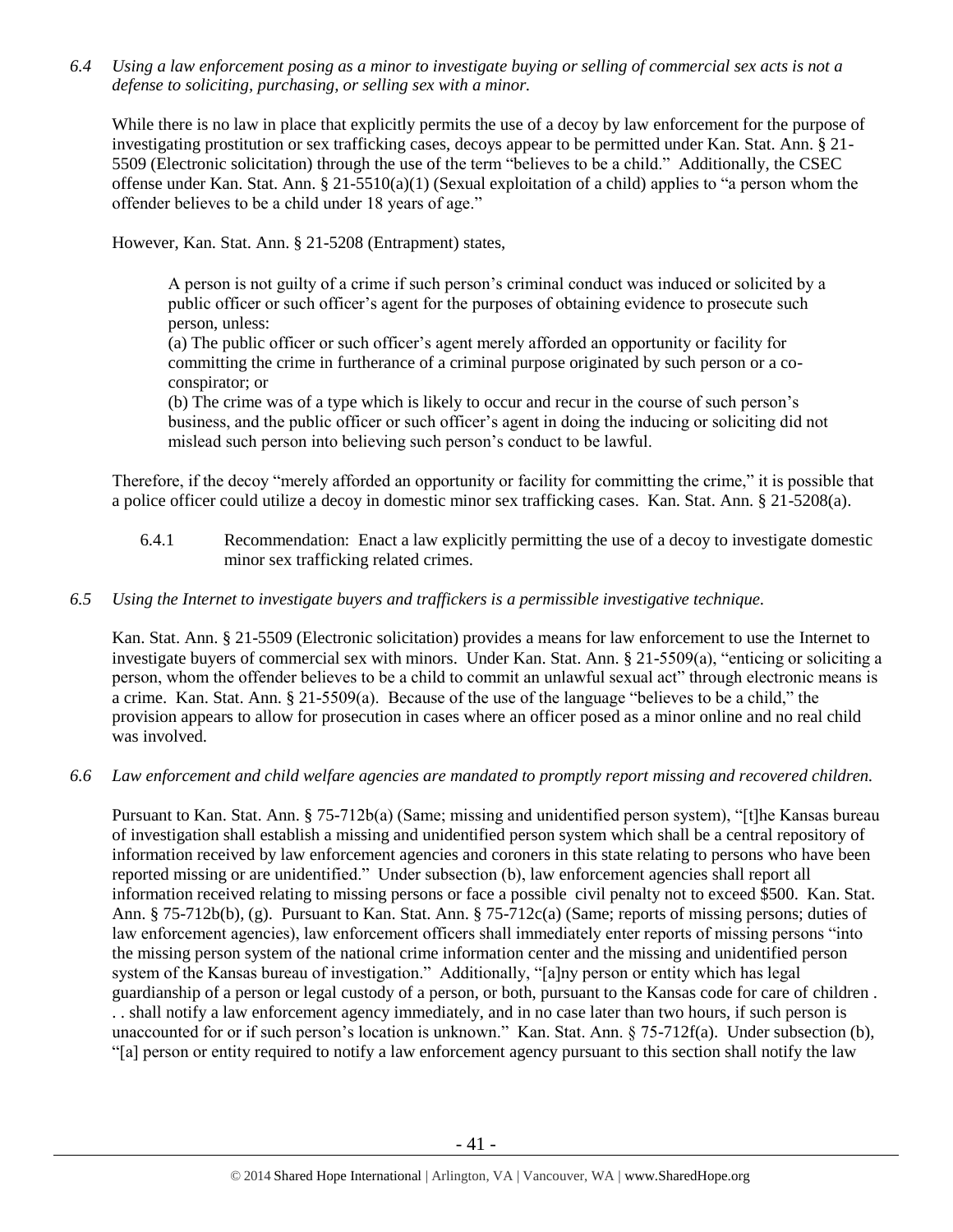*6.4 Using a law enforcement posing as a minor to investigate buying or selling of commercial sex acts is not a defense to soliciting, purchasing, or selling sex with a minor.*

While there is no law in place that explicitly permits the use of a decoy by law enforcement for the purpose of investigating prostitution or sex trafficking cases, decoys appear to be permitted under Kan. Stat. Ann. § 21-5509 (Electronic solicitation) through the use of the term "believes to be a child." Additionally, the CSEC offense under Kan. Stat. Ann. § 21-5510(a)(1) (Sexual exploitation of a child) applies to "a person whom the offender believes to be a child under 18 years of age."

However, Kan. Stat. Ann. § 21-5208 (Entrapment) states,

> A person is not guilty of a crime if such person's criminal conduct was induced or solicited by a public officer or such officer's agent for the purposes of obtaining evidence to prosecute such person, unless:
>
> (a) The public officer or such officer's agent merely afforded an opportunity or facility for committing the crime in furtherance of a criminal purpose originated by such person or a co-conspirator; or
>
> (b) The crime was of a type which is likely to occur and recur in the course of such person's business, and the public officer or such officer's agent in doing the inducing or soliciting did not mislead such person into believing such person's conduct to be lawful.

Therefore, if the decoy "merely afforded an opportunity or facility for committing the crime," it is possible that a police officer could utilize a decoy in domestic minor sex trafficking cases. Kan. Stat. Ann. § 21-5208(a).

6.4.1 Recommendation: Enact a law explicitly permitting the use of a decoy to investigate domestic minor sex trafficking related crimes.

*6.5 Using the Internet to investigate buyers and traffickers is a permissible investigative technique.*

Kan. Stat. Ann. § 21-5509 (Electronic solicitation) provides a means for law enforcement to use the Internet to investigate buyers of commercial sex with minors. Under Kan. Stat. Ann. § 21-5509(a), "enticing or soliciting a person, whom the offender believes to be a child to commit an unlawful sexual act" through electronic means is a crime. Kan. Stat. Ann. § 21-5509(a). Because of the use of the language "believes to be a child," the provision appears to allow for prosecution in cases where an officer posed as a minor online and no real child was involved.

*6.6 Law enforcement and child welfare agencies are mandated to promptly report missing and recovered children.*

Pursuant to Kan. Stat. Ann. § 75-712b(a) (Same; missing and unidentified person system), "[t]he Kansas bureau of investigation shall establish a missing and unidentified person system which shall be a central repository of information received by law enforcement agencies and coroners in this state relating to persons who have been reported missing or are unidentified." Under subsection (b), law enforcement agencies shall report all information received relating to missing persons or face a possible civil penalty not to exceed $500. Kan. Stat. Ann. § 75-712b(b), (g). Pursuant to Kan. Stat. Ann. § 75-712c(a) (Same; reports of missing persons; duties of law enforcement agencies), law enforcement officers shall immediately enter reports of missing persons "into the missing person system of the national crime information center and the missing and unidentified person system of the Kansas bureau of investigation." Additionally, "[a]ny person or entity which has legal guardianship of a person or legal custody of a person, or both, pursuant to the Kansas code for care of children . . . shall notify a law enforcement agency immediately, and in no case later than two hours, if such person is unaccounted for or if such person's location is unknown." Kan. Stat. Ann. § 75-712f(a). Under subsection (b), "[a] person or entity required to notify a law enforcement agency pursuant to this section shall notify the law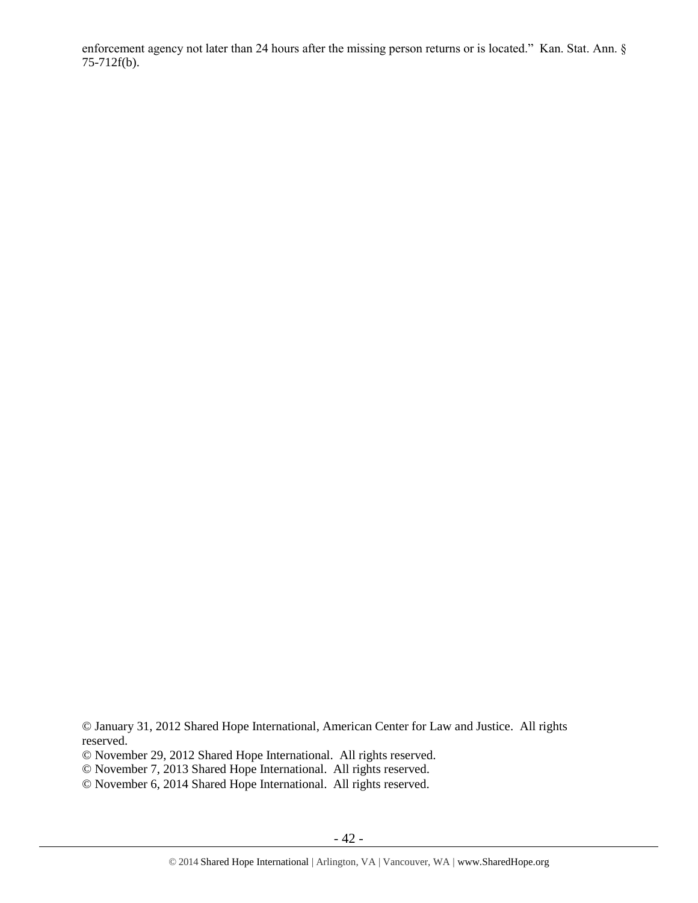enforcement agency not later than 24 hours after the missing person returns or is located." Kan. Stat. Ann. § 75-712f(b).

© January 31, 2012 Shared Hope International, American Center for Law and Justice. All rights reserved.
© November 29, 2012 Shared Hope International. All rights reserved.
© November 7, 2013 Shared Hope International. All rights reserved.
© November 6, 2014 Shared Hope International. All rights reserved.